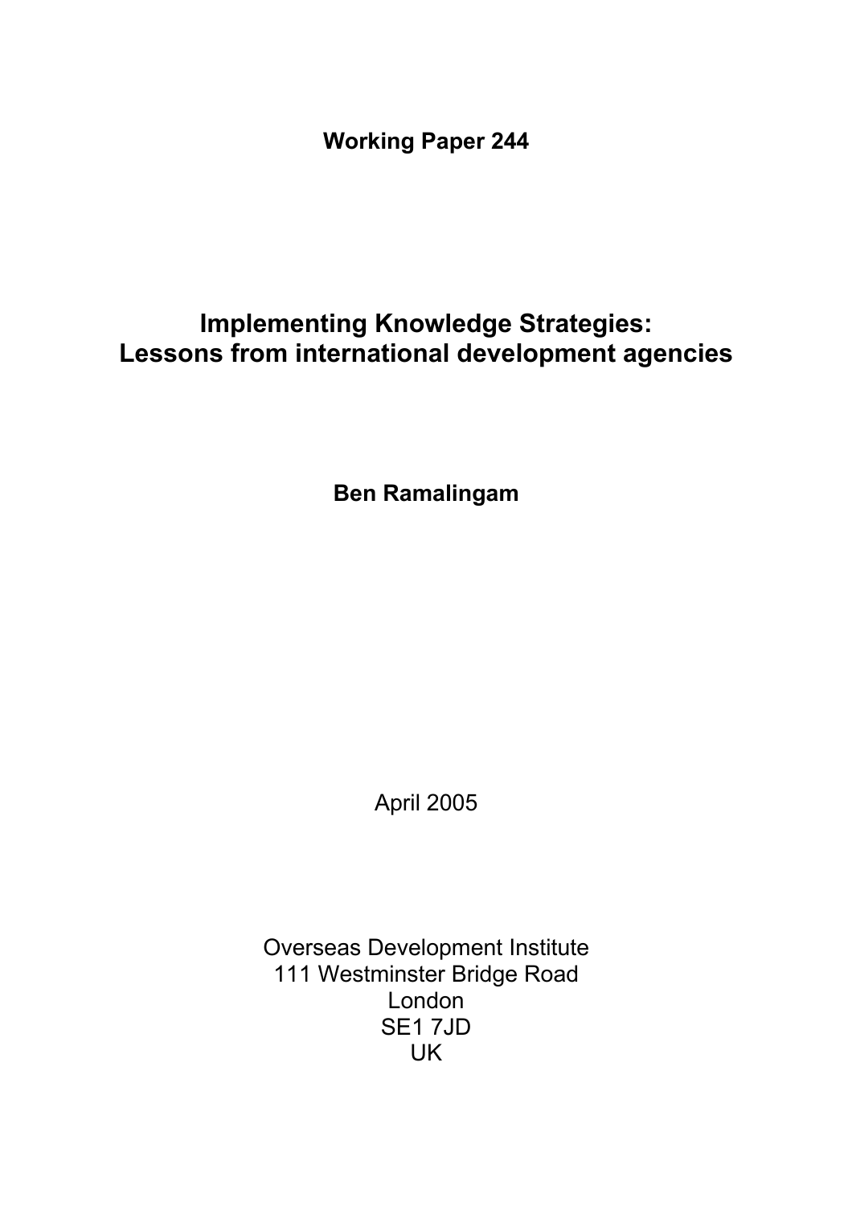**Working Paper 244**

# Implementing Knowledge Strategies: Lessons from international development agencies

**Ben Ramalingam**

April 2005

Overseas Development Institute
111 Westminster Bridge Road
London
SE1 7JD
UK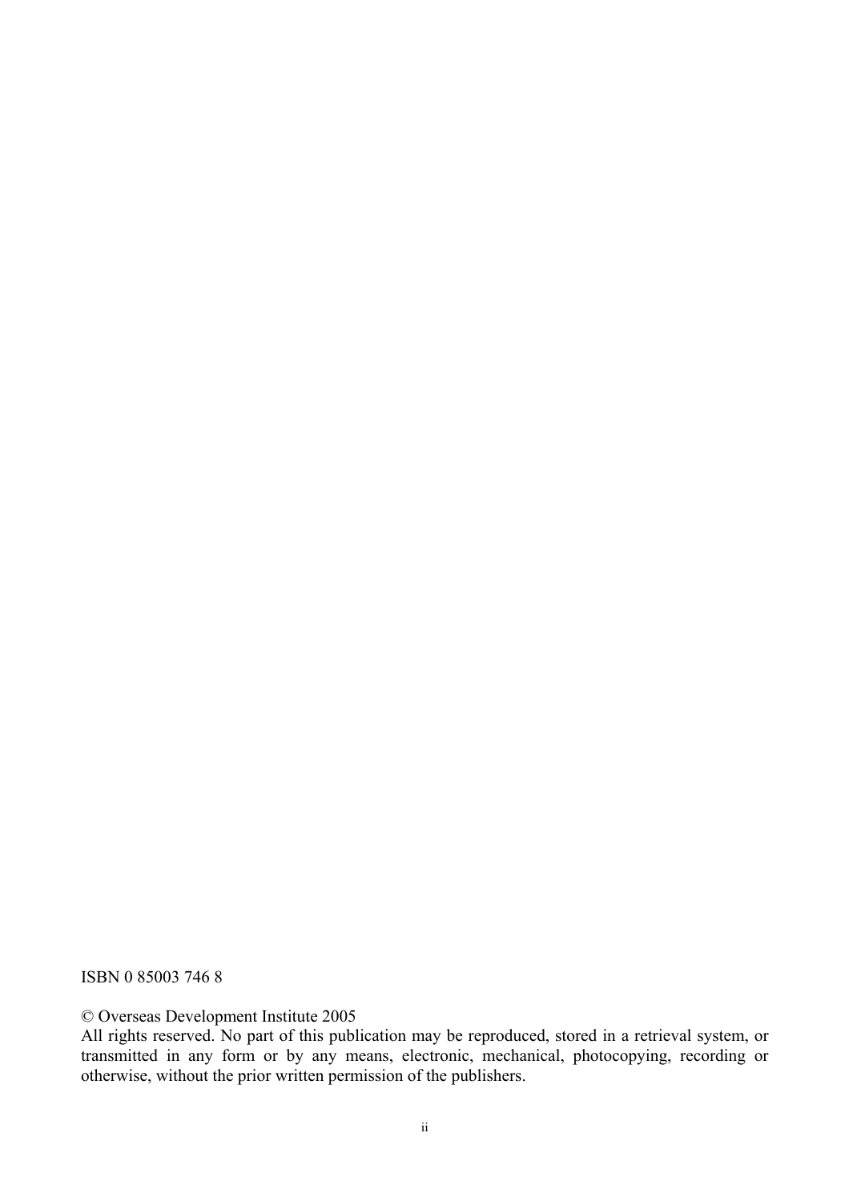ISBN 0 85003 746 8

© Overseas Development Institute 2005

All rights reserved. No part of this publication may be reproduced, stored in a retrieval system, or transmitted in any form or by any means, electronic, mechanical, photocopying, recording or otherwise, without the prior written permission of the publishers.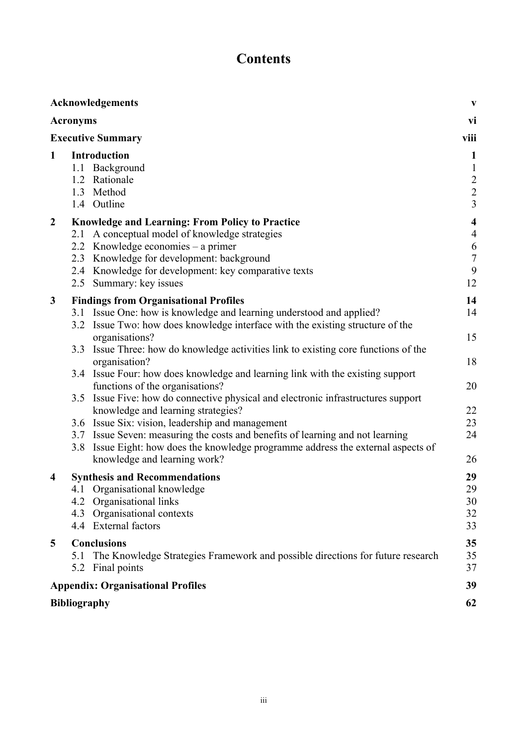# Contents

| | | |
|---|---|---|
| **Acknowledgements** | | **v** |
| **Acronyms** | | **vi** |
| **Executive Summary** | | **viii** |
| **1** | **Introduction** | **1** |
| | 1.1 Background | 1 |
| | 1.2 Rationale | 2 |
| | 1.3 Method | 2 |
| | 1.4 Outline | 3 |
| **2** | **Knowledge and Learning: From Policy to Practice** | **4** |
| | 2.1 A conceptual model of knowledge strategies | 4 |
| | 2.2 Knowledge economies – a primer | 6 |
| | 2.3 Knowledge for development: background | 7 |
| | 2.4 Knowledge for development: key comparative texts | 9 |
| | 2.5 Summary: key issues | 12 |
| **3** | **Findings from Organisational Profiles** | **14** |
| | 3.1 Issue One: how is knowledge and learning understood and applied? | 14 |
| | 3.2 Issue Two: how does knowledge interface with the existing structure of the organisations? | 15 |
| | 3.3 Issue Three: how do knowledge activities link to existing core functions of the organisation? | 18 |
| | 3.4 Issue Four: how does knowledge and learning link with the existing support functions of the organisations? | 20 |
| | 3.5 Issue Five: how do connective physical and electronic infrastructures support knowledge and learning strategies? | 22 |
| | 3.6 Issue Six: vision, leadership and management | 23 |
| | 3.7 Issue Seven: measuring the costs and benefits of learning and not learning | 24 |
| | 3.8 Issue Eight: how does the knowledge programme address the external aspects of knowledge and learning work? | 26 |
| **4** | **Synthesis and Recommendations** | **29** |
| | 4.1 Organisational knowledge | 29 |
| | 4.2 Organisational links | 30 |
| | 4.3 Organisational contexts | 32 |
| | 4.4 External factors | 33 |
| **5** | **Conclusions** | **35** |
| | 5.1 The Knowledge Strategies Framework and possible directions for future research | 35 |
| | 5.2 Final points | 37 |
| **Appendix: Organisational Profiles** | | **39** |
| **Bibliography** | | **62** |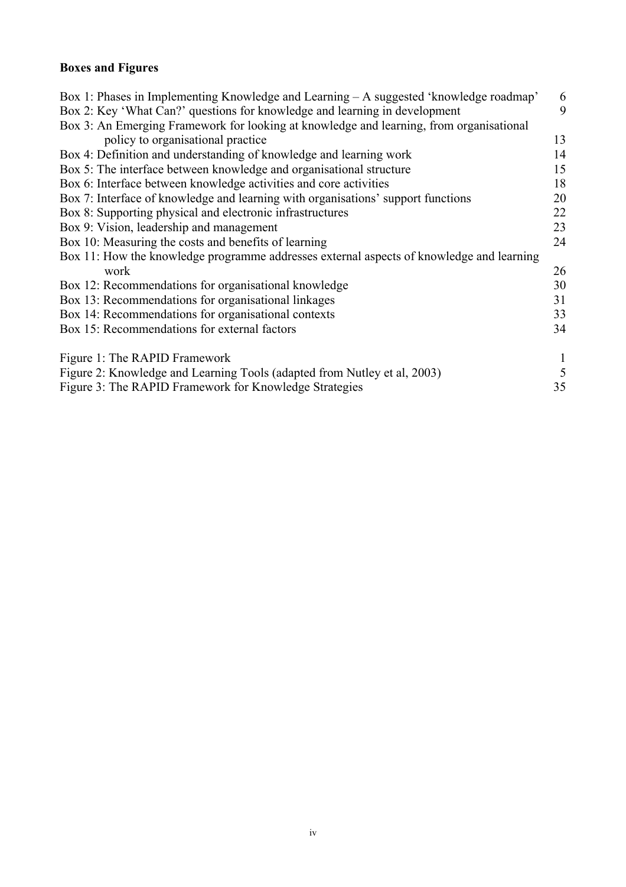**Boxes and Figures**

| | |
|---|---|
| Box 1: Phases in Implementing Knowledge and Learning – A suggested 'knowledge roadmap' | 6 |
| Box 2: Key 'What Can?' questions for knowledge and learning in development | 9 |
| Box 3: An Emerging Framework for looking at knowledge and learning, from organisational policy to organisational practice | 13 |
| Box 4: Definition and understanding of knowledge and learning work | 14 |
| Box 5: The interface between knowledge and organisational structure | 15 |
| Box 6: Interface between knowledge activities and core activities | 18 |
| Box 7: Interface of knowledge and learning with organisations' support functions | 20 |
| Box 8: Supporting physical and electronic infrastructures | 22 |
| Box 9: Vision, leadership and management | 23 |
| Box 10: Measuring the costs and benefits of learning | 24 |
| Box 11: How the knowledge programme addresses external aspects of knowledge and learning work | 26 |
| Box 12: Recommendations for organisational knowledge | 30 |
| Box 13: Recommendations for organisational linkages | 31 |
| Box 14: Recommendations for organisational contexts | 33 |
| Box 15: Recommendations for external factors | 34 |

| | |
|---|---|
| Figure 1: The RAPID Framework | 1 |
| Figure 2: Knowledge and Learning Tools (adapted from Nutley et al, 2003) | 5 |
| Figure 3: The RAPID Framework for Knowledge Strategies | 35 |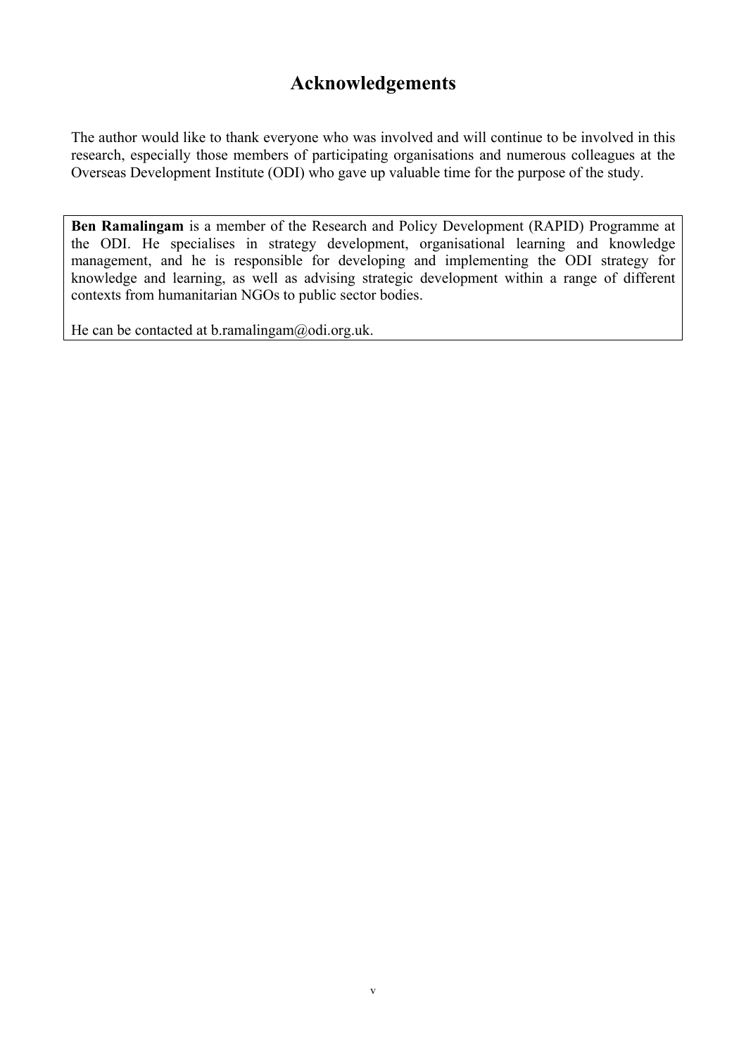# Acknowledgements

The author would like to thank everyone who was involved and will continue to be involved in this research, especially those members of participating organisations and numerous colleagues at the Overseas Development Institute (ODI) who gave up valuable time for the purpose of the study.

**Ben Ramalingam** is a member of the Research and Policy Development (RAPID) Programme at the ODI. He specialises in strategy development, organisational learning and knowledge management, and he is responsible for developing and implementing the ODI strategy for knowledge and learning, as well as advising strategic development within a range of different contexts from humanitarian NGOs to public sector bodies.

He can be contacted at b.ramalingam@odi.org.uk.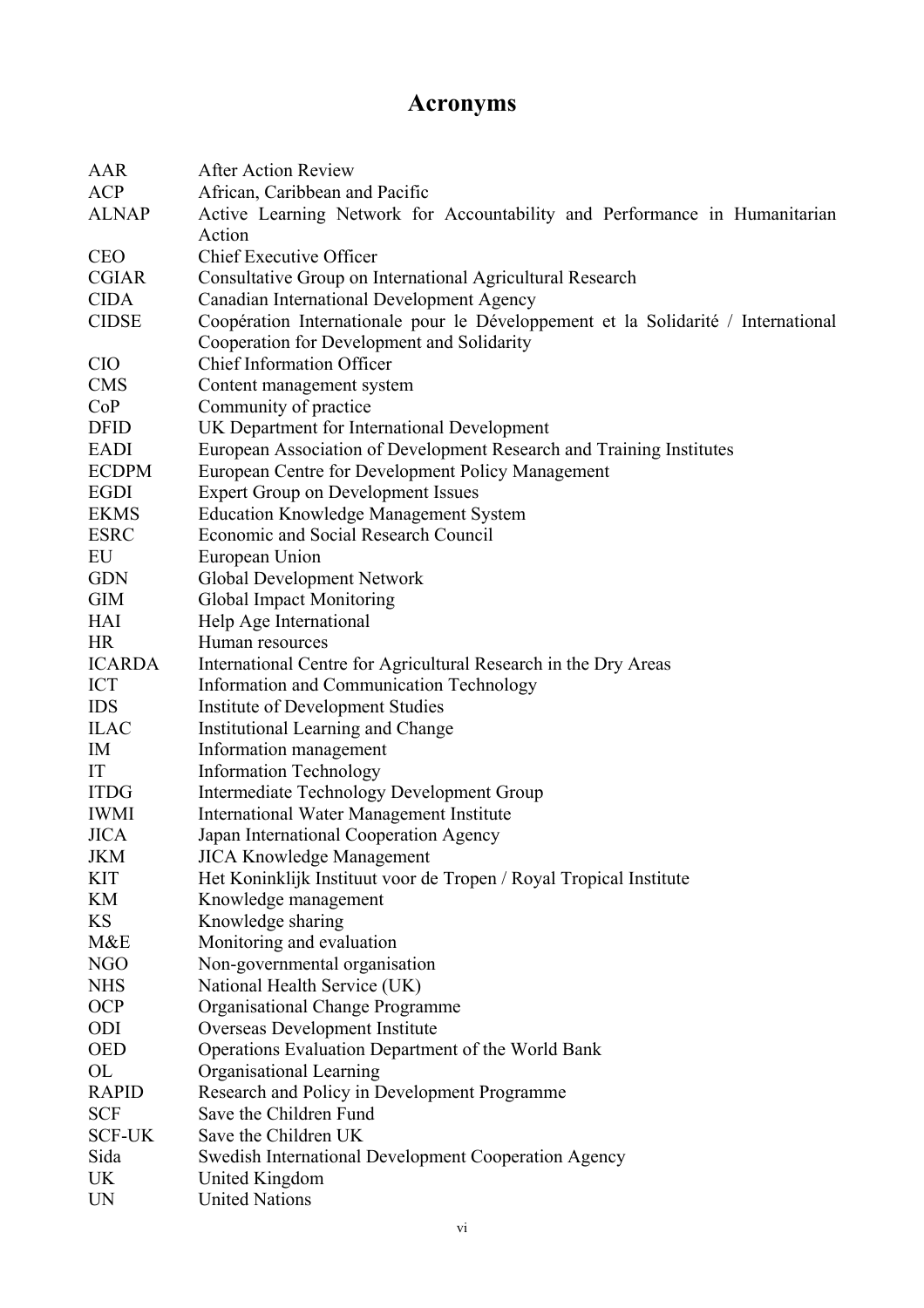# Acronyms

| | |
|---|---|
| AAR | After Action Review |
| ACP | African, Caribbean and Pacific |
| ALNAP | Active Learning Network for Accountability and Performance in Humanitarian Action |
| CEO | Chief Executive Officer |
| CGIAR | Consultative Group on International Agricultural Research |
| CIDA | Canadian International Development Agency |
| CIDSE | Coopération Internationale pour le Développement et la Solidarité / International Cooperation for Development and Solidarity |
| CIO | Chief Information Officer |
| CMS | Content management system |
| CoP | Community of practice |
| DFID | UK Department for International Development |
| EADI | European Association of Development Research and Training Institutes |
| ECDPM | European Centre for Development Policy Management |
| EGDI | Expert Group on Development Issues |
| EKMS | Education Knowledge Management System |
| ESRC | Economic and Social Research Council |
| EU | European Union |
| GDN | Global Development Network |
| GIM | Global Impact Monitoring |
| HAI | Help Age International |
| HR | Human resources |
| ICARDA | International Centre for Agricultural Research in the Dry Areas |
| ICT | Information and Communication Technology |
| IDS | Institute of Development Studies |
| ILAC | Institutional Learning and Change |
| IM | Information management |
| IT | Information Technology |
| ITDG | Intermediate Technology Development Group |
| IWMI | International Water Management Institute |
| JICA | Japan International Cooperation Agency |
| JKM | JICA Knowledge Management |
| KIT | Het Koninklijk Instituut voor de Tropen / Royal Tropical Institute |
| KM | Knowledge management |
| KS | Knowledge sharing |
| M&E | Monitoring and evaluation |
| NGO | Non-governmental organisation |
| NHS | National Health Service (UK) |
| OCP | Organisational Change Programme |
| ODI | Overseas Development Institute |
| OED | Operations Evaluation Department of the World Bank |
| OL | Organisational Learning |
| RAPID | Research and Policy in Development Programme |
| SCF | Save the Children Fund |
| SCF-UK | Save the Children UK |
| Sida | Swedish International Development Cooperation Agency |
| UK | United Kingdom |
| UN | United Nations |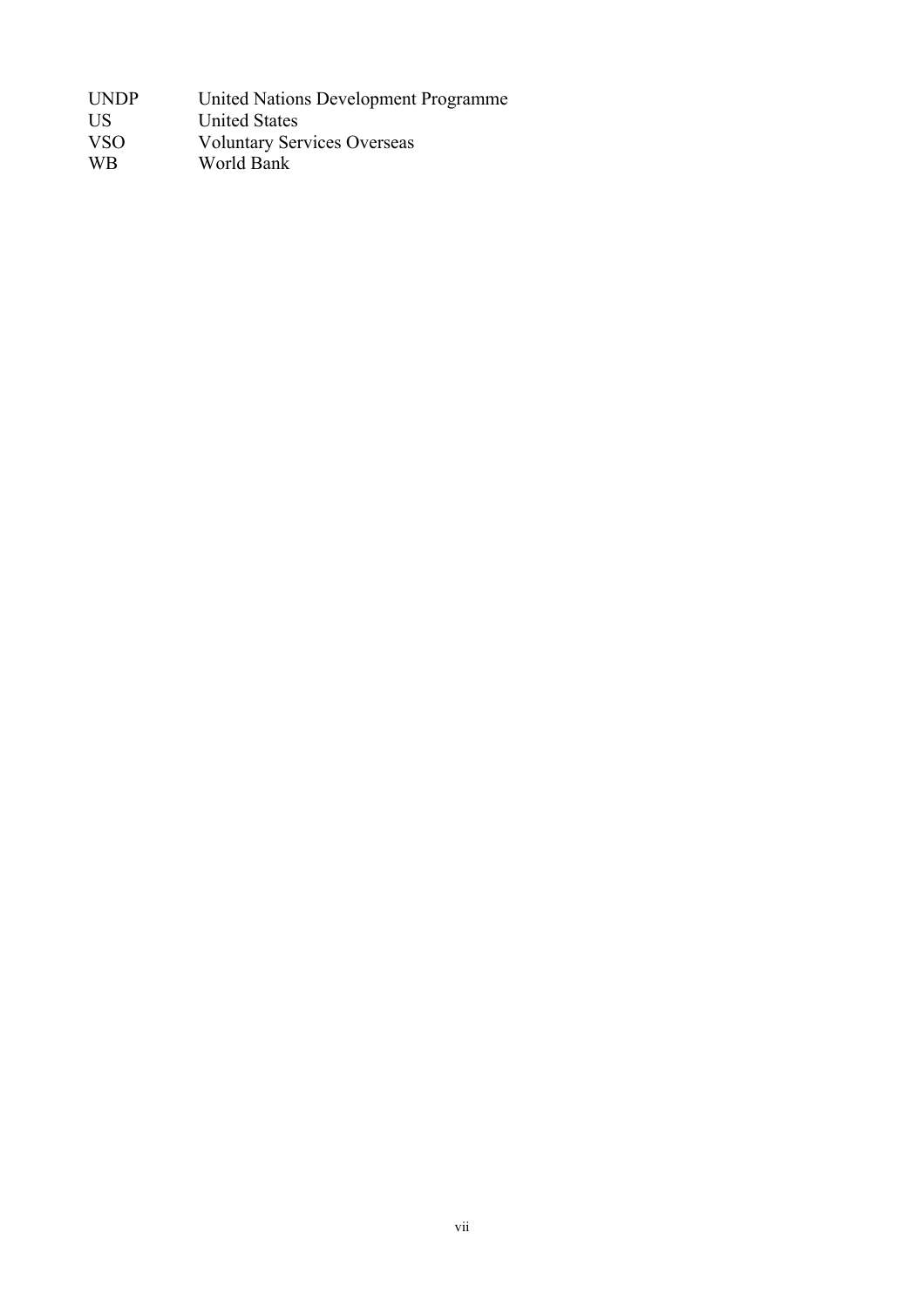| | |
|---|---|
| UNDP | United Nations Development Programme |
| US | United States |
| VSO | Voluntary Services Overseas |
| WB | World Bank |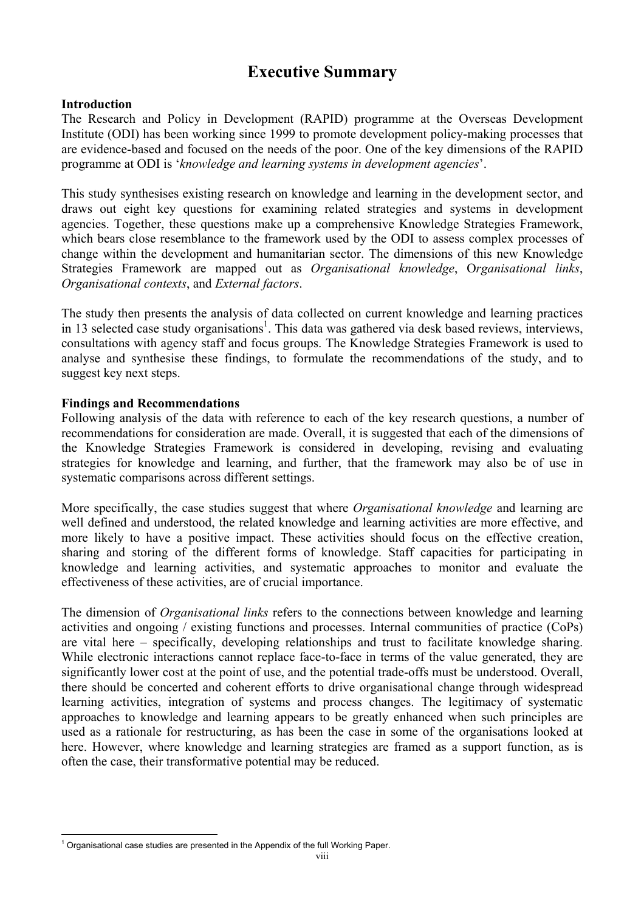# Executive Summary

**Introduction**

The Research and Policy in Development (RAPID) programme at the Overseas Development Institute (ODI) has been working since 1999 to promote development policy-making processes that are evidence-based and focused on the needs of the poor. One of the key dimensions of the RAPID programme at ODI is '*knowledge and learning systems in development agencies*'.

This study synthesises existing research on knowledge and learning in the development sector, and draws out eight key questions for examining related strategies and systems in development agencies. Together, these questions make up a comprehensive Knowledge Strategies Framework, which bears close resemblance to the framework used by the ODI to assess complex processes of change within the development and humanitarian sector. The dimensions of this new Knowledge Strategies Framework are mapped out as *Organisational knowledge*, *Organisational links*, *Organisational contexts*, and *External factors*.

The study then presents the analysis of data collected on current knowledge and learning practices in 13 selected case study organisations[1]. This data was gathered via desk based reviews, interviews, consultations with agency staff and focus groups. The Knowledge Strategies Framework is used to analyse and synthesise these findings, to formulate the recommendations of the study, and to suggest key next steps.

**Findings and Recommendations**

Following analysis of the data with reference to each of the key research questions, a number of recommendations for consideration are made. Overall, it is suggested that each of the dimensions of the Knowledge Strategies Framework is considered in developing, revising and evaluating strategies for knowledge and learning, and further, that the framework may also be of use in systematic comparisons across different settings.

More specifically, the case studies suggest that where *Organisational knowledge* and learning are well defined and understood, the related knowledge and learning activities are more effective, and more likely to have a positive impact. These activities should focus on the effective creation, sharing and storing of the different forms of knowledge. Staff capacities for participating in knowledge and learning activities, and systematic approaches to monitor and evaluate the effectiveness of these activities, are of crucial importance.

The dimension of *Organisational links* refers to the connections between knowledge and learning activities and ongoing / existing functions and processes. Internal communities of practice (CoPs) are vital here – specifically, developing relationships and trust to facilitate knowledge sharing. While electronic interactions cannot replace face-to-face in terms of the value generated, they are significantly lower cost at the point of use, and the potential trade-offs must be understood. Overall, there should be concerted and coherent efforts to drive organisational change through widespread learning activities, integration of systems and process changes. The legitimacy of systematic approaches to knowledge and learning appears to be greatly enhanced when such principles are used as a rationale for restructuring, as has been the case in some of the organisations looked at here. However, where knowledge and learning strategies are framed as a support function, as is often the case, their transformative potential may be reduced.

[1] Organisational case studies are presented in the Appendix of the full Working Paper.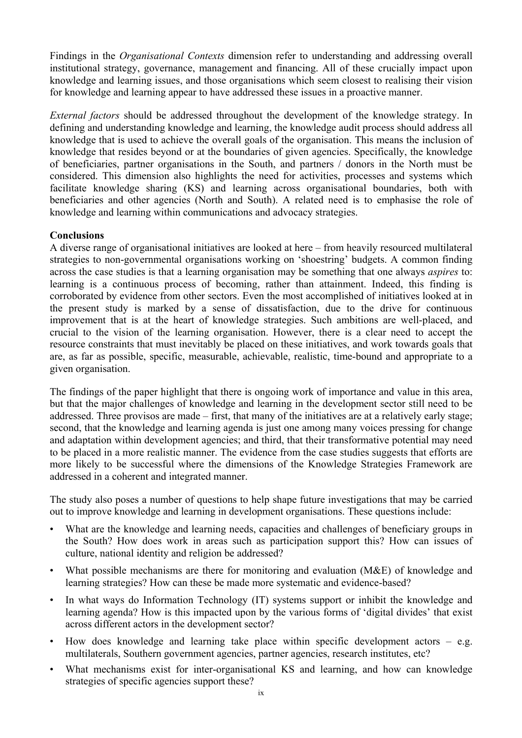Findings in the *Organisational Contexts* dimension refer to understanding and addressing overall institutional strategy, governance, management and financing. All of these crucially impact upon knowledge and learning issues, and those organisations which seem closest to realising their vision for knowledge and learning appear to have addressed these issues in a proactive manner.

*External factors* should be addressed throughout the development of the knowledge strategy. In defining and understanding knowledge and learning, the knowledge audit process should address all knowledge that is used to achieve the overall goals of the organisation. This means the inclusion of knowledge that resides beyond or at the boundaries of given agencies. Specifically, the knowledge of beneficiaries, partner organisations in the South, and partners / donors in the North must be considered. This dimension also highlights the need for activities, processes and systems which facilitate knowledge sharing (KS) and learning across organisational boundaries, both with beneficiaries and other agencies (North and South). A related need is to emphasise the role of knowledge and learning within communications and advocacy strategies.

**Conclusions**

A diverse range of organisational initiatives are looked at here – from heavily resourced multilateral strategies to non-governmental organisations working on 'shoestring' budgets. A common finding across the case studies is that a learning organisation may be something that one always *aspires* to: learning is a continuous process of becoming, rather than attainment. Indeed, this finding is corroborated by evidence from other sectors. Even the most accomplished of initiatives looked at in the present study is marked by a sense of dissatisfaction, due to the drive for continuous improvement that is at the heart of knowledge strategies. Such ambitions are well-placed, and crucial to the vision of the learning organisation. However, there is a clear need to accept the resource constraints that must inevitably be placed on these initiatives, and work towards goals that are, as far as possible, specific, measurable, achievable, realistic, time-bound and appropriate to a given organisation.

The findings of the paper highlight that there is ongoing work of importance and value in this area, but that the major challenges of knowledge and learning in the development sector still need to be addressed. Three provisos are made – first, that many of the initiatives are at a relatively early stage; second, that the knowledge and learning agenda is just one among many voices pressing for change and adaptation within development agencies; and third, that their transformative potential may need to be placed in a more realistic manner. The evidence from the case studies suggests that efforts are more likely to be successful where the dimensions of the Knowledge Strategies Framework are addressed in a coherent and integrated manner.

The study also poses a number of questions to help shape future investigations that may be carried out to improve knowledge and learning in development organisations. These questions include:

- What are the knowledge and learning needs, capacities and challenges of beneficiary groups in the South? How does work in areas such as participation support this? How can issues of culture, national identity and religion be addressed?
- What possible mechanisms are there for monitoring and evaluation (M&E) of knowledge and learning strategies? How can these be made more systematic and evidence-based?
- In what ways do Information Technology (IT) systems support or inhibit the knowledge and learning agenda? How is this impacted upon by the various forms of 'digital divides' that exist across different actors in the development sector?
- How does knowledge and learning take place within specific development actors – e.g. multilaterals, Southern government agencies, partner agencies, research institutes, etc?
- What mechanisms exist for inter-organisational KS and learning, and how can knowledge strategies of specific agencies support these?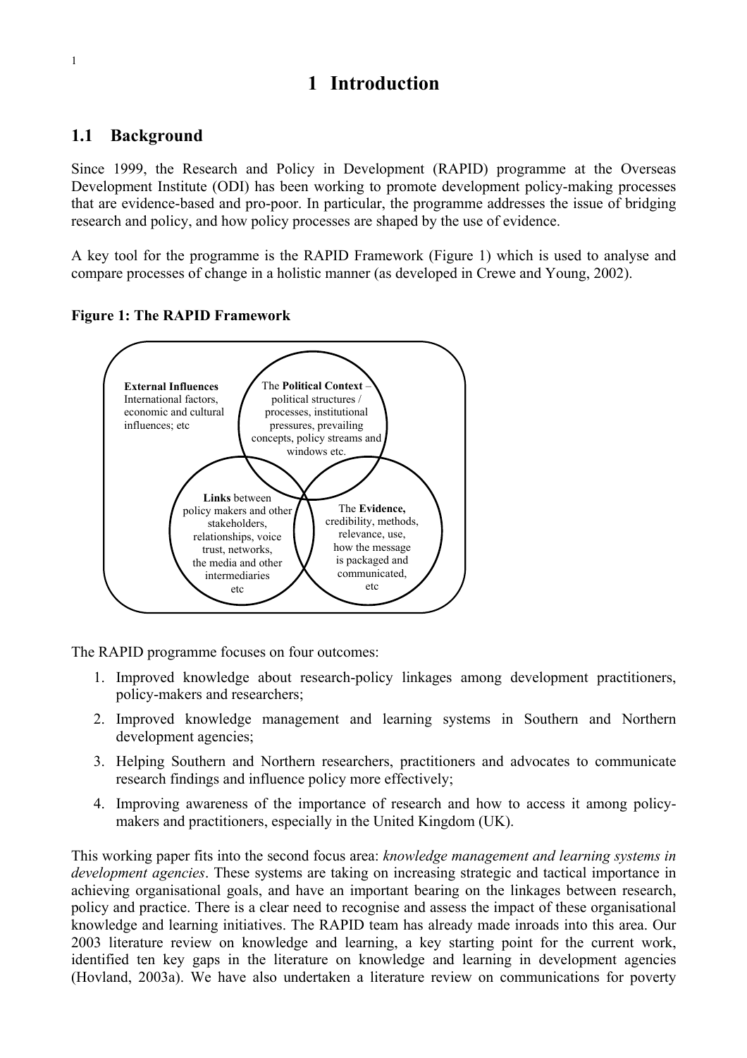# 1 Introduction

## 1.1 Background

Since 1999, the Research and Policy in Development (RAPID) programme at the Overseas Development Institute (ODI) has been working to promote development policy-making processes that are evidence-based and pro-poor. In particular, the programme addresses the issue of bridging research and policy, and how policy processes are shaped by the use of evidence.

A key tool for the programme is the RAPID Framework (Figure 1) which is used to analyse and compare processes of change in a holistic manner (as developed in Crewe and Young, 2002).

**Figure 1: The RAPID Framework**

**External Influences**
International factors, economic and cultural influences; etc

The **Political Context** – political structures / processes, institutional pressures, prevailing concepts, policy streams and windows etc.

**Links** between policy makers and other stakeholders, relationships, voice trust, networks, the media and other intermediaries etc

The **Evidence,** credibility, methods, relevance, use, how the message is packaged and communicated, etc

The RAPID programme focuses on four outcomes:

1. Improved knowledge about research-policy linkages among development practitioners, policy-makers and researchers;
2. Improved knowledge management and learning systems in Southern and Northern development agencies;
3. Helping Southern and Northern researchers, practitioners and advocates to communicate research findings and influence policy more effectively;
4. Improving awareness of the importance of research and how to access it among policy-makers and practitioners, especially in the United Kingdom (UK).

This working paper fits into the second focus area: *knowledge management and learning systems in development agencies*. These systems are taking on increasing strategic and tactical importance in achieving organisational goals, and have an important bearing on the linkages between research, policy and practice. There is a clear need to recognise and assess the impact of these organisational knowledge and learning initiatives. The RAPID team has already made inroads into this area. Our 2003 literature review on knowledge and learning, a key starting point for the current work, identified ten key gaps in the literature on knowledge and learning in development agencies (Hovland, 2003a). We have also undertaken a literature review on communications for poverty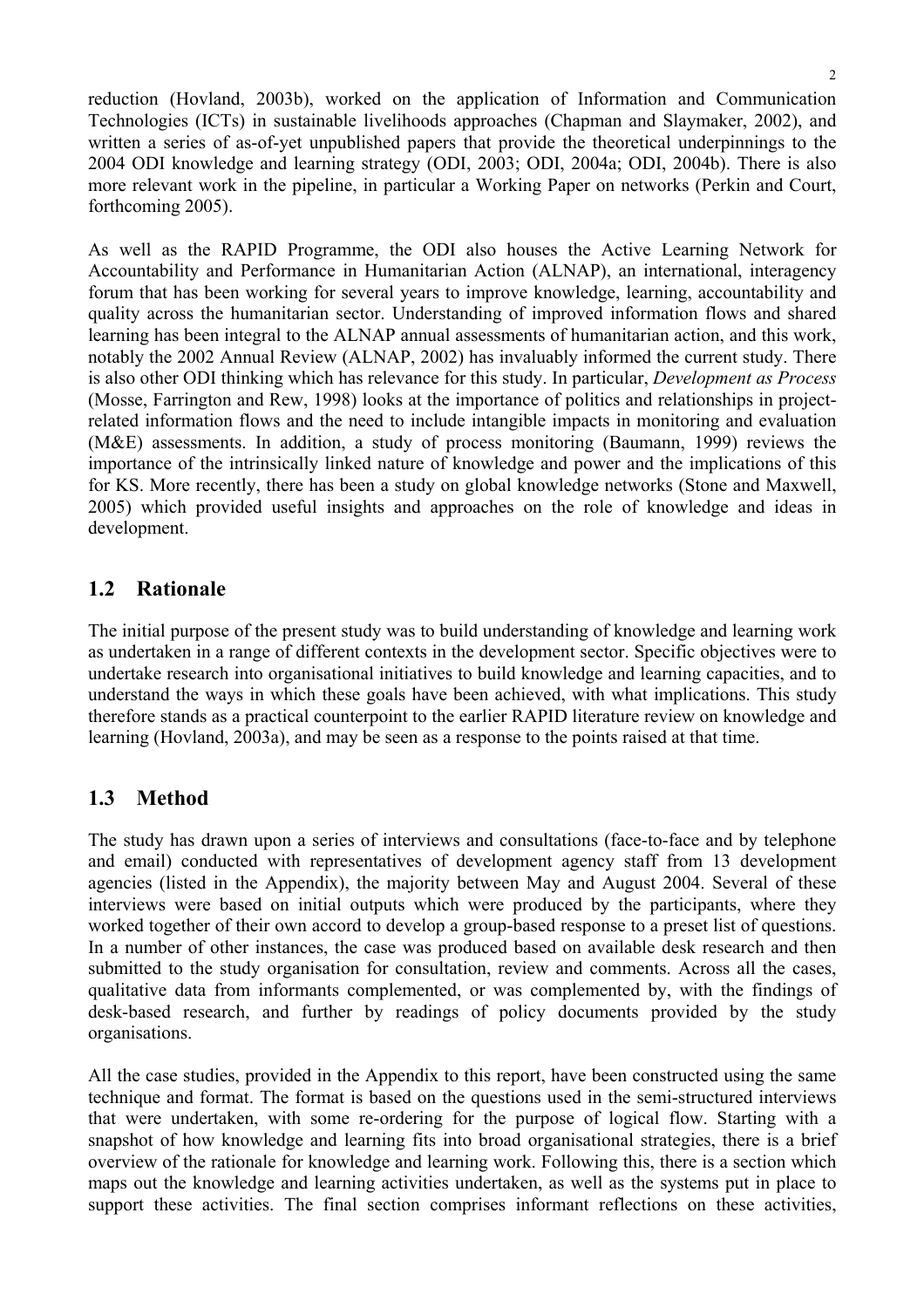reduction (Hovland, 2003b), worked on the application of Information and Communication Technologies (ICTs) in sustainable livelihoods approaches (Chapman and Slaymaker, 2002), and written a series of as-of-yet unpublished papers that provide the theoretical underpinnings to the 2004 ODI knowledge and learning strategy (ODI, 2003; ODI, 2004a; ODI, 2004b). There is also more relevant work in the pipeline, in particular a Working Paper on networks (Perkin and Court, forthcoming 2005).

As well as the RAPID Programme, the ODI also houses the Active Learning Network for Accountability and Performance in Humanitarian Action (ALNAP), an international, interagency forum that has been working for several years to improve knowledge, learning, accountability and quality across the humanitarian sector. Understanding of improved information flows and shared learning has been integral to the ALNAP annual assessments of humanitarian action, and this work, notably the 2002 Annual Review (ALNAP, 2002) has invaluably informed the current study. There is also other ODI thinking which has relevance for this study. In particular, *Development as Process* (Mosse, Farrington and Rew, 1998) looks at the importance of politics and relationships in project-related information flows and the need to include intangible impacts in monitoring and evaluation (M&E) assessments. In addition, a study of process monitoring (Baumann, 1999) reviews the importance of the intrinsically linked nature of knowledge and power and the implications of this for KS. More recently, there has been a study on global knowledge networks (Stone and Maxwell, 2005) which provided useful insights and approaches on the role of knowledge and ideas in development.

## 1.2 Rationale

The initial purpose of the present study was to build understanding of knowledge and learning work as undertaken in a range of different contexts in the development sector. Specific objectives were to undertake research into organisational initiatives to build knowledge and learning capacities, and to understand the ways in which these goals have been achieved, with what implications. This study therefore stands as a practical counterpoint to the earlier RAPID literature review on knowledge and learning (Hovland, 2003a), and may be seen as a response to the points raised at that time.

## 1.3 Method

The study has drawn upon a series of interviews and consultations (face-to-face and by telephone and email) conducted with representatives of development agency staff from 13 development agencies (listed in the Appendix), the majority between May and August 2004. Several of these interviews were based on initial outputs which were produced by the participants, where they worked together of their own accord to develop a group-based response to a preset list of questions. In a number of other instances, the case was produced based on available desk research and then submitted to the study organisation for consultation, review and comments. Across all the cases, qualitative data from informants complemented, or was complemented by, with the findings of desk-based research, and further by readings of policy documents provided by the study organisations.

All the case studies, provided in the Appendix to this report, have been constructed using the same technique and format. The format is based on the questions used in the semi-structured interviews that were undertaken, with some re-ordering for the purpose of logical flow. Starting with a snapshot of how knowledge and learning fits into broad organisational strategies, there is a brief overview of the rationale for knowledge and learning work. Following this, there is a section which maps out the knowledge and learning activities undertaken, as well as the systems put in place to support these activities. The final section comprises informant reflections on these activities,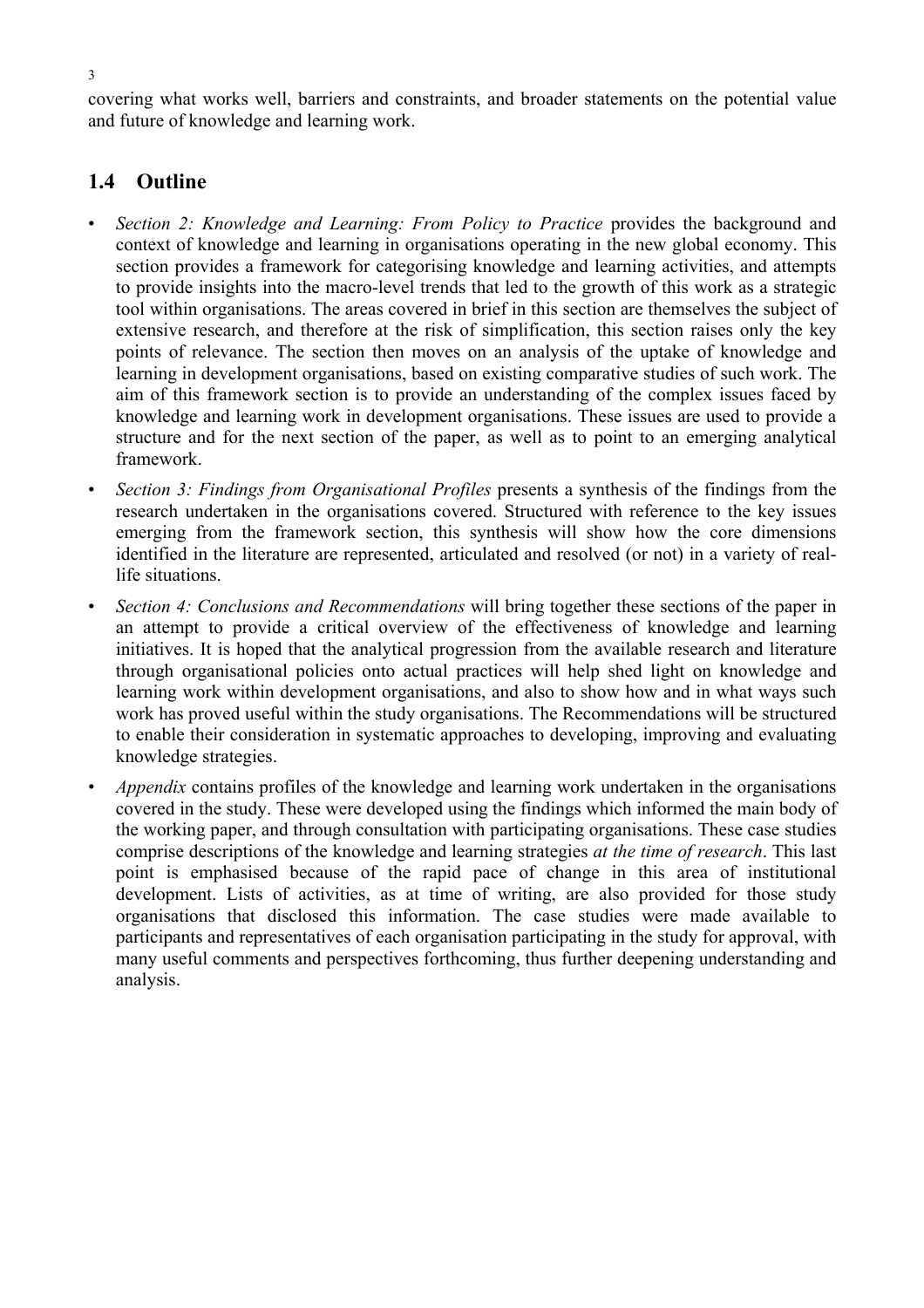covering what works well, barriers and constraints, and broader statements on the potential value and future of knowledge and learning work.

## 1.4 Outline

- *Section 2: Knowledge and Learning: From Policy to Practice* provides the background and context of knowledge and learning in organisations operating in the new global economy. This section provides a framework for categorising knowledge and learning activities, and attempts to provide insights into the macro-level trends that led to the growth of this work as a strategic tool within organisations. The areas covered in brief in this section are themselves the subject of extensive research, and therefore at the risk of simplification, this section raises only the key points of relevance. The section then moves on an analysis of the uptake of knowledge and learning in development organisations, based on existing comparative studies of such work. The aim of this framework section is to provide an understanding of the complex issues faced by knowledge and learning work in development organisations. These issues are used to provide a structure and for the next section of the paper, as well as to point to an emerging analytical framework.
- *Section 3: Findings from Organisational Profiles* presents a synthesis of the findings from the research undertaken in the organisations covered. Structured with reference to the key issues emerging from the framework section, this synthesis will show how the core dimensions identified in the literature are represented, articulated and resolved (or not) in a variety of real-life situations.
- *Section 4: Conclusions and Recommendations* will bring together these sections of the paper in an attempt to provide a critical overview of the effectiveness of knowledge and learning initiatives. It is hoped that the analytical progression from the available research and literature through organisational policies onto actual practices will help shed light on knowledge and learning work within development organisations, and also to show how and in what ways such work has proved useful within the study organisations. The Recommendations will be structured to enable their consideration in systematic approaches to developing, improving and evaluating knowledge strategies.
- *Appendix* contains profiles of the knowledge and learning work undertaken in the organisations covered in the study. These were developed using the findings which informed the main body of the working paper, and through consultation with participating organisations. These case studies comprise descriptions of the knowledge and learning strategies *at the time of research*. This last point is emphasised because of the rapid pace of change in this area of institutional development. Lists of activities, as at time of writing, are also provided for those study organisations that disclosed this information. The case studies were made available to participants and representatives of each organisation participating in the study for approval, with many useful comments and perspectives forthcoming, thus further deepening understanding and analysis.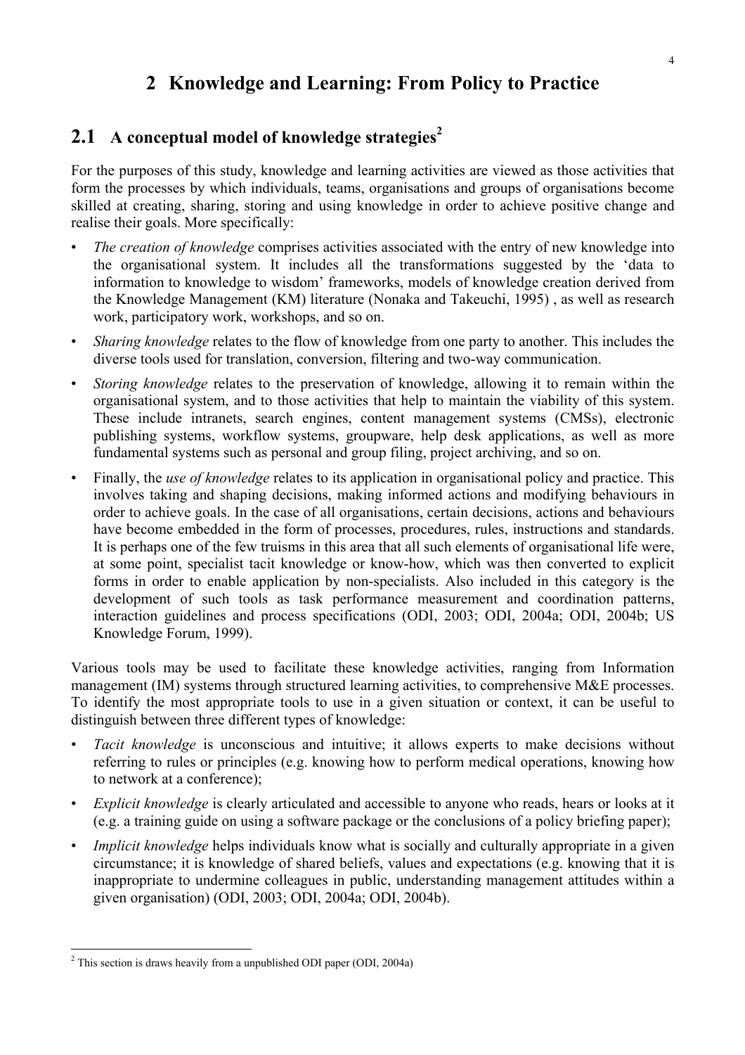# 2 Knowledge and Learning: From Policy to Practice

## 2.1 A conceptual model of knowledge strategies[2]

For the purposes of this study, knowledge and learning activities are viewed as those activities that form the processes by which individuals, teams, organisations and groups of organisations become skilled at creating, sharing, storing and using knowledge in order to achieve positive change and realise their goals. More specifically:

- *The creation of knowledge* comprises activities associated with the entry of new knowledge into the organisational system. It includes all the transformations suggested by the 'data to information to knowledge to wisdom' frameworks, models of knowledge creation derived from the Knowledge Management (KM) literature (Nonaka and Takeuchi, 1995) , as well as research work, participatory work, workshops, and so on.
- *Sharing knowledge* relates to the flow of knowledge from one party to another. This includes the diverse tools used for translation, conversion, filtering and two-way communication.
- *Storing knowledge* relates to the preservation of knowledge, allowing it to remain within the organisational system, and to those activities that help to maintain the viability of this system. These include intranets, search engines, content management systems (CMSs), electronic publishing systems, workflow systems, groupware, help desk applications, as well as more fundamental systems such as personal and group filing, project archiving, and so on.
- Finally, the *use of knowledge* relates to its application in organisational policy and practice. This involves taking and shaping decisions, making informed actions and modifying behaviours in order to achieve goals. In the case of all organisations, certain decisions, actions and behaviours have become embedded in the form of processes, procedures, rules, instructions and standards. It is perhaps one of the few truisms in this area that all such elements of organisational life were, at some point, specialist tacit knowledge or know-how, which was then converted to explicit forms in order to enable application by non-specialists. Also included in this category is the development of such tools as task performance measurement and coordination patterns, interaction guidelines and process specifications (ODI, 2003; ODI, 2004a; ODI, 2004b; US Knowledge Forum, 1999).

Various tools may be used to facilitate these knowledge activities, ranging from Information management (IM) systems through structured learning activities, to comprehensive M&E processes. To identify the most appropriate tools to use in a given situation or context, it can be useful to distinguish between three different types of knowledge:

- *Tacit knowledge* is unconscious and intuitive; it allows experts to make decisions without referring to rules or principles (e.g. knowing how to perform medical operations, knowing how to network at a conference);
- *Explicit knowledge* is clearly articulated and accessible to anyone who reads, hears or looks at it (e.g. a training guide on using a software package or the conclusions of a policy briefing paper);
- *Implicit knowledge* helps individuals know what is socially and culturally appropriate in a given circumstance; it is knowledge of shared beliefs, values and expectations (e.g. knowing that it is inappropriate to undermine colleagues in public, understanding management attitudes within a given organisation) (ODI, 2003; ODI, 2004a; ODI, 2004b).

---

[2] This section is draws heavily from a unpublished ODI paper (ODI, 2004a)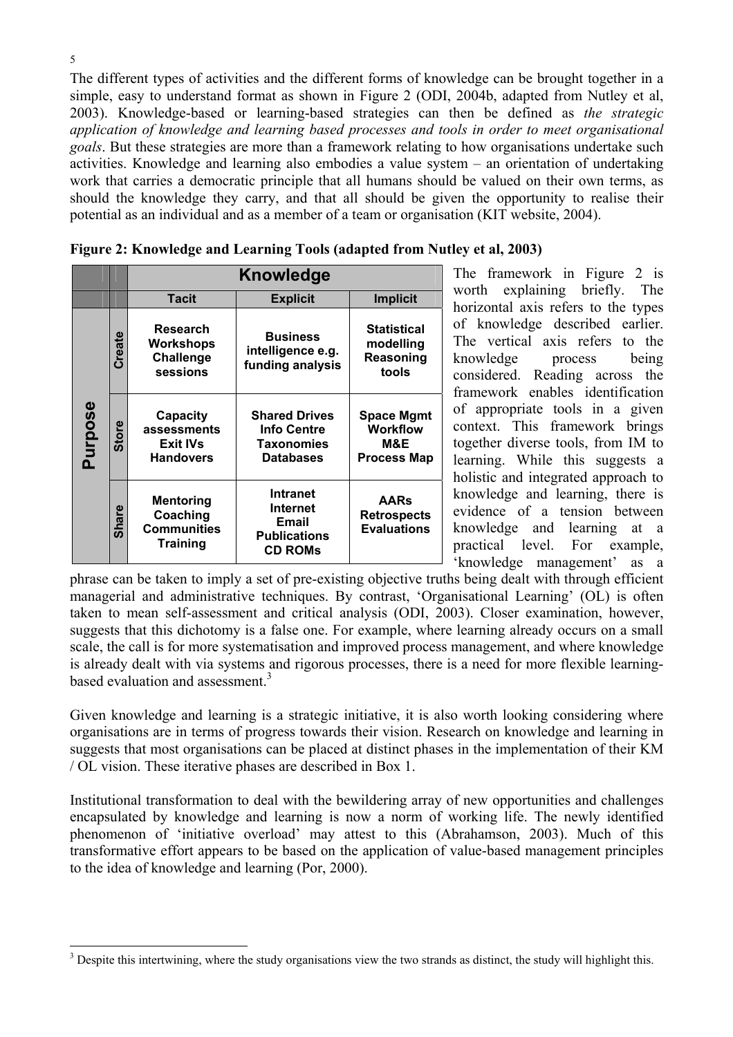The different types of activities and the different forms of knowledge can be brought together in a simple, easy to understand format as shown in Figure 2 (ODI, 2004b, adapted from Nutley et al, 2003). Knowledge-based or learning-based strategies can then be defined as *the strategic application of knowledge and learning based processes and tools in order to meet organisational goals*. But these strategies are more than a framework relating to how organisations undertake such activities. Knowledge and learning also embodies a value system – an orientation of undertaking work that carries a democratic principle that all humans should be valued on their own terms, as should the knowledge they carry, and that all should be given the opportunity to realise their potential as an individual and as a member of a team or organisation (KIT website, 2004).

**Figure 2: Knowledge and Learning Tools (adapted from Nutley et al, 2003)**

| | | Knowledge | | |
|---|---|---|---|---|
| | | **Tacit** | **Explicit** | **Implicit** |
| **Purpose** | **Create** | Research Workshops Challenge sessions | Business intelligence e.g. funding analysis | Statistical modelling Reasoning tools |
| | **Store** | Capacity assessments Exit IVs Handovers | Shared Drives Info Centre Taxonomies Databases | Space Mgmt Workflow M&E Process Map |
| | **Share** | Mentoring Coaching Communities Training | Intranet Internet Email Publications CD ROMs | AARs Retrospects Evaluations |

The framework in Figure 2 is worth explaining briefly. The horizontal axis refers to the types of knowledge described earlier. The vertical axis refers to the knowledge process being considered. Reading across the framework enables identification of appropriate tools in a given context. This framework brings together diverse tools, from IM to learning. While this suggests a holistic and integrated approach to knowledge and learning, there is evidence of a tension between knowledge and learning at a practical level. For example, 'knowledge management' as a phrase can be taken to imply a set of pre-existing objective truths being dealt with through efficient managerial and administrative techniques. By contrast, 'Organisational Learning' (OL) is often taken to mean self-assessment and critical analysis (ODI, 2003). Closer examination, however, suggests that this dichotomy is a false one. For example, where learning already occurs on a small scale, the call is for more systematisation and improved process management, and where knowledge is already dealt with via systems and rigorous processes, there is a need for more flexible learning-based evaluation and assessment.[3]

Given knowledge and learning is a strategic initiative, it is also worth looking considering where organisations are in terms of progress towards their vision. Research on knowledge and learning in suggests that most organisations can be placed at distinct phases in the implementation of their KM / OL vision. These iterative phases are described in Box 1.

Institutional transformation to deal with the bewildering array of new opportunities and challenges encapsulated by knowledge and learning is now a norm of working life. The newly identified phenomenon of 'initiative overload' may attest to this (Abrahamson, 2003). Much of this transformative effort appears to be based on the application of value-based management principles to the idea of knowledge and learning (Por, 2000).

[3] Despite this intertwining, where the study organisations view the two strands as distinct, the study will highlight this.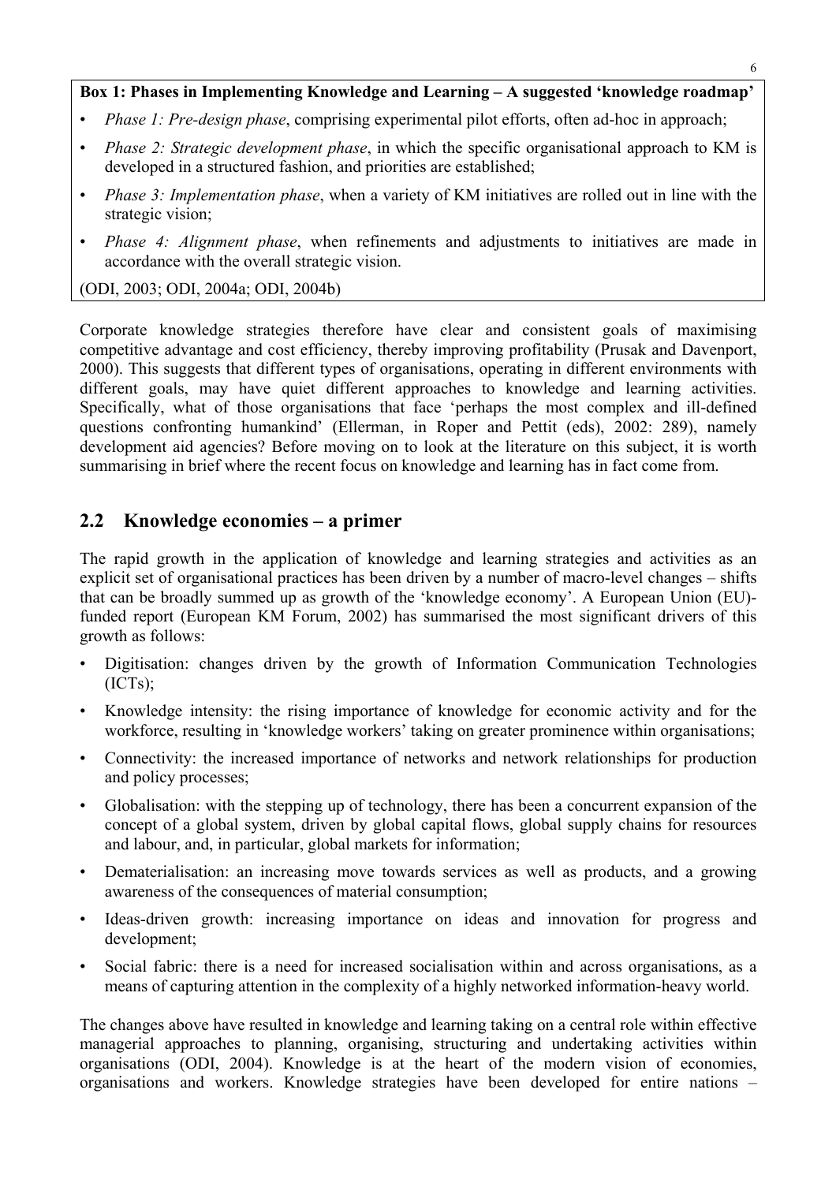**Box 1: Phases in Implementing Knowledge and Learning – A suggested 'knowledge roadmap'**

- *Phase 1: Pre-design phase*, comprising experimental pilot efforts, often ad-hoc in approach;
- *Phase 2: Strategic development phase*, in which the specific organisational approach to KM is developed in a structured fashion, and priorities are established;
- *Phase 3: Implementation phase*, when a variety of KM initiatives are rolled out in line with the strategic vision;
- *Phase 4: Alignment phase*, when refinements and adjustments to initiatives are made in accordance with the overall strategic vision.

(ODI, 2003; ODI, 2004a; ODI, 2004b)

Corporate knowledge strategies therefore have clear and consistent goals of maximising competitive advantage and cost efficiency, thereby improving profitability (Prusak and Davenport, 2000). This suggests that different types of organisations, operating in different environments with different goals, may have quiet different approaches to knowledge and learning activities. Specifically, what of those organisations that face 'perhaps the most complex and ill-defined questions confronting humankind' (Ellerman, in Roper and Pettit (eds), 2002: 289), namely development aid agencies? Before moving on to look at the literature on this subject, it is worth summarising in brief where the recent focus on knowledge and learning has in fact come from.

## 2.2 Knowledge economies – a primer

The rapid growth in the application of knowledge and learning strategies and activities as an explicit set of organisational practices has been driven by a number of macro-level changes – shifts that can be broadly summed up as growth of the 'knowledge economy'. A European Union (EU)-funded report (European KM Forum, 2002) has summarised the most significant drivers of this growth as follows:

- Digitisation: changes driven by the growth of Information Communication Technologies (ICTs);
- Knowledge intensity: the rising importance of knowledge for economic activity and for the workforce, resulting in 'knowledge workers' taking on greater prominence within organisations;
- Connectivity: the increased importance of networks and network relationships for production and policy processes;
- Globalisation: with the stepping up of technology, there has been a concurrent expansion of the concept of a global system, driven by global capital flows, global supply chains for resources and labour, and, in particular, global markets for information;
- Dematerialisation: an increasing move towards services as well as products, and a growing awareness of the consequences of material consumption;
- Ideas-driven growth: increasing importance on ideas and innovation for progress and development;
- Social fabric: there is a need for increased socialisation within and across organisations, as a means of capturing attention in the complexity of a highly networked information-heavy world.

The changes above have resulted in knowledge and learning taking on a central role within effective managerial approaches to planning, organising, structuring and undertaking activities within organisations (ODI, 2004). Knowledge is at the heart of the modern vision of economies, organisations and workers. Knowledge strategies have been developed for entire nations –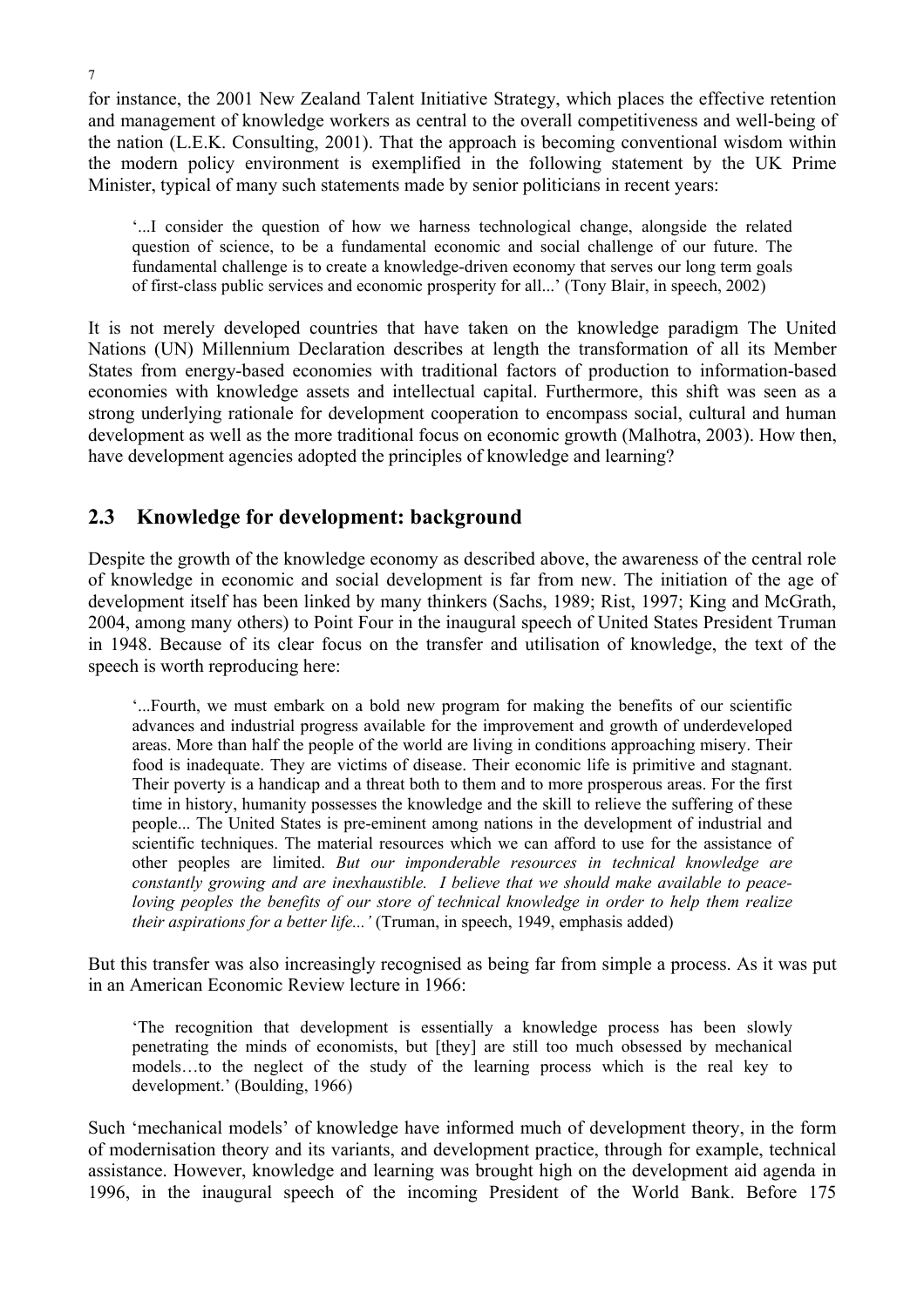for instance, the 2001 New Zealand Talent Initiative Strategy, which places the effective retention and management of knowledge workers as central to the overall competitiveness and well-being of the nation (L.E.K. Consulting, 2001). That the approach is becoming conventional wisdom within the modern policy environment is exemplified in the following statement by the UK Prime Minister, typical of many such statements made by senior politicians in recent years:

> '...I consider the question of how we harness technological change, alongside the related question of science, to be a fundamental economic and social challenge of our future. The fundamental challenge is to create a knowledge-driven economy that serves our long term goals of first-class public services and economic prosperity for all...' (Tony Blair, in speech, 2002)

It is not merely developed countries that have taken on the knowledge paradigm The United Nations (UN) Millennium Declaration describes at length the transformation of all its Member States from energy-based economies with traditional factors of production to information-based economies with knowledge assets and intellectual capital. Furthermore, this shift was seen as a strong underlying rationale for development cooperation to encompass social, cultural and human development as well as the more traditional focus on economic growth (Malhotra, 2003). How then, have development agencies adopted the principles of knowledge and learning?

## 2.3 Knowledge for development: background

Despite the growth of the knowledge economy as described above, the awareness of the central role of knowledge in economic and social development is far from new. The initiation of the age of development itself has been linked by many thinkers (Sachs, 1989; Rist, 1997; King and McGrath, 2004, among many others) to Point Four in the inaugural speech of United States President Truman in 1948. Because of its clear focus on the transfer and utilisation of knowledge, the text of the speech is worth reproducing here:

> '...Fourth, we must embark on a bold new program for making the benefits of our scientific advances and industrial progress available for the improvement and growth of underdeveloped areas. More than half the people of the world are living in conditions approaching misery. Their food is inadequate. They are victims of disease. Their economic life is primitive and stagnant. Their poverty is a handicap and a threat both to them and to more prosperous areas. For the first time in history, humanity possesses the knowledge and the skill to relieve the suffering of these people... The United States is pre-eminent among nations in the development of industrial and scientific techniques. The material resources which we can afford to use for the assistance of other peoples are limited. *But our imponderable resources in technical knowledge are constantly growing and are inexhaustible. I believe that we should make available to peace-loving peoples the benefits of our store of technical knowledge in order to help them realize their aspirations for a better life...'* (Truman, in speech, 1949, emphasis added)

But this transfer was also increasingly recognised as being far from simple a process. As it was put in an American Economic Review lecture in 1966:

> 'The recognition that development is essentially a knowledge process has been slowly penetrating the minds of economists, but [they] are still too much obsessed by mechanical models…to the neglect of the study of the learning process which is the real key to development.' (Boulding, 1966)

Such 'mechanical models' of knowledge have informed much of development theory, in the form of modernisation theory and its variants, and development practice, through for example, technical assistance. However, knowledge and learning was brought high on the development aid agenda in 1996, in the inaugural speech of the incoming President of the World Bank. Before 175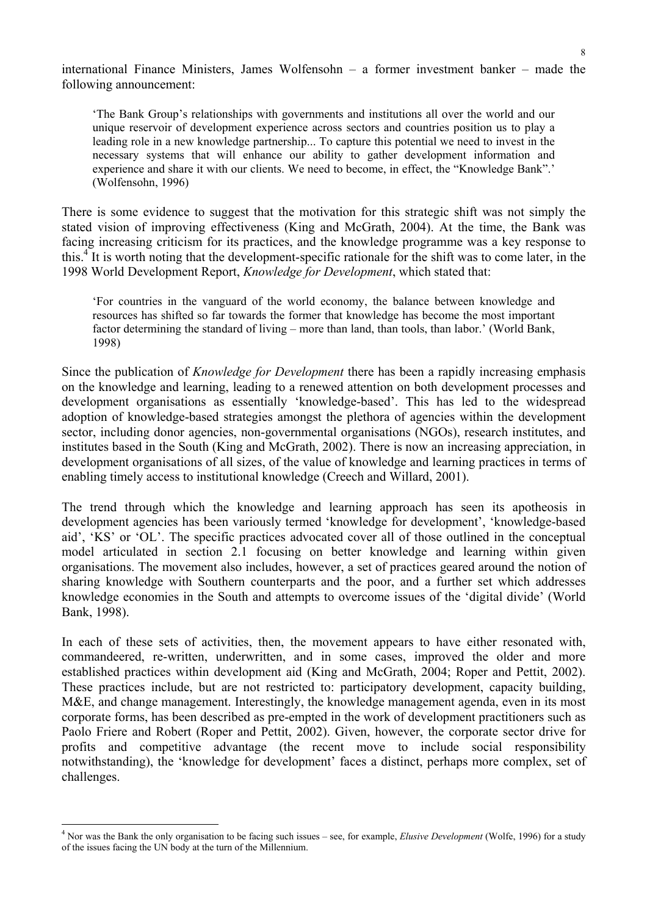international Finance Ministers, James Wolfensohn – a former investment banker – made the following announcement:

> 'The Bank Group's relationships with governments and institutions all over the world and our unique reservoir of development experience across sectors and countries position us to play a leading role in a new knowledge partnership... To capture this potential we need to invest in the necessary systems that will enhance our ability to gather development information and experience and share it with our clients. We need to become, in effect, the "Knowledge Bank".' (Wolfensohn, 1996)

There is some evidence to suggest that the motivation for this strategic shift was not simply the stated vision of improving effectiveness (King and McGrath, 2004). At the time, the Bank was facing increasing criticism for its practices, and the knowledge programme was a key response to this.[4] It is worth noting that the development-specific rationale for the shift was to come later, in the 1998 World Development Report, *Knowledge for Development*, which stated that:

> 'For countries in the vanguard of the world economy, the balance between knowledge and resources has shifted so far towards the former that knowledge has become the most important factor determining the standard of living – more than land, than tools, than labor.' (World Bank, 1998)

Since the publication of *Knowledge for Development* there has been a rapidly increasing emphasis on the knowledge and learning, leading to a renewed attention on both development processes and development organisations as essentially 'knowledge-based'. This has led to the widespread adoption of knowledge-based strategies amongst the plethora of agencies within the development sector, including donor agencies, non-governmental organisations (NGOs), research institutes, and institutes based in the South (King and McGrath, 2002). There is now an increasing appreciation, in development organisations of all sizes, of the value of knowledge and learning practices in terms of enabling timely access to institutional knowledge (Creech and Willard, 2001).

The trend through which the knowledge and learning approach has seen its apotheosis in development agencies has been variously termed 'knowledge for development', 'knowledge-based aid', 'KS' or 'OL'. The specific practices advocated cover all of those outlined in the conceptual model articulated in section 2.1 focusing on better knowledge and learning within given organisations. The movement also includes, however, a set of practices geared around the notion of sharing knowledge with Southern counterparts and the poor, and a further set which addresses knowledge economies in the South and attempts to overcome issues of the 'digital divide' (World Bank, 1998).

In each of these sets of activities, then, the movement appears to have either resonated with, commandeered, re-written, underwritten, and in some cases, improved the older and more established practices within development aid (King and McGrath, 2004; Roper and Pettit, 2002). These practices include, but are not restricted to: participatory development, capacity building, M&E, and change management. Interestingly, the knowledge management agenda, even in its most corporate forms, has been described as pre-empted in the work of development practitioners such as Paolo Friere and Robert (Roper and Pettit, 2002). Given, however, the corporate sector drive for profits and competitive advantage (the recent move to include social responsibility notwithstanding), the 'knowledge for development' faces a distinct, perhaps more complex, set of challenges.

---

[4] Nor was the Bank the only organisation to be facing such issues – see, for example, *Elusive Development* (Wolfe, 1996) for a study of the issues facing the UN body at the turn of the Millennium.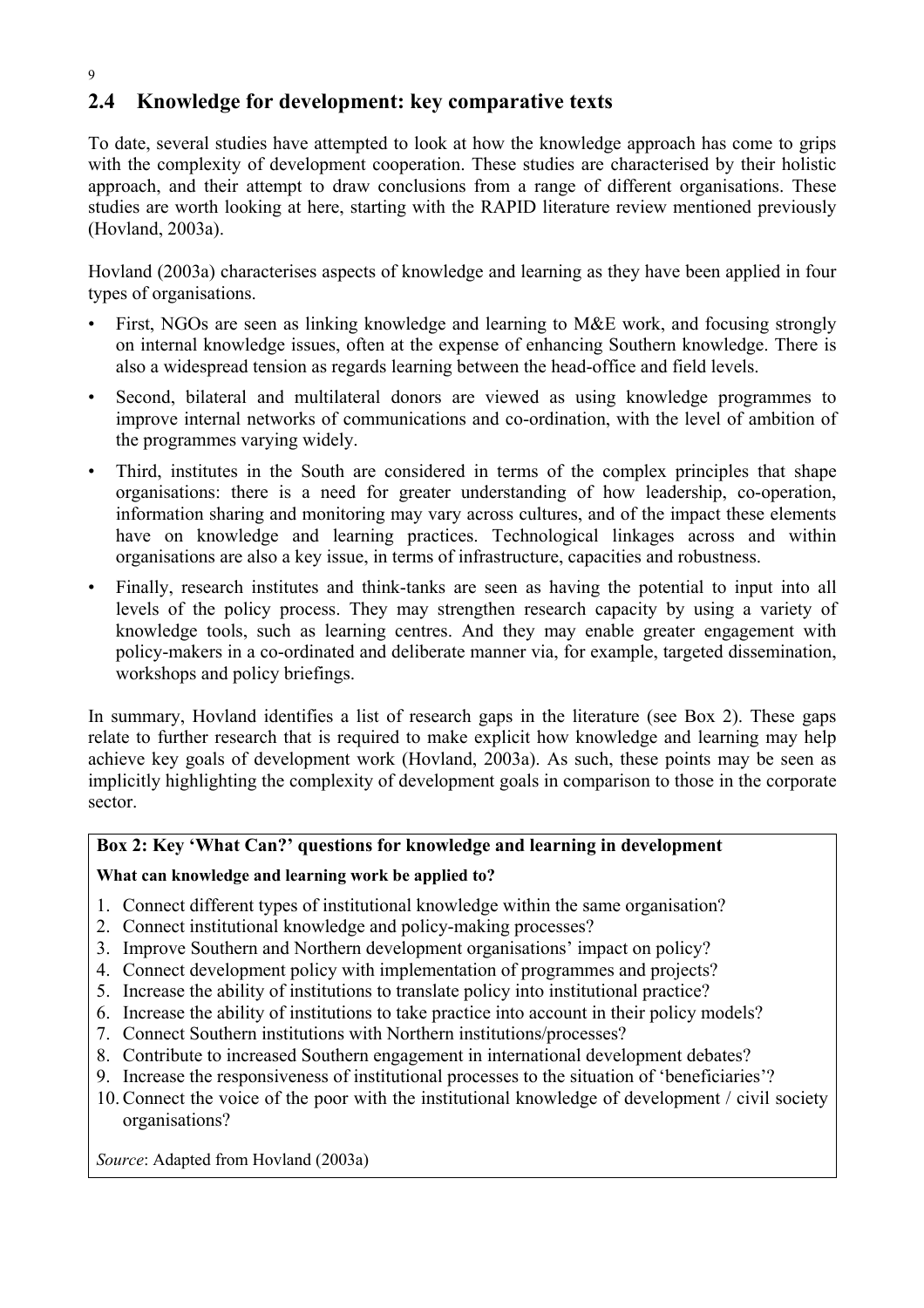## 2.4 Knowledge for development: key comparative texts

To date, several studies have attempted to look at how the knowledge approach has come to grips with the complexity of development cooperation. These studies are characterised by their holistic approach, and their attempt to draw conclusions from a range of different organisations. These studies are worth looking at here, starting with the RAPID literature review mentioned previously (Hovland, 2003a).

Hovland (2003a) characterises aspects of knowledge and learning as they have been applied in four types of organisations.

- First, NGOs are seen as linking knowledge and learning to M&E work, and focusing strongly on internal knowledge issues, often at the expense of enhancing Southern knowledge. There is also a widespread tension as regards learning between the head-office and field levels.
- Second, bilateral and multilateral donors are viewed as using knowledge programmes to improve internal networks of communications and co-ordination, with the level of ambition of the programmes varying widely.
- Third, institutes in the South are considered in terms of the complex principles that shape organisations: there is a need for greater understanding of how leadership, co-operation, information sharing and monitoring may vary across cultures, and of the impact these elements have on knowledge and learning practices. Technological linkages across and within organisations are also a key issue, in terms of infrastructure, capacities and robustness.
- Finally, research institutes and think-tanks are seen as having the potential to input into all levels of the policy process. They may strengthen research capacity by using a variety of knowledge tools, such as learning centres. And they may enable greater engagement with policy-makers in a co-ordinated and deliberate manner via, for example, targeted dissemination, workshops and policy briefings.

In summary, Hovland identifies a list of research gaps in the literature (see Box 2). These gaps relate to further research that is required to make explicit how knowledge and learning may help achieve key goals of development work (Hovland, 2003a). As such, these points may be seen as implicitly highlighting the complexity of development goals in comparison to those in the corporate sector.

**Box 2: Key 'What Can?' questions for knowledge and learning in development**

**What can knowledge and learning work be applied to?**

1. Connect different types of institutional knowledge within the same organisation?
2. Connect institutional knowledge and policy-making processes?
3. Improve Southern and Northern development organisations' impact on policy?
4. Connect development policy with implementation of programmes and projects?
5. Increase the ability of institutions to translate policy into institutional practice?
6. Increase the ability of institutions to take practice into account in their policy models?
7. Connect Southern institutions with Northern institutions/processes?
8. Contribute to increased Southern engagement in international development debates?
9. Increase the responsiveness of institutional processes to the situation of 'beneficiaries'?
10. Connect the voice of the poor with the institutional knowledge of development / civil society organisations?

*Source*: Adapted from Hovland (2003a)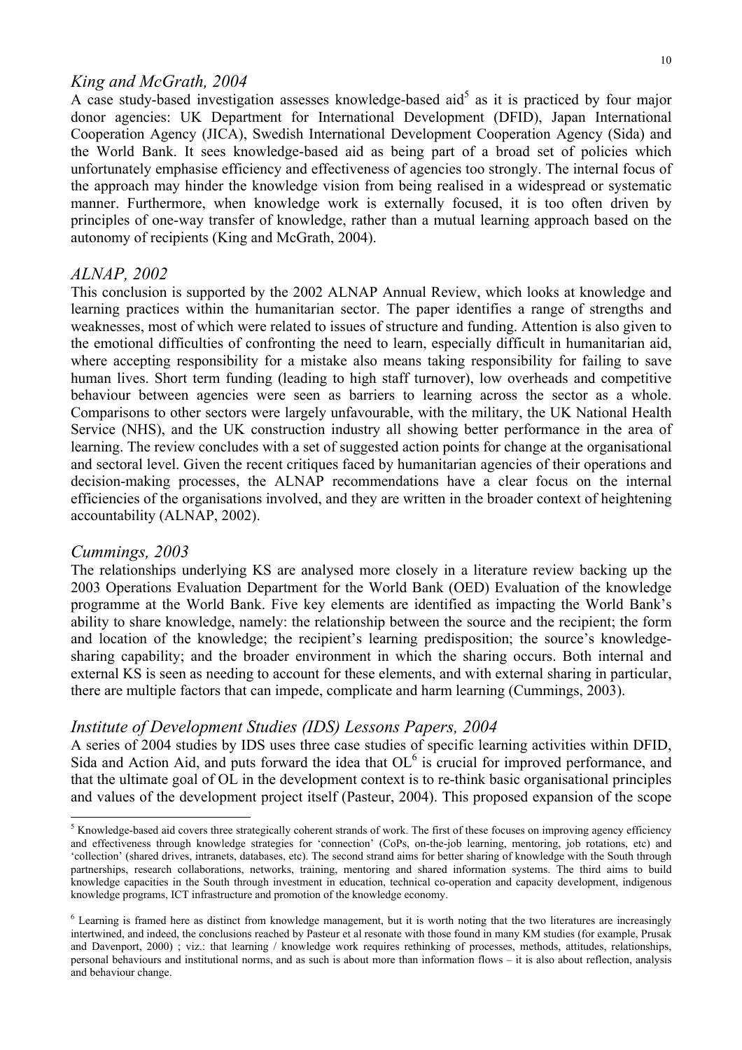### *King and McGrath, 2004*

A case study-based investigation assesses knowledge-based aid[5] as it is practiced by four major donor agencies: UK Department for International Development (DFID), Japan International Cooperation Agency (JICA), Swedish International Development Cooperation Agency (Sida) and the World Bank. It sees knowledge-based aid as being part of a broad set of policies which unfortunately emphasise efficiency and effectiveness of agencies too strongly. The internal focus of the approach may hinder the knowledge vision from being realised in a widespread or systematic manner. Furthermore, when knowledge work is externally focused, it is too often driven by principles of one-way transfer of knowledge, rather than a mutual learning approach based on the autonomy of recipients (King and McGrath, 2004).

### *ALNAP, 2002*

This conclusion is supported by the 2002 ALNAP Annual Review, which looks at knowledge and learning practices within the humanitarian sector. The paper identifies a range of strengths and weaknesses, most of which were related to issues of structure and funding. Attention is also given to the emotional difficulties of confronting the need to learn, especially difficult in humanitarian aid, where accepting responsibility for a mistake also means taking responsibility for failing to save human lives. Short term funding (leading to high staff turnover), low overheads and competitive behaviour between agencies were seen as barriers to learning across the sector as a whole. Comparisons to other sectors were largely unfavourable, with the military, the UK National Health Service (NHS), and the UK construction industry all showing better performance in the area of learning. The review concludes with a set of suggested action points for change at the organisational and sectoral level. Given the recent critiques faced by humanitarian agencies of their operations and decision-making processes, the ALNAP recommendations have a clear focus on the internal efficiencies of the organisations involved, and they are written in the broader context of heightening accountability (ALNAP, 2002).

### *Cummings, 2003*

The relationships underlying KS are analysed more closely in a literature review backing up the 2003 Operations Evaluation Department for the World Bank (OED) Evaluation of the knowledge programme at the World Bank. Five key elements are identified as impacting the World Bank's ability to share knowledge, namely: the relationship between the source and the recipient; the form and location of the knowledge; the recipient's learning predisposition; the source's knowledge-sharing capability; and the broader environment in which the sharing occurs. Both internal and external KS is seen as needing to account for these elements, and with external sharing in particular, there are multiple factors that can impede, complicate and harm learning (Cummings, 2003).

### *Institute of Development Studies (IDS) Lessons Papers, 2004*

A series of 2004 studies by IDS uses three case studies of specific learning activities within DFID, Sida and Action Aid, and puts forward the idea that OL[6] is crucial for improved performance, and that the ultimate goal of OL in the development context is to re-think basic organisational principles and values of the development project itself (Pasteur, 2004). This proposed expansion of the scope

---

[5] Knowledge-based aid covers three strategically coherent strands of work. The first of these focuses on improving agency efficiency and effectiveness through knowledge strategies for 'connection' (CoPs, on-the-job learning, mentoring, job rotations, etc) and 'collection' (shared drives, intranets, databases, etc). The second strand aims for better sharing of knowledge with the South through partnerships, research collaborations, networks, training, mentoring and shared information systems. The third aims to build knowledge capacities in the South through investment in education, technical co-operation and capacity development, indigenous knowledge programs, ICT infrastructure and promotion of the knowledge economy.

[6] Learning is framed here as distinct from knowledge management, but it is worth noting that the two literatures are increasingly intertwined, and indeed, the conclusions reached by Pasteur et al resonate with those found in many KM studies (for example, Prusak and Davenport, 2000) ; viz.: that learning / knowledge work requires rethinking of processes, methods, attitudes, relationships, personal behaviours and institutional norms, and as such is about more than information flows – it is also about reflection, analysis and behaviour change.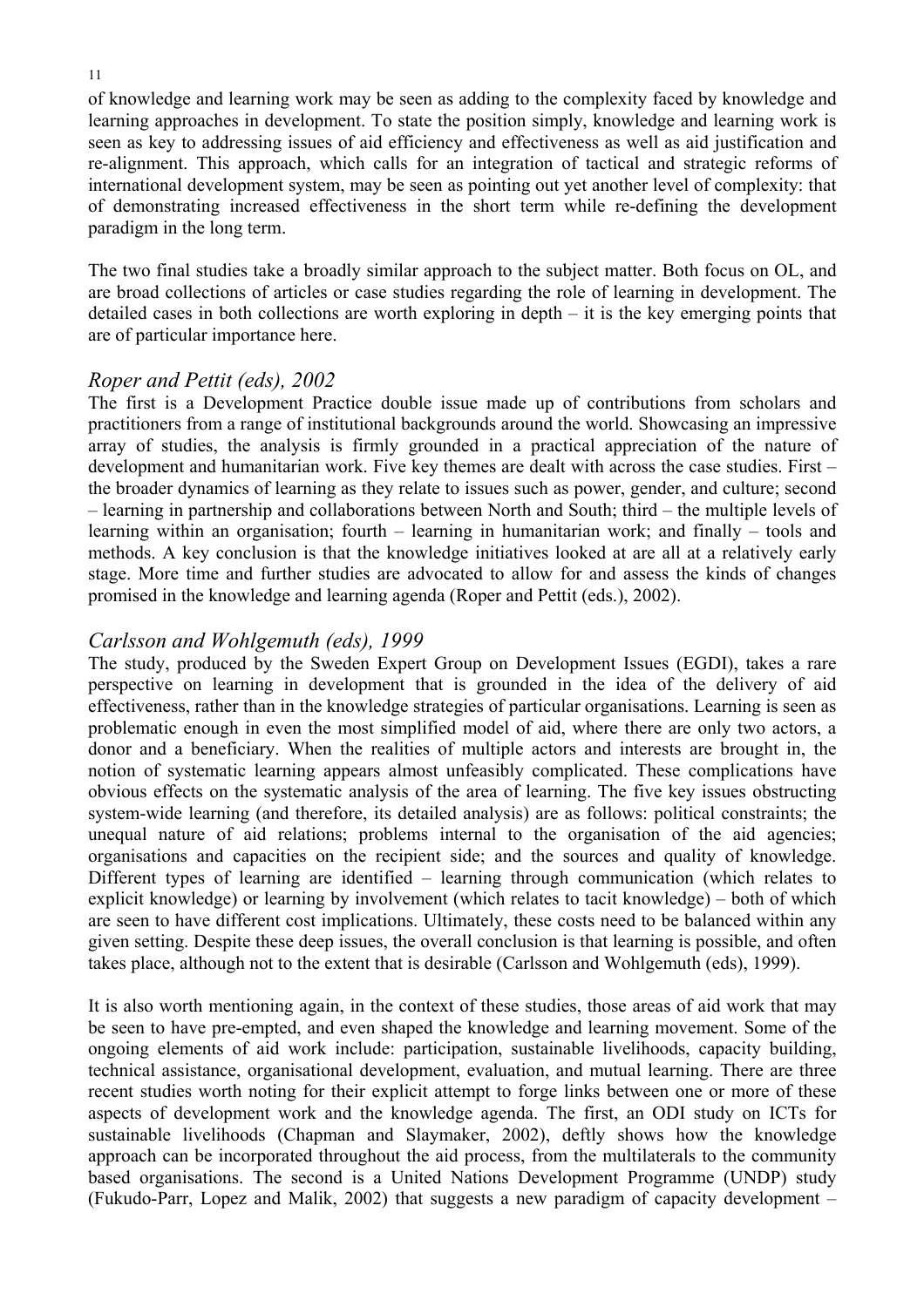of knowledge and learning work may be seen as adding to the complexity faced by knowledge and learning approaches in development. To state the position simply, knowledge and learning work is seen as key to addressing issues of aid efficiency and effectiveness as well as aid justification and re-alignment. This approach, which calls for an integration of tactical and strategic reforms of international development system, may be seen as pointing out yet another level of complexity: that of demonstrating increased effectiveness in the short term while re-defining the development paradigm in the long term.

The two final studies take a broadly similar approach to the subject matter. Both focus on OL, and are broad collections of articles or case studies regarding the role of learning in development. The detailed cases in both collections are worth exploring in depth – it is the key emerging points that are of particular importance here.

### *Roper and Pettit (eds), 2002*

The first is a Development Practice double issue made up of contributions from scholars and practitioners from a range of institutional backgrounds around the world. Showcasing an impressive array of studies, the analysis is firmly grounded in a practical appreciation of the nature of development and humanitarian work. Five key themes are dealt with across the case studies. First – the broader dynamics of learning as they relate to issues such as power, gender, and culture; second – learning in partnership and collaborations between North and South; third – the multiple levels of learning within an organisation; fourth – learning in humanitarian work; and finally – tools and methods. A key conclusion is that the knowledge initiatives looked at are all at a relatively early stage. More time and further studies are advocated to allow for and assess the kinds of changes promised in the knowledge and learning agenda (Roper and Pettit (eds.), 2002).

### *Carlsson and Wohlgemuth (eds), 1999*

The study, produced by the Sweden Expert Group on Development Issues (EGDI), takes a rare perspective on learning in development that is grounded in the idea of the delivery of aid effectiveness, rather than in the knowledge strategies of particular organisations. Learning is seen as problematic enough in even the most simplified model of aid, where there are only two actors, a donor and a beneficiary. When the realities of multiple actors and interests are brought in, the notion of systematic learning appears almost unfeasibly complicated. These complications have obvious effects on the systematic analysis of the area of learning. The five key issues obstructing system-wide learning (and therefore, its detailed analysis) are as follows: political constraints; the unequal nature of aid relations; problems internal to the organisation of the aid agencies; organisations and capacities on the recipient side; and the sources and quality of knowledge. Different types of learning are identified – learning through communication (which relates to explicit knowledge) or learning by involvement (which relates to tacit knowledge) – both of which are seen to have different cost implications. Ultimately, these costs need to be balanced within any given setting. Despite these deep issues, the overall conclusion is that learning is possible, and often takes place, although not to the extent that is desirable (Carlsson and Wohlgemuth (eds), 1999).

It is also worth mentioning again, in the context of these studies, those areas of aid work that may be seen to have pre-empted, and even shaped the knowledge and learning movement. Some of the ongoing elements of aid work include: participation, sustainable livelihoods, capacity building, technical assistance, organisational development, evaluation, and mutual learning. There are three recent studies worth noting for their explicit attempt to forge links between one or more of these aspects of development work and the knowledge agenda. The first, an ODI study on ICTs for sustainable livelihoods (Chapman and Slaymaker, 2002), deftly shows how the knowledge approach can be incorporated throughout the aid process, from the multilaterals to the community based organisations. The second is a United Nations Development Programme (UNDP) study (Fukudo-Parr, Lopez and Malik, 2002) that suggests a new paradigm of capacity development –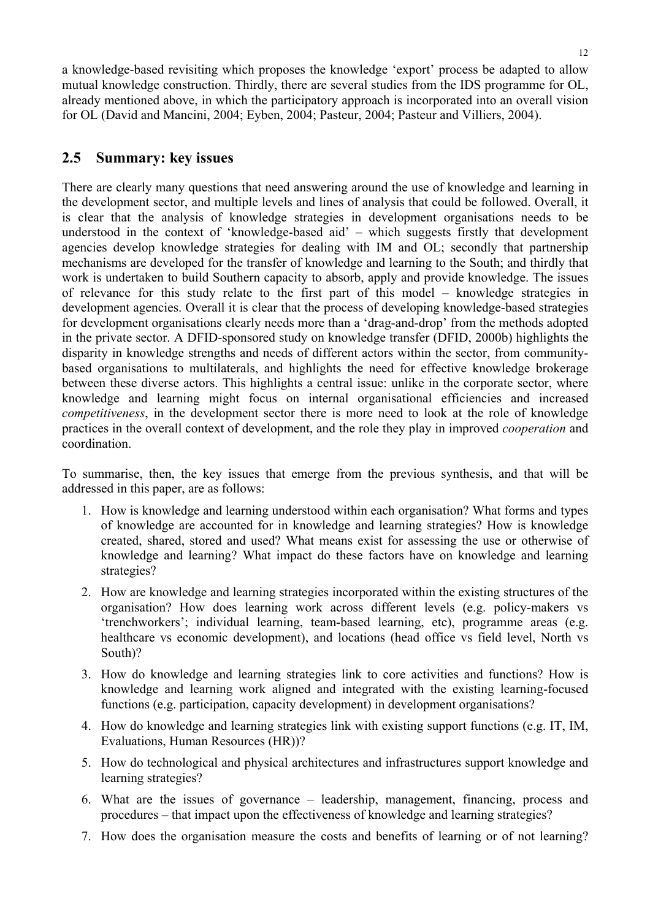a knowledge-based revisiting which proposes the knowledge 'export' process be adapted to allow mutual knowledge construction. Thirdly, there are several studies from the IDS programme for OL, already mentioned above, in which the participatory approach is incorporated into an overall vision for OL (David and Mancini, 2004; Eyben, 2004; Pasteur, 2004; Pasteur and Villiers, 2004).

## 2.5 Summary: key issues

There are clearly many questions that need answering around the use of knowledge and learning in the development sector, and multiple levels and lines of analysis that could be followed. Overall, it is clear that the analysis of knowledge strategies in development organisations needs to be understood in the context of 'knowledge-based aid' – which suggests firstly that development agencies develop knowledge strategies for dealing with IM and OL; secondly that partnership mechanisms are developed for the transfer of knowledge and learning to the South; and thirdly that work is undertaken to build Southern capacity to absorb, apply and provide knowledge. The issues of relevance for this study relate to the first part of this model – knowledge strategies in development agencies. Overall it is clear that the process of developing knowledge-based strategies for development organisations clearly needs more than a 'drag-and-drop' from the methods adopted in the private sector. A DFID-sponsored study on knowledge transfer (DFID, 2000b) highlights the disparity in knowledge strengths and needs of different actors within the sector, from community-based organisations to multilaterals, and highlights the need for effective knowledge brokerage between these diverse actors. This highlights a central issue: unlike in the corporate sector, where knowledge and learning might focus on internal organisational efficiencies and increased *competitiveness*, in the development sector there is more need to look at the role of knowledge practices in the overall context of development, and the role they play in improved *cooperation* and coordination.

To summarise, then, the key issues that emerge from the previous synthesis, and that will be addressed in this paper, are as follows:

1. How is knowledge and learning understood within each organisation? What forms and types of knowledge are accounted for in knowledge and learning strategies? How is knowledge created, shared, stored and used? What means exist for assessing the use or otherwise of knowledge and learning? What impact do these factors have on knowledge and learning strategies?
2. How are knowledge and learning strategies incorporated within the existing structures of the organisation? How does learning work across different levels (e.g. policy-makers vs 'trenchworkers'; individual learning, team-based learning, etc), programme areas (e.g. healthcare vs economic development), and locations (head office vs field level, North vs South)?
3. How do knowledge and learning strategies link to core activities and functions? How is knowledge and learning work aligned and integrated with the existing learning-focused functions (e.g. participation, capacity development) in development organisations?
4. How do knowledge and learning strategies link with existing support functions (e.g. IT, IM, Evaluations, Human Resources (HR))?
5. How do technological and physical architectures and infrastructures support knowledge and learning strategies?
6. What are the issues of governance – leadership, management, financing, process and procedures – that impact upon the effectiveness of knowledge and learning strategies?
7. How does the organisation measure the costs and benefits of learning or of not learning?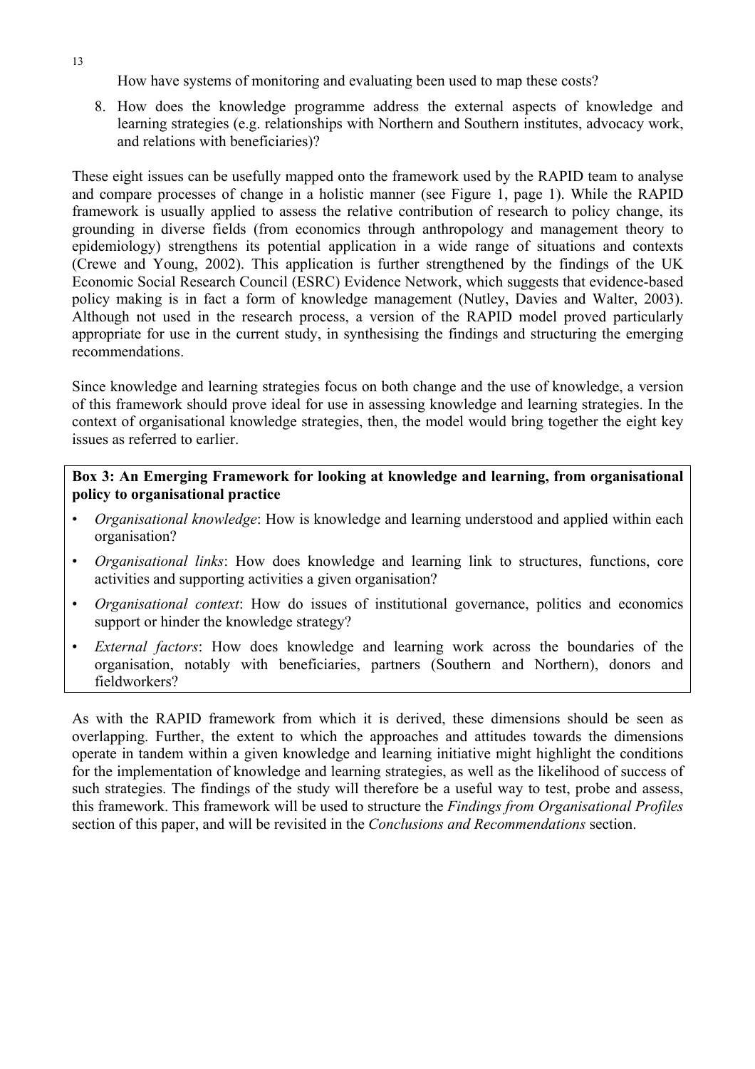How have systems of monitoring and evaluating been used to map these costs?

8. How does the knowledge programme address the external aspects of knowledge and learning strategies (e.g. relationships with Northern and Southern institutes, advocacy work, and relations with beneficiaries)?

These eight issues can be usefully mapped onto the framework used by the RAPID team to analyse and compare processes of change in a holistic manner (see Figure 1, page 1). While the RAPID framework is usually applied to assess the relative contribution of research to policy change, its grounding in diverse fields (from economics through anthropology and management theory to epidemiology) strengthens its potential application in a wide range of situations and contexts (Crewe and Young, 2002). This application is further strengthened by the findings of the UK Economic Social Research Council (ESRC) Evidence Network, which suggests that evidence-based policy making is in fact a form of knowledge management (Nutley, Davies and Walter, 2003). Although not used in the research process, a version of the RAPID model proved particularly appropriate for use in the current study, in synthesising the findings and structuring the emerging recommendations.

Since knowledge and learning strategies focus on both change and the use of knowledge, a version of this framework should prove ideal for use in assessing knowledge and learning strategies. In the context of organisational knowledge strategies, then, the model would bring together the eight key issues as referred to earlier.

**Box 3: An Emerging Framework for looking at knowledge and learning, from organisational policy to organisational practice**

- *Organisational knowledge*: How is knowledge and learning understood and applied within each organisation?
- *Organisational links*: How does knowledge and learning link to structures, functions, core activities and supporting activities a given organisation?
- *Organisational context*: How do issues of institutional governance, politics and economics support or hinder the knowledge strategy?
- *External factors*: How does knowledge and learning work across the boundaries of the organisation, notably with beneficiaries, partners (Southern and Northern), donors and fieldworkers?

As with the RAPID framework from which it is derived, these dimensions should be seen as overlapping. Further, the extent to which the approaches and attitudes towards the dimensions operate in tandem within a given knowledge and learning initiative might highlight the conditions for the implementation of knowledge and learning strategies, as well as the likelihood of success of such strategies. The findings of the study will therefore be a useful way to test, probe and assess, this framework. This framework will be used to structure the *Findings from Organisational Profiles* section of this paper, and will be revisited in the *Conclusions and Recommendations* section.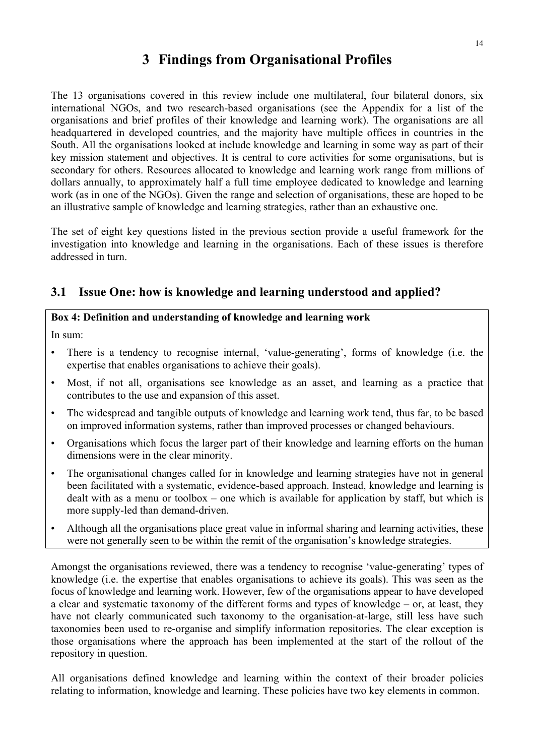# 3 Findings from Organisational Profiles

The 13 organisations covered in this review include one multilateral, four bilateral donors, six international NGOs, and two research-based organisations (see the Appendix for a list of the organisations and brief profiles of their knowledge and learning work). The organisations are all headquartered in developed countries, and the majority have multiple offices in countries in the South. All the organisations looked at include knowledge and learning in some way as part of their key mission statement and objectives. It is central to core activities for some organisations, but is secondary for others. Resources allocated to knowledge and learning work range from millions of dollars annually, to approximately half a full time employee dedicated to knowledge and learning work (as in one of the NGOs). Given the range and selection of organisations, these are hoped to be an illustrative sample of knowledge and learning strategies, rather than an exhaustive one.

The set of eight key questions listed in the previous section provide a useful framework for the investigation into knowledge and learning in the organisations. Each of these issues is therefore addressed in turn.

## 3.1 Issue One: how is knowledge and learning understood and applied?

**Box 4: Definition and understanding of knowledge and learning work**

In sum:

- There is a tendency to recognise internal, 'value-generating', forms of knowledge (i.e. the expertise that enables organisations to achieve their goals).
- Most, if not all, organisations see knowledge as an asset, and learning as a practice that contributes to the use and expansion of this asset.
- The widespread and tangible outputs of knowledge and learning work tend, thus far, to be based on improved information systems, rather than improved processes or changed behaviours.
- Organisations which focus the larger part of their knowledge and learning efforts on the human dimensions were in the clear minority.
- The organisational changes called for in knowledge and learning strategies have not in general been facilitated with a systematic, evidence-based approach. Instead, knowledge and learning is dealt with as a menu or toolbox – one which is available for application by staff, but which is more supply-led than demand-driven.
- Although all the organisations place great value in informal sharing and learning activities, these were not generally seen to be within the remit of the organisation's knowledge strategies.

Amongst the organisations reviewed, there was a tendency to recognise 'value-generating' types of knowledge (i.e. the expertise that enables organisations to achieve its goals). This was seen as the focus of knowledge and learning work. However, few of the organisations appear to have developed a clear and systematic taxonomy of the different forms and types of knowledge – or, at least, they have not clearly communicated such taxonomy to the organisation-at-large, still less have such taxonomies been used to re-organise and simplify information repositories. The clear exception is those organisations where the approach has been implemented at the start of the rollout of the repository in question.

All organisations defined knowledge and learning within the context of their broader policies relating to information, knowledge and learning. These policies have two key elements in common.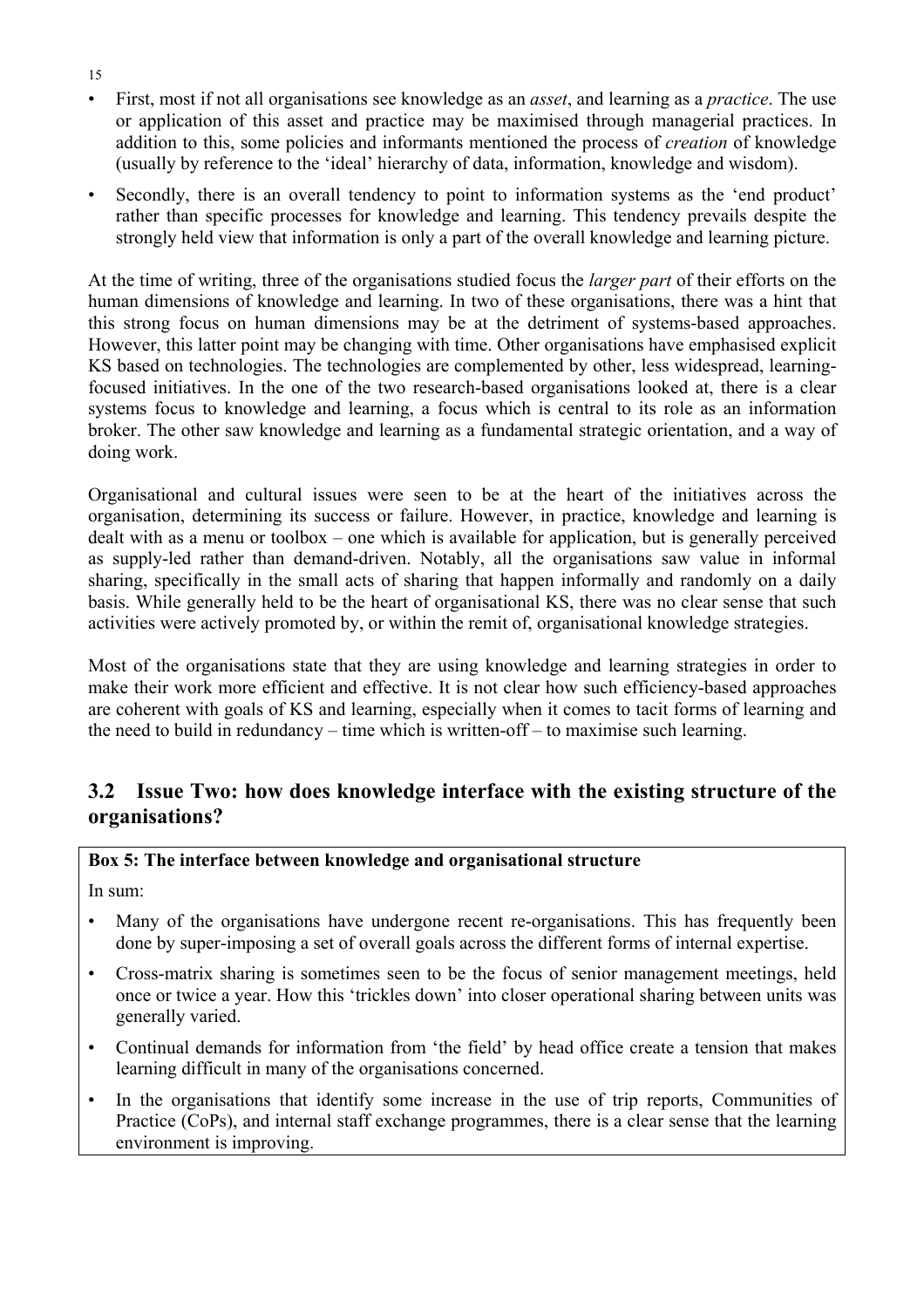- First, most if not all organisations see knowledge as an *asset*, and learning as a *practice*. The use or application of this asset and practice may be maximised through managerial practices. In addition to this, some policies and informants mentioned the process of *creation* of knowledge (usually by reference to the 'ideal' hierarchy of data, information, knowledge and wisdom).
- Secondly, there is an overall tendency to point to information systems as the 'end product' rather than specific processes for knowledge and learning. This tendency prevails despite the strongly held view that information is only a part of the overall knowledge and learning picture.

At the time of writing, three of the organisations studied focus the *larger part* of their efforts on the human dimensions of knowledge and learning. In two of these organisations, there was a hint that this strong focus on human dimensions may be at the detriment of systems-based approaches. However, this latter point may be changing with time. Other organisations have emphasised explicit KS based on technologies. The technologies are complemented by other, less widespread, learning-focused initiatives. In the one of the two research-based organisations looked at, there is a clear systems focus to knowledge and learning, a focus which is central to its role as an information broker. The other saw knowledge and learning as a fundamental strategic orientation, and a way of doing work.

Organisational and cultural issues were seen to be at the heart of the initiatives across the organisation, determining its success or failure. However, in practice, knowledge and learning is dealt with as a menu or toolbox – one which is available for application, but is generally perceived as supply-led rather than demand-driven. Notably, all the organisations saw value in informal sharing, specifically in the small acts of sharing that happen informally and randomly on a daily basis. While generally held to be the heart of organisational KS, there was no clear sense that such activities were actively promoted by, or within the remit of, organisational knowledge strategies.

Most of the organisations state that they are using knowledge and learning strategies in order to make their work more efficient and effective. It is not clear how such efficiency-based approaches are coherent with goals of KS and learning, especially when it comes to tacit forms of learning and the need to build in redundancy – time which is written-off – to maximise such learning.

## 3.2 Issue Two: how does knowledge interface with the existing structure of the organisations?

**Box 5: The interface between knowledge and organisational structure**

In sum:

- Many of the organisations have undergone recent re-organisations. This has frequently been done by super-imposing a set of overall goals across the different forms of internal expertise.
- Cross-matrix sharing is sometimes seen to be the focus of senior management meetings, held once or twice a year. How this 'trickles down' into closer operational sharing between units was generally varied.
- Continual demands for information from 'the field' by head office create a tension that makes learning difficult in many of the organisations concerned.
- In the organisations that identify some increase in the use of trip reports, Communities of Practice (CoPs), and internal staff exchange programmes, there is a clear sense that the learning environment is improving.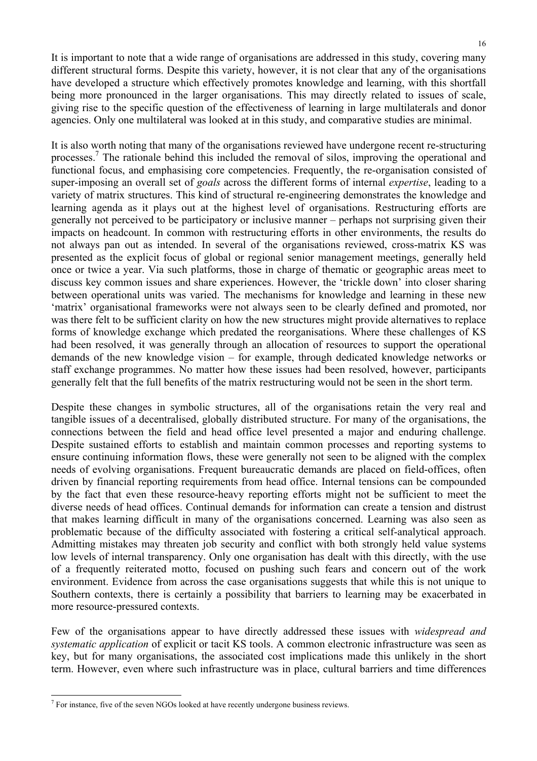It is important to note that a wide range of organisations are addressed in this study, covering many different structural forms. Despite this variety, however, it is not clear that any of the organisations have developed a structure which effectively promotes knowledge and learning, with this shortfall being more pronounced in the larger organisations. This may directly related to issues of scale, giving rise to the specific question of the effectiveness of learning in large multilaterals and donor agencies. Only one multilateral was looked at in this study, and comparative studies are minimal.

It is also worth noting that many of the organisations reviewed have undergone recent re-structuring processes.[7] The rationale behind this included the removal of silos, improving the operational and functional focus, and emphasising core competencies. Frequently, the re-organisation consisted of super-imposing an overall set of *goals* across the different forms of internal *expertise*, leading to a variety of matrix structures. This kind of structural re-engineering demonstrates the knowledge and learning agenda as it plays out at the highest level of organisations. Restructuring efforts are generally not perceived to be participatory or inclusive manner – perhaps not surprising given their impacts on headcount. In common with restructuring efforts in other environments, the results do not always pan out as intended. In several of the organisations reviewed, cross-matrix KS was presented as the explicit focus of global or regional senior management meetings, generally held once or twice a year. Via such platforms, those in charge of thematic or geographic areas meet to discuss key common issues and share experiences. However, the 'trickle down' into closer sharing between operational units was varied. The mechanisms for knowledge and learning in these new 'matrix' organisational frameworks were not always seen to be clearly defined and promoted, nor was there felt to be sufficient clarity on how the new structures might provide alternatives to replace forms of knowledge exchange which predated the reorganisations. Where these challenges of KS had been resolved, it was generally through an allocation of resources to support the operational demands of the new knowledge vision – for example, through dedicated knowledge networks or staff exchange programmes. No matter how these issues had been resolved, however, participants generally felt that the full benefits of the matrix restructuring would not be seen in the short term.

Despite these changes in symbolic structures, all of the organisations retain the very real and tangible issues of a decentralised, globally distributed structure. For many of the organisations, the connections between the field and head office level presented a major and enduring challenge. Despite sustained efforts to establish and maintain common processes and reporting systems to ensure continuing information flows, these were generally not seen to be aligned with the complex needs of evolving organisations. Frequent bureaucratic demands are placed on field-offices, often driven by financial reporting requirements from head office. Internal tensions can be compounded by the fact that even these resource-heavy reporting efforts might not be sufficient to meet the diverse needs of head offices. Continual demands for information can create a tension and distrust that makes learning difficult in many of the organisations concerned. Learning was also seen as problematic because of the difficulty associated with fostering a critical self-analytical approach. Admitting mistakes may threaten job security and conflict with both strongly held value systems low levels of internal transparency. Only one organisation has dealt with this directly, with the use of a frequently reiterated motto, focused on pushing such fears and concern out of the work environment. Evidence from across the case organisations suggests that while this is not unique to Southern contexts, there is certainly a possibility that barriers to learning may be exacerbated in more resource-pressured contexts.

Few of the organisations appear to have directly addressed these issues with *widespread and systematic application* of explicit or tacit KS tools. A common electronic infrastructure was seen as key, but for many organisations, the associated cost implications made this unlikely in the short term. However, even where such infrastructure was in place, cultural barriers and time differences

---

[7] For instance, five of the seven NGOs looked at have recently undergone business reviews.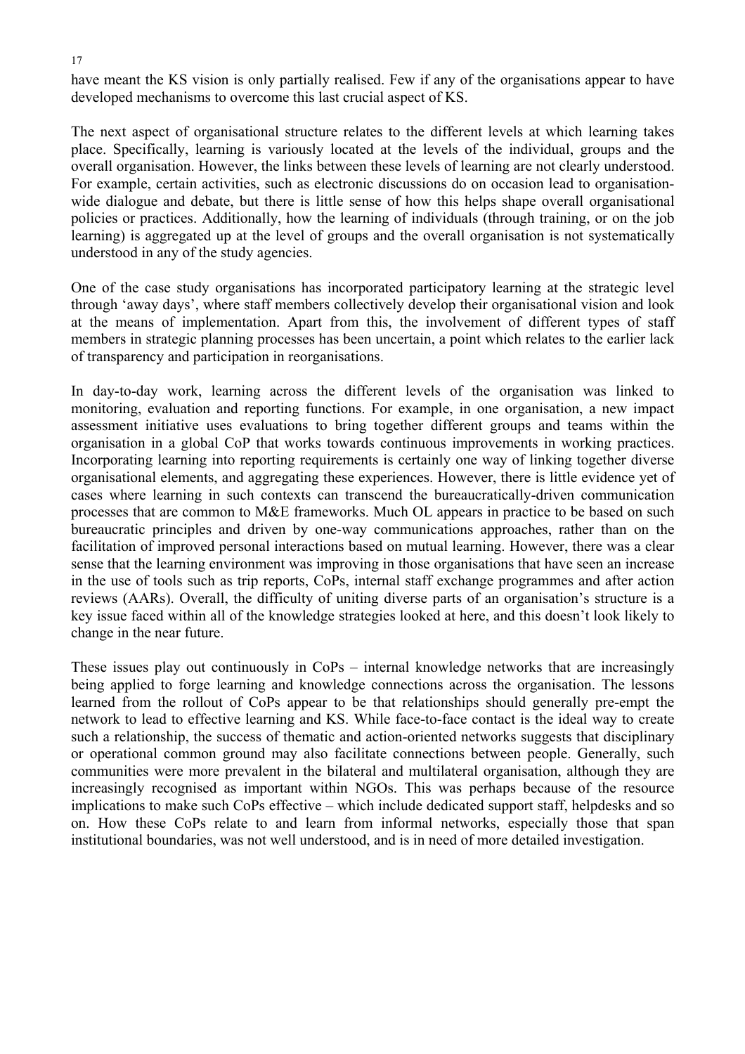have meant the KS vision is only partially realised. Few if any of the organisations appear to have developed mechanisms to overcome this last crucial aspect of KS.

The next aspect of organisational structure relates to the different levels at which learning takes place. Specifically, learning is variously located at the levels of the individual, groups and the overall organisation. However, the links between these levels of learning are not clearly understood. For example, certain activities, such as electronic discussions do on occasion lead to organisation-wide dialogue and debate, but there is little sense of how this helps shape overall organisational policies or practices. Additionally, how the learning of individuals (through training, or on the job learning) is aggregated up at the level of groups and the overall organisation is not systematically understood in any of the study agencies.

One of the case study organisations has incorporated participatory learning at the strategic level through 'away days', where staff members collectively develop their organisational vision and look at the means of implementation. Apart from this, the involvement of different types of staff members in strategic planning processes has been uncertain, a point which relates to the earlier lack of transparency and participation in reorganisations.

In day-to-day work, learning across the different levels of the organisation was linked to monitoring, evaluation and reporting functions. For example, in one organisation, a new impact assessment initiative uses evaluations to bring together different groups and teams within the organisation in a global CoP that works towards continuous improvements in working practices. Incorporating learning into reporting requirements is certainly one way of linking together diverse organisational elements, and aggregating these experiences. However, there is little evidence yet of cases where learning in such contexts can transcend the bureaucratically-driven communication processes that are common to M&E frameworks. Much OL appears in practice to be based on such bureaucratic principles and driven by one-way communications approaches, rather than on the facilitation of improved personal interactions based on mutual learning. However, there was a clear sense that the learning environment was improving in those organisations that have seen an increase in the use of tools such as trip reports, CoPs, internal staff exchange programmes and after action reviews (AARs). Overall, the difficulty of uniting diverse parts of an organisation's structure is a key issue faced within all of the knowledge strategies looked at here, and this doesn't look likely to change in the near future.

These issues play out continuously in CoPs – internal knowledge networks that are increasingly being applied to forge learning and knowledge connections across the organisation. The lessons learned from the rollout of CoPs appear to be that relationships should generally pre-empt the network to lead to effective learning and KS. While face-to-face contact is the ideal way to create such a relationship, the success of thematic and action-oriented networks suggests that disciplinary or operational common ground may also facilitate connections between people. Generally, such communities were more prevalent in the bilateral and multilateral organisation, although they are increasingly recognised as important within NGOs. This was perhaps because of the resource implications to make such CoPs effective – which include dedicated support staff, helpdesks and so on. How these CoPs relate to and learn from informal networks, especially those that span institutional boundaries, was not well understood, and is in need of more detailed investigation.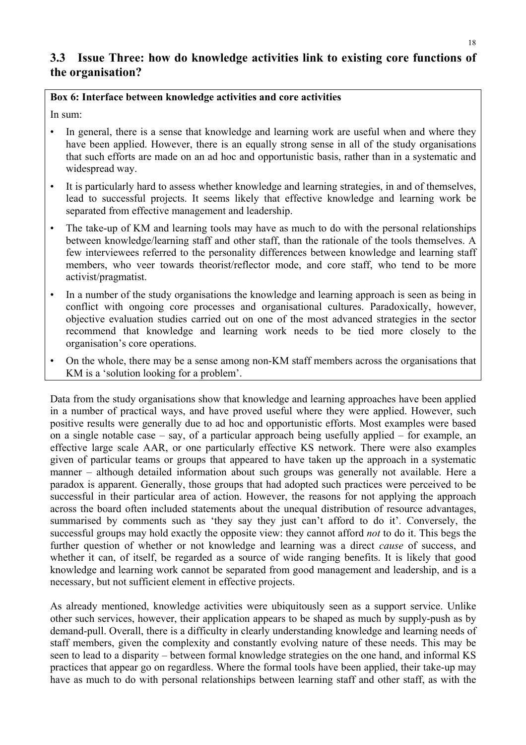## 3.3 Issue Three: how do knowledge activities link to existing core functions of the organisation?

**Box 6: Interface between knowledge activities and core activities**

In sum:

- In general, there is a sense that knowledge and learning work are useful when and where they have been applied. However, there is an equally strong sense in all of the study organisations that such efforts are made on an ad hoc and opportunistic basis, rather than in a systematic and widespread way.
- It is particularly hard to assess whether knowledge and learning strategies, in and of themselves, lead to successful projects. It seems likely that effective knowledge and learning work be separated from effective management and leadership.
- The take-up of KM and learning tools may have as much to do with the personal relationships between knowledge/learning staff and other staff, than the rationale of the tools themselves. A few interviewees referred to the personality differences between knowledge and learning staff members, who veer towards theorist/reflector mode, and core staff, who tend to be more activist/pragmatist.
- In a number of the study organisations the knowledge and learning approach is seen as being in conflict with ongoing core processes and organisational cultures. Paradoxically, however, objective evaluation studies carried out on one of the most advanced strategies in the sector recommend that knowledge and learning work needs to be tied more closely to the organisation's core operations.
- On the whole, there may be a sense among non-KM staff members across the organisations that KM is a 'solution looking for a problem'.

Data from the study organisations show that knowledge and learning approaches have been applied in a number of practical ways, and have proved useful where they were applied. However, such positive results were generally due to ad hoc and opportunistic efforts. Most examples were based on a single notable case – say, of a particular approach being usefully applied – for example, an effective large scale AAR, or one particularly effective KS network. There were also examples given of particular teams or groups that appeared to have taken up the approach in a systematic manner – although detailed information about such groups was generally not available. Here a paradox is apparent. Generally, those groups that had adopted such practices were perceived to be successful in their particular area of action. However, the reasons for not applying the approach across the board often included statements about the unequal distribution of resource advantages, summarised by comments such as 'they say they just can't afford to do it'. Conversely, the successful groups may hold exactly the opposite view: they cannot afford *not* to do it. This begs the further question of whether or not knowledge and learning was a direct *cause* of success, and whether it can, of itself, be regarded as a source of wide ranging benefits. It is likely that good knowledge and learning work cannot be separated from good management and leadership, and is a necessary, but not sufficient element in effective projects.

As already mentioned, knowledge activities were ubiquitously seen as a support service. Unlike other such services, however, their application appears to be shaped as much by supply-push as by demand-pull. Overall, there is a difficulty in clearly understanding knowledge and learning needs of staff members, given the complexity and constantly evolving nature of these needs. This may be seen to lead to a disparity – between formal knowledge strategies on the one hand, and informal KS practices that appear go on regardless. Where the formal tools have been applied, their take-up may have as much to do with personal relationships between learning staff and other staff, as with the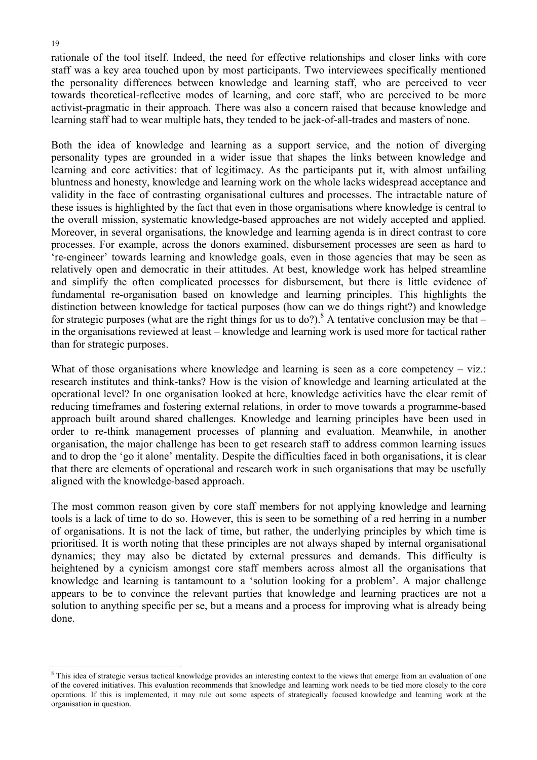rationale of the tool itself. Indeed, the need for effective relationships and closer links with core staff was a key area touched upon by most participants. Two interviewees specifically mentioned the personality differences between knowledge and learning staff, who are perceived to veer towards theoretical-reflective modes of learning, and core staff, who are perceived to be more activist-pragmatic in their approach. There was also a concern raised that because knowledge and learning staff had to wear multiple hats, they tended to be jack-of-all-trades and masters of none.

Both the idea of knowledge and learning as a support service, and the notion of diverging personality types are grounded in a wider issue that shapes the links between knowledge and learning and core activities: that of legitimacy. As the participants put it, with almost unfailing bluntness and honesty, knowledge and learning work on the whole lacks widespread acceptance and validity in the face of contrasting organisational cultures and processes. The intractable nature of these issues is highlighted by the fact that even in those organisations where knowledge is central to the overall mission, systematic knowledge-based approaches are not widely accepted and applied. Moreover, in several organisations, the knowledge and learning agenda is in direct contrast to core processes. For example, across the donors examined, disbursement processes are seen as hard to 're-engineer' towards learning and knowledge goals, even in those agencies that may be seen as relatively open and democratic in their attitudes. At best, knowledge work has helped streamline and simplify the often complicated processes for disbursement, but there is little evidence of fundamental re-organisation based on knowledge and learning principles. This highlights the distinction between knowledge for tactical purposes (how can we do things right?) and knowledge for strategic purposes (what are the right things for us to do?).[8] A tentative conclusion may be that – in the organisations reviewed at least – knowledge and learning work is used more for tactical rather than for strategic purposes.

What of those organisations where knowledge and learning is seen as a core competency – viz.: research institutes and think-tanks? How is the vision of knowledge and learning articulated at the operational level? In one organisation looked at here, knowledge activities have the clear remit of reducing timeframes and fostering external relations, in order to move towards a programme-based approach built around shared challenges. Knowledge and learning principles have been used in order to re-think management processes of planning and evaluation. Meanwhile, in another organisation, the major challenge has been to get research staff to address common learning issues and to drop the 'go it alone' mentality. Despite the difficulties faced in both organisations, it is clear that there are elements of operational and research work in such organisations that may be usefully aligned with the knowledge-based approach.

The most common reason given by core staff members for not applying knowledge and learning tools is a lack of time to do so. However, this is seen to be something of a red herring in a number of organisations. It is not the lack of time, but rather, the underlying principles by which time is prioritised. It is worth noting that these principles are not always shaped by internal organisational dynamics; they may also be dictated by external pressures and demands. This difficulty is heightened by a cynicism amongst core staff members across almost all the organisations that knowledge and learning is tantamount to a 'solution looking for a problem'. A major challenge appears to be to convince the relevant parties that knowledge and learning practices are not a solution to anything specific per se, but a means and a process for improving what is already being done.

[8] This idea of strategic versus tactical knowledge provides an interesting context to the views that emerge from an evaluation of one of the covered initiatives. This evaluation recommends that knowledge and learning work needs to be tied more closely to the core operations. If this is implemented, it may rule out some aspects of strategically focused knowledge and learning work at the organisation in question.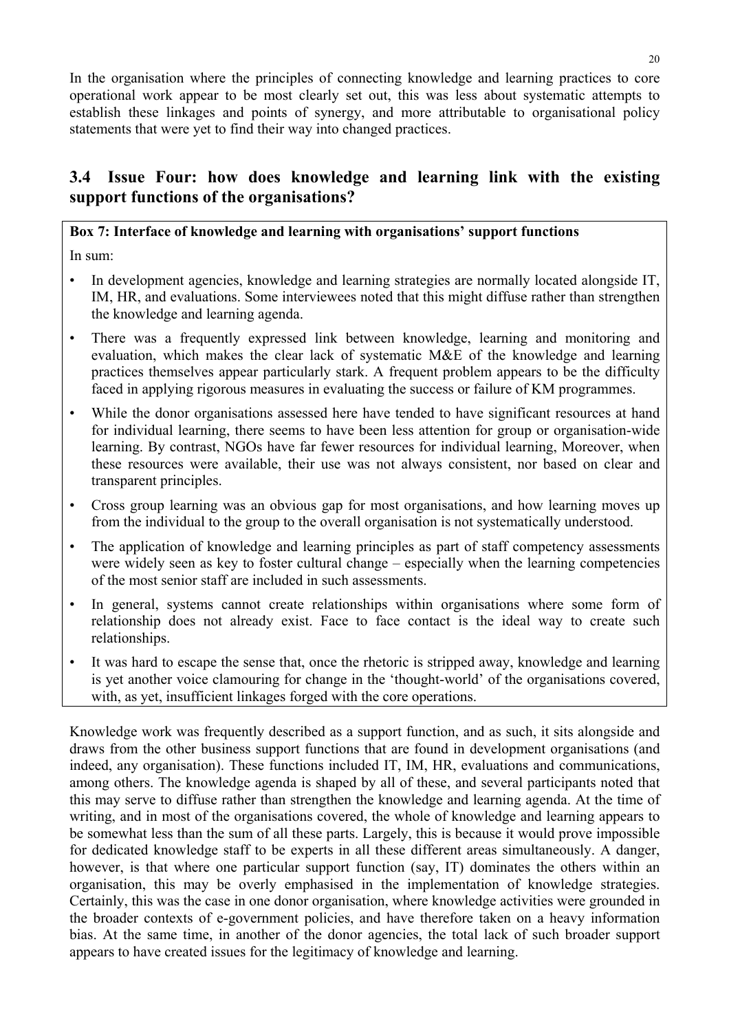In the organisation where the principles of connecting knowledge and learning practices to core operational work appear to be most clearly set out, this was less about systematic attempts to establish these linkages and points of synergy, and more attributable to organisational policy statements that were yet to find their way into changed practices.

## 3.4 Issue Four: how does knowledge and learning link with the existing support functions of the organisations?

**Box 7: Interface of knowledge and learning with organisations' support functions**

In sum:

- In development agencies, knowledge and learning strategies are normally located alongside IT, IM, HR, and evaluations. Some interviewees noted that this might diffuse rather than strengthen the knowledge and learning agenda.
- There was a frequently expressed link between knowledge, learning and monitoring and evaluation, which makes the clear lack of systematic M&E of the knowledge and learning practices themselves appear particularly stark. A frequent problem appears to be the difficulty faced in applying rigorous measures in evaluating the success or failure of KM programmes.
- While the donor organisations assessed here have tended to have significant resources at hand for individual learning, there seems to have been less attention for group or organisation-wide learning. By contrast, NGOs have far fewer resources for individual learning, Moreover, when these resources were available, their use was not always consistent, nor based on clear and transparent principles.
- Cross group learning was an obvious gap for most organisations, and how learning moves up from the individual to the group to the overall organisation is not systematically understood.
- The application of knowledge and learning principles as part of staff competency assessments were widely seen as key to foster cultural change – especially when the learning competencies of the most senior staff are included in such assessments.
- In general, systems cannot create relationships within organisations where some form of relationship does not already exist. Face to face contact is the ideal way to create such relationships.
- It was hard to escape the sense that, once the rhetoric is stripped away, knowledge and learning is yet another voice clamouring for change in the 'thought-world' of the organisations covered, with, as yet, insufficient linkages forged with the core operations.

Knowledge work was frequently described as a support function, and as such, it sits alongside and draws from the other business support functions that are found in development organisations (and indeed, any organisation). These functions included IT, IM, HR, evaluations and communications, among others. The knowledge agenda is shaped by all of these, and several participants noted that this may serve to diffuse rather than strengthen the knowledge and learning agenda. At the time of writing, and in most of the organisations covered, the whole of knowledge and learning appears to be somewhat less than the sum of all these parts. Largely, this is because it would prove impossible for dedicated knowledge staff to be experts in all these different areas simultaneously. A danger, however, is that where one particular support function (say, IT) dominates the others within an organisation, this may be overly emphasised in the implementation of knowledge strategies. Certainly, this was the case in one donor organisation, where knowledge activities were grounded in the broader contexts of e-government policies, and have therefore taken on a heavy information bias. At the same time, in another of the donor agencies, the total lack of such broader support appears to have created issues for the legitimacy of knowledge and learning.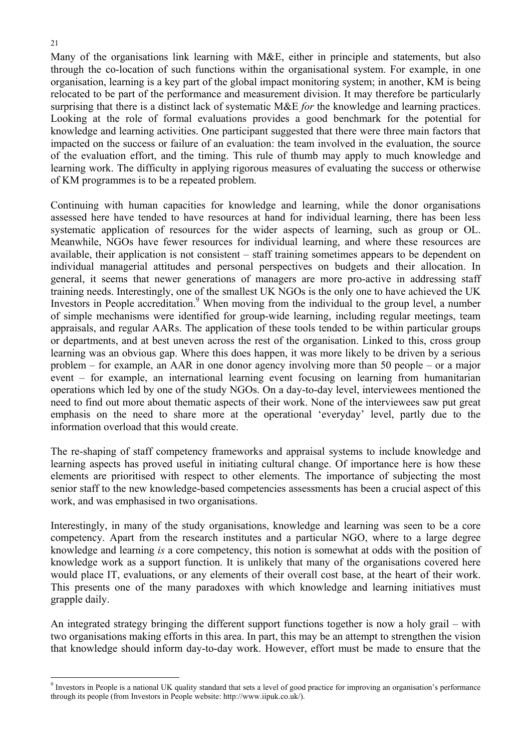Many of the organisations link learning with M&E, either in principle and statements, but also through the co-location of such functions within the organisational system. For example, in one organisation, learning is a key part of the global impact monitoring system; in another, KM is being relocated to be part of the performance and measurement division. It may therefore be particularly surprising that there is a distinct lack of systematic M&E *for* the knowledge and learning practices. Looking at the role of formal evaluations provides a good benchmark for the potential for knowledge and learning activities. One participant suggested that there were three main factors that impacted on the success or failure of an evaluation: the team involved in the evaluation, the source of the evaluation effort, and the timing. This rule of thumb may apply to much knowledge and learning work. The difficulty in applying rigorous measures of evaluating the success or otherwise of KM programmes is to be a repeated problem.

Continuing with human capacities for knowledge and learning, while the donor organisations assessed here have tended to have resources at hand for individual learning, there has been less systematic application of resources for the wider aspects of learning, such as group or OL. Meanwhile, NGOs have fewer resources for individual learning, and where these resources are available, their application is not consistent – staff training sometimes appears to be dependent on individual managerial attitudes and personal perspectives on budgets and their allocation. In general, it seems that newer generations of managers are more pro-active in addressing staff training needs. Interestingly, one of the smallest UK NGOs is the only one to have achieved the UK Investors in People accreditation.[9] When moving from the individual to the group level, a number of simple mechanisms were identified for group-wide learning, including regular meetings, team appraisals, and regular AARs. The application of these tools tended to be within particular groups or departments, and at best uneven across the rest of the organisation. Linked to this, cross group learning was an obvious gap. Where this does happen, it was more likely to be driven by a serious problem – for example, an AAR in one donor agency involving more than 50 people – or a major event – for example, an international learning event focusing on learning from humanitarian operations which led by one of the study NGOs. On a day-to-day level, interviewees mentioned the need to find out more about thematic aspects of their work. None of the interviewees saw put great emphasis on the need to share more at the operational 'everyday' level, partly due to the information overload that this would create.

The re-shaping of staff competency frameworks and appraisal systems to include knowledge and learning aspects has proved useful in initiating cultural change. Of importance here is how these elements are prioritised with respect to other elements. The importance of subjecting the most senior staff to the new knowledge-based competencies assessments has been a crucial aspect of this work, and was emphasised in two organisations.

Interestingly, in many of the study organisations, knowledge and learning was seen to be a core competency. Apart from the research institutes and a particular NGO, where to a large degree knowledge and learning *is* a core competency, this notion is somewhat at odds with the position of knowledge work as a support function. It is unlikely that many of the organisations covered here would place IT, evaluations, or any elements of their overall cost base, at the heart of their work. This presents one of the many paradoxes with which knowledge and learning initiatives must grapple daily.

An integrated strategy bringing the different support functions together is now a holy grail – with two organisations making efforts in this area. In part, this may be an attempt to strengthen the vision that knowledge should inform day-to-day work. However, effort must be made to ensure that the

---

[9] Investors in People is a national UK quality standard that sets a level of good practice for improving an organisation's performance through its people (from Investors in People website: http://www.iipuk.co.uk/).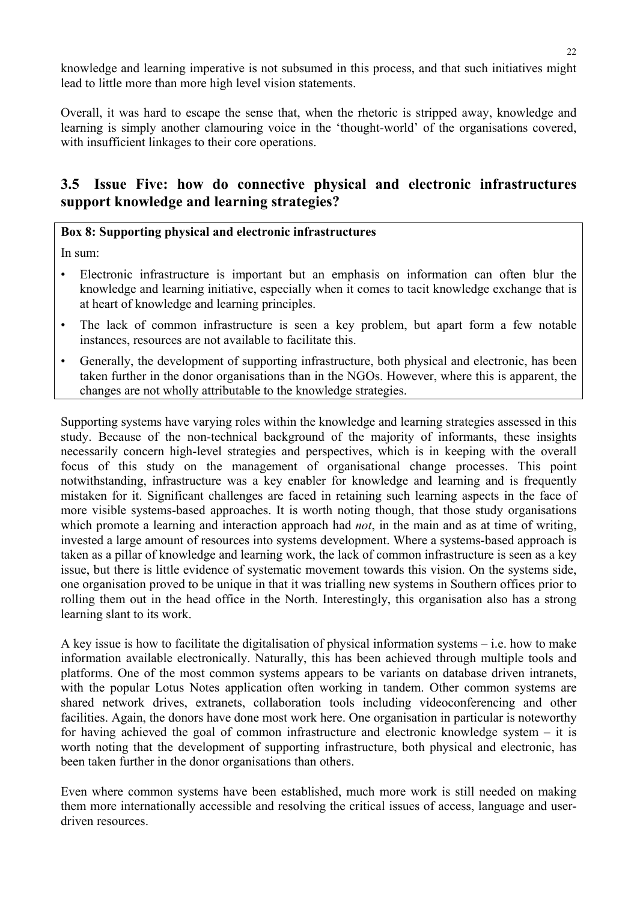knowledge and learning imperative is not subsumed in this process, and that such initiatives might lead to little more than more high level vision statements.

Overall, it was hard to escape the sense that, when the rhetoric is stripped away, knowledge and learning is simply another clamouring voice in the 'thought-world' of the organisations covered, with insufficient linkages to their core operations.

## 3.5 Issue Five: how do connective physical and electronic infrastructures support knowledge and learning strategies?

**Box 8: Supporting physical and electronic infrastructures**

In sum:

- Electronic infrastructure is important but an emphasis on information can often blur the knowledge and learning initiative, especially when it comes to tacit knowledge exchange that is at heart of knowledge and learning principles.
- The lack of common infrastructure is seen a key problem, but apart form a few notable instances, resources are not available to facilitate this.
- Generally, the development of supporting infrastructure, both physical and electronic, has been taken further in the donor organisations than in the NGOs. However, where this is apparent, the changes are not wholly attributable to the knowledge strategies.

Supporting systems have varying roles within the knowledge and learning strategies assessed in this study. Because of the non-technical background of the majority of informants, these insights necessarily concern high-level strategies and perspectives, which is in keeping with the overall focus of this study on the management of organisational change processes. This point notwithstanding, infrastructure was a key enabler for knowledge and learning and is frequently mistaken for it. Significant challenges are faced in retaining such learning aspects in the face of more visible systems-based approaches. It is worth noting though, that those study organisations which promote a learning and interaction approach had *not*, in the main and as at time of writing, invested a large amount of resources into systems development. Where a systems-based approach is taken as a pillar of knowledge and learning work, the lack of common infrastructure is seen as a key issue, but there is little evidence of systematic movement towards this vision. On the systems side, one organisation proved to be unique in that it was trialling new systems in Southern offices prior to rolling them out in the head office in the North. Interestingly, this organisation also has a strong learning slant to its work.

A key issue is how to facilitate the digitalisation of physical information systems – i.e. how to make information available electronically. Naturally, this has been achieved through multiple tools and platforms. One of the most common systems appears to be variants on database driven intranets, with the popular Lotus Notes application often working in tandem. Other common systems are shared network drives, extranets, collaboration tools including videoconferencing and other facilities. Again, the donors have done most work here. One organisation in particular is noteworthy for having achieved the goal of common infrastructure and electronic knowledge system – it is worth noting that the development of supporting infrastructure, both physical and electronic, has been taken further in the donor organisations than others.

Even where common systems have been established, much more work is still needed on making them more internationally accessible and resolving the critical issues of access, language and user-driven resources.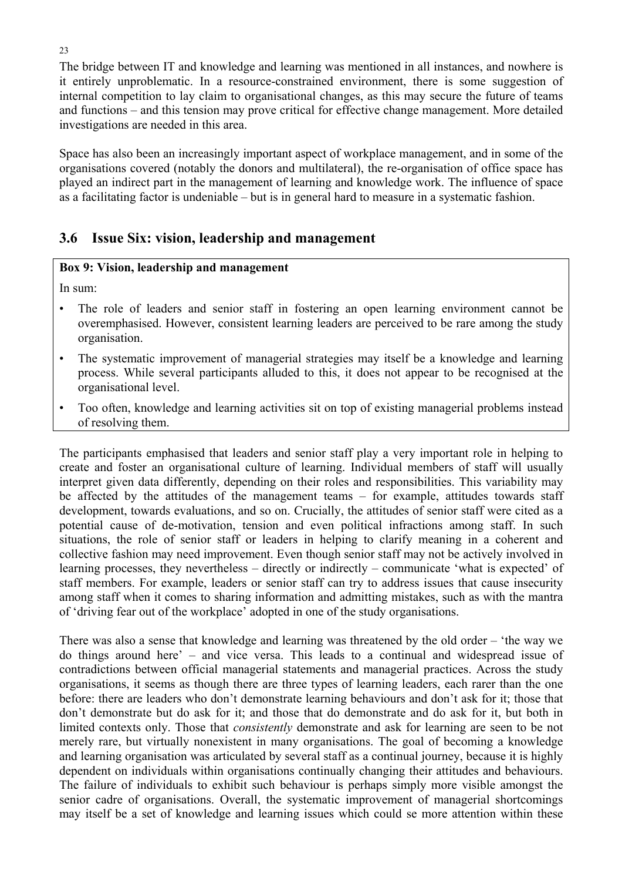The bridge between IT and knowledge and learning was mentioned in all instances, and nowhere is it entirely unproblematic. In a resource-constrained environment, there is some suggestion of internal competition to lay claim to organisational changes, as this may secure the future of teams and functions – and this tension may prove critical for effective change management. More detailed investigations are needed in this area.

Space has also been an increasingly important aspect of workplace management, and in some of the organisations covered (notably the donors and multilateral), the re-organisation of office space has played an indirect part in the management of learning and knowledge work. The influence of space as a facilitating factor is undeniable – but is in general hard to measure in a systematic fashion.

## 3.6 Issue Six: vision, leadership and management

**Box 9: Vision, leadership and management**

In sum:

- The role of leaders and senior staff in fostering an open learning environment cannot be overemphasised. However, consistent learning leaders are perceived to be rare among the study organisation.
- The systematic improvement of managerial strategies may itself be a knowledge and learning process. While several participants alluded to this, it does not appear to be recognised at the organisational level.
- Too often, knowledge and learning activities sit on top of existing managerial problems instead of resolving them.

The participants emphasised that leaders and senior staff play a very important role in helping to create and foster an organisational culture of learning. Individual members of staff will usually interpret given data differently, depending on their roles and responsibilities. This variability may be affected by the attitudes of the management teams – for example, attitudes towards staff development, towards evaluations, and so on. Crucially, the attitudes of senior staff were cited as a potential cause of de-motivation, tension and even political infractions among staff. In such situations, the role of senior staff or leaders in helping to clarify meaning in a coherent and collective fashion may need improvement. Even though senior staff may not be actively involved in learning processes, they nevertheless – directly or indirectly – communicate 'what is expected' of staff members. For example, leaders or senior staff can try to address issues that cause insecurity among staff when it comes to sharing information and admitting mistakes, such as with the mantra of 'driving fear out of the workplace' adopted in one of the study organisations.

There was also a sense that knowledge and learning was threatened by the old order – 'the way we do things around here' – and vice versa. This leads to a continual and widespread issue of contradictions between official managerial statements and managerial practices. Across the study organisations, it seems as though there are three types of learning leaders, each rarer than the one before: there are leaders who don't demonstrate learning behaviours and don't ask for it; those that don't demonstrate but do ask for it; and those that do demonstrate and do ask for it, but both in limited contexts only. Those that *consistently* demonstrate and ask for learning are seen to be not merely rare, but virtually nonexistent in many organisations. The goal of becoming a knowledge and learning organisation was articulated by several staff as a continual journey, because it is highly dependent on individuals within organisations continually changing their attitudes and behaviours. The failure of individuals to exhibit such behaviour is perhaps simply more visible amongst the senior cadre of organisations. Overall, the systematic improvement of managerial shortcomings may itself be a set of knowledge and learning issues which could se more attention within these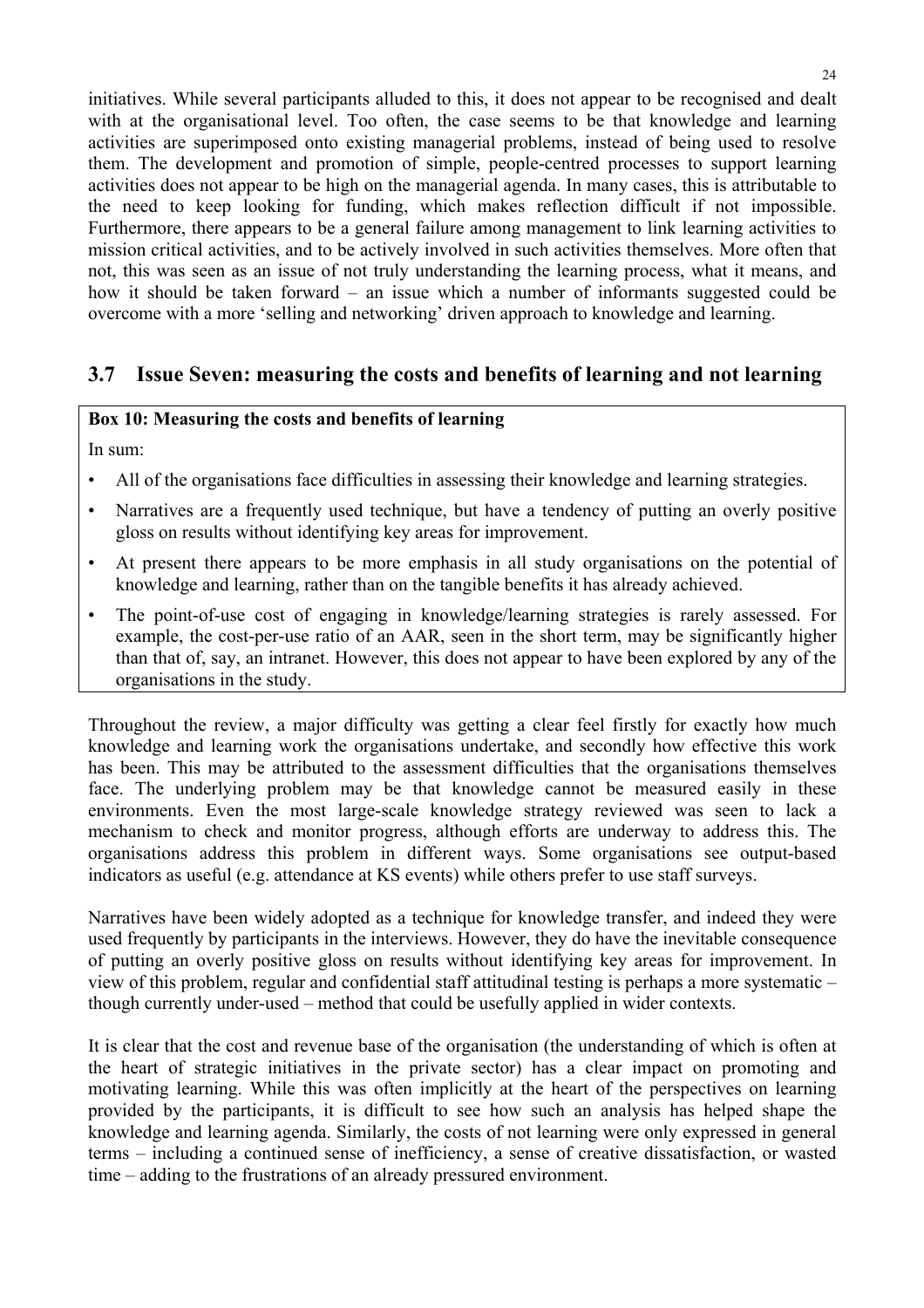initiatives. While several participants alluded to this, it does not appear to be recognised and dealt with at the organisational level. Too often, the case seems to be that knowledge and learning activities are superimposed onto existing managerial problems, instead of being used to resolve them. The development and promotion of simple, people-centred processes to support learning activities does not appear to be high on the managerial agenda. In many cases, this is attributable to the need to keep looking for funding, which makes reflection difficult if not impossible. Furthermore, there appears to be a general failure among management to link learning activities to mission critical activities, and to be actively involved in such activities themselves. More often that not, this was seen as an issue of not truly understanding the learning process, what it means, and how it should be taken forward – an issue which a number of informants suggested could be overcome with a more 'selling and networking' driven approach to knowledge and learning.

## 3.7 Issue Seven: measuring the costs and benefits of learning and not learning

**Box 10: Measuring the costs and benefits of learning**

In sum:

- All of the organisations face difficulties in assessing their knowledge and learning strategies.
- Narratives are a frequently used technique, but have a tendency of putting an overly positive gloss on results without identifying key areas for improvement.
- At present there appears to be more emphasis in all study organisations on the potential of knowledge and learning, rather than on the tangible benefits it has already achieved.
- The point-of-use cost of engaging in knowledge/learning strategies is rarely assessed. For example, the cost-per-use ratio of an AAR, seen in the short term, may be significantly higher than that of, say, an intranet. However, this does not appear to have been explored by any of the organisations in the study.

Throughout the review, a major difficulty was getting a clear feel firstly for exactly how much knowledge and learning work the organisations undertake, and secondly how effective this work has been. This may be attributed to the assessment difficulties that the organisations themselves face. The underlying problem may be that knowledge cannot be measured easily in these environments. Even the most large-scale knowledge strategy reviewed was seen to lack a mechanism to check and monitor progress, although efforts are underway to address this. The organisations address this problem in different ways. Some organisations see output-based indicators as useful (e.g. attendance at KS events) while others prefer to use staff surveys.

Narratives have been widely adopted as a technique for knowledge transfer, and indeed they were used frequently by participants in the interviews. However, they do have the inevitable consequence of putting an overly positive gloss on results without identifying key areas for improvement. In view of this problem, regular and confidential staff attitudinal testing is perhaps a more systematic – though currently under-used – method that could be usefully applied in wider contexts.

It is clear that the cost and revenue base of the organisation (the understanding of which is often at the heart of strategic initiatives in the private sector) has a clear impact on promoting and motivating learning. While this was often implicitly at the heart of the perspectives on learning provided by the participants, it is difficult to see how such an analysis has helped shape the knowledge and learning agenda. Similarly, the costs of not learning were only expressed in general terms – including a continued sense of inefficiency, a sense of creative dissatisfaction, or wasted time – adding to the frustrations of an already pressured environment.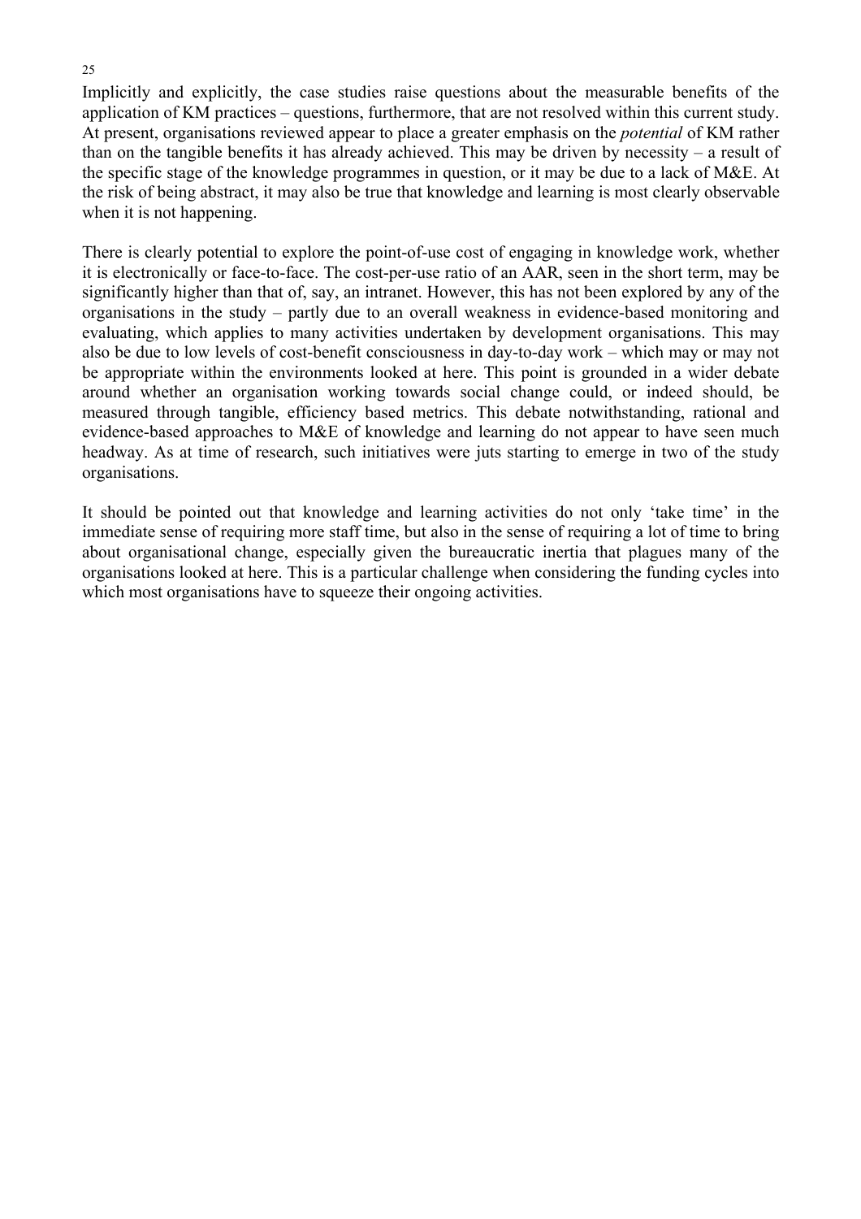Implicitly and explicitly, the case studies raise questions about the measurable benefits of the application of KM practices – questions, furthermore, that are not resolved within this current study. At present, organisations reviewed appear to place a greater emphasis on the *potential* of KM rather than on the tangible benefits it has already achieved. This may be driven by necessity – a result of the specific stage of the knowledge programmes in question, or it may be due to a lack of M&E. At the risk of being abstract, it may also be true that knowledge and learning is most clearly observable when it is not happening.

There is clearly potential to explore the point-of-use cost of engaging in knowledge work, whether it is electronically or face-to-face. The cost-per-use ratio of an AAR, seen in the short term, may be significantly higher than that of, say, an intranet. However, this has not been explored by any of the organisations in the study – partly due to an overall weakness in evidence-based monitoring and evaluating, which applies to many activities undertaken by development organisations. This may also be due to low levels of cost-benefit consciousness in day-to-day work – which may or may not be appropriate within the environments looked at here. This point is grounded in a wider debate around whether an organisation working towards social change could, or indeed should, be measured through tangible, efficiency based metrics. This debate notwithstanding, rational and evidence-based approaches to M&E of knowledge and learning do not appear to have seen much headway. As at time of research, such initiatives were juts starting to emerge in two of the study organisations.

It should be pointed out that knowledge and learning activities do not only 'take time' in the immediate sense of requiring more staff time, but also in the sense of requiring a lot of time to bring about organisational change, especially given the bureaucratic inertia that plagues many of the organisations looked at here. This is a particular challenge when considering the funding cycles into which most organisations have to squeeze their ongoing activities.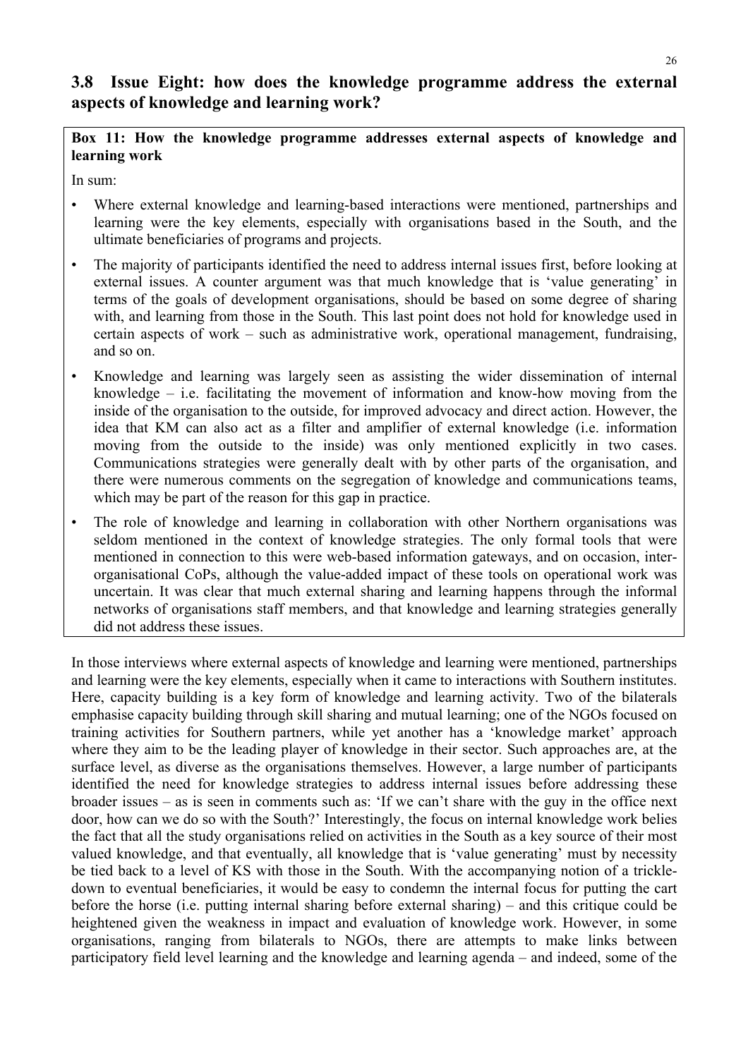## 3.8 Issue Eight: how does the knowledge programme address the external aspects of knowledge and learning work?

**Box 11: How the knowledge programme addresses external aspects of knowledge and learning work**

In sum:

- Where external knowledge and learning-based interactions were mentioned, partnerships and learning were the key elements, especially with organisations based in the South, and the ultimate beneficiaries of programs and projects.
- The majority of participants identified the need to address internal issues first, before looking at external issues. A counter argument was that much knowledge that is 'value generating' in terms of the goals of development organisations, should be based on some degree of sharing with, and learning from those in the South. This last point does not hold for knowledge used in certain aspects of work – such as administrative work, operational management, fundraising, and so on.
- Knowledge and learning was largely seen as assisting the wider dissemination of internal knowledge – i.e. facilitating the movement of information and know-how moving from the inside of the organisation to the outside, for improved advocacy and direct action. However, the idea that KM can also act as a filter and amplifier of external knowledge (i.e. information moving from the outside to the inside) was only mentioned explicitly in two cases. Communications strategies were generally dealt with by other parts of the organisation, and there were numerous comments on the segregation of knowledge and communications teams, which may be part of the reason for this gap in practice.
- The role of knowledge and learning in collaboration with other Northern organisations was seldom mentioned in the context of knowledge strategies. The only formal tools that were mentioned in connection to this were web-based information gateways, and on occasion, inter-organisational CoPs, although the value-added impact of these tools on operational work was uncertain. It was clear that much external sharing and learning happens through the informal networks of organisations staff members, and that knowledge and learning strategies generally did not address these issues.

In those interviews where external aspects of knowledge and learning were mentioned, partnerships and learning were the key elements, especially when it came to interactions with Southern institutes. Here, capacity building is a key form of knowledge and learning activity. Two of the bilaterals emphasise capacity building through skill sharing and mutual learning; one of the NGOs focused on training activities for Southern partners, while yet another has a 'knowledge market' approach where they aim to be the leading player of knowledge in their sector. Such approaches are, at the surface level, as diverse as the organisations themselves. However, a large number of participants identified the need for knowledge strategies to address internal issues before addressing these broader issues – as is seen in comments such as: 'If we can't share with the guy in the office next door, how can we do so with the South?' Interestingly, the focus on internal knowledge work belies the fact that all the study organisations relied on activities in the South as a key source of their most valued knowledge, and that eventually, all knowledge that is 'value generating' must by necessity be tied back to a level of KS with those in the South. With the accompanying notion of a trickle-down to eventual beneficiaries, it would be easy to condemn the internal focus for putting the cart before the horse (i.e. putting internal sharing before external sharing) – and this critique could be heightened given the weakness in impact and evaluation of knowledge work. However, in some organisations, ranging from bilaterals to NGOs, there are attempts to make links between participatory field level learning and the knowledge and learning agenda – and indeed, some of the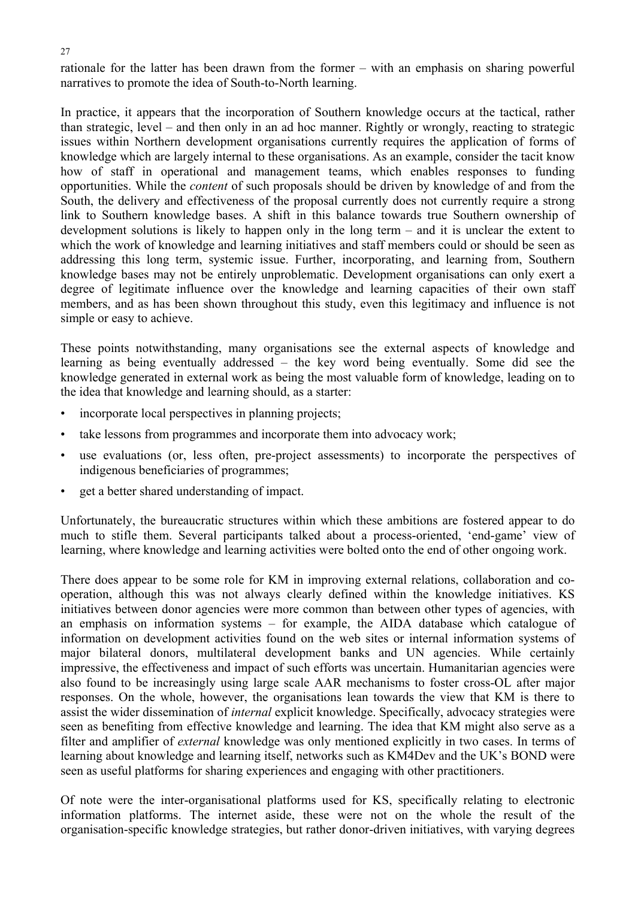rationale for the latter has been drawn from the former – with an emphasis on sharing powerful narratives to promote the idea of South-to-North learning.

In practice, it appears that the incorporation of Southern knowledge occurs at the tactical, rather than strategic, level – and then only in an ad hoc manner. Rightly or wrongly, reacting to strategic issues within Northern development organisations currently requires the application of forms of knowledge which are largely internal to these organisations. As an example, consider the tacit know how of staff in operational and management teams, which enables responses to funding opportunities. While the *content* of such proposals should be driven by knowledge of and from the South, the delivery and effectiveness of the proposal currently does not currently require a strong link to Southern knowledge bases. A shift in this balance towards true Southern ownership of development solutions is likely to happen only in the long term – and it is unclear the extent to which the work of knowledge and learning initiatives and staff members could or should be seen as addressing this long term, systemic issue. Further, incorporating, and learning from, Southern knowledge bases may not be entirely unproblematic. Development organisations can only exert a degree of legitimate influence over the knowledge and learning capacities of their own staff members, and as has been shown throughout this study, even this legitimacy and influence is not simple or easy to achieve.

These points notwithstanding, many organisations see the external aspects of knowledge and learning as being eventually addressed – the key word being eventually. Some did see the knowledge generated in external work as being the most valuable form of knowledge, leading on to the idea that knowledge and learning should, as a starter:

- incorporate local perspectives in planning projects;
- take lessons from programmes and incorporate them into advocacy work;
- use evaluations (or, less often, pre-project assessments) to incorporate the perspectives of indigenous beneficiaries of programmes;
- get a better shared understanding of impact.

Unfortunately, the bureaucratic structures within which these ambitions are fostered appear to do much to stifle them. Several participants talked about a process-oriented, 'end-game' view of learning, where knowledge and learning activities were bolted onto the end of other ongoing work.

There does appear to be some role for KM in improving external relations, collaboration and co-operation, although this was not always clearly defined within the knowledge initiatives. KS initiatives between donor agencies were more common than between other types of agencies, with an emphasis on information systems – for example, the AIDA database which catalogue of information on development activities found on the web sites or internal information systems of major bilateral donors, multilateral development banks and UN agencies. While certainly impressive, the effectiveness and impact of such efforts was uncertain. Humanitarian agencies were also found to be increasingly using large scale AAR mechanisms to foster cross-OL after major responses. On the whole, however, the organisations lean towards the view that KM is there to assist the wider dissemination of *internal* explicit knowledge. Specifically, advocacy strategies were seen as benefiting from effective knowledge and learning. The idea that KM might also serve as a filter and amplifier of *external* knowledge was only mentioned explicitly in two cases. In terms of learning about knowledge and learning itself, networks such as KM4Dev and the UK's BOND were seen as useful platforms for sharing experiences and engaging with other practitioners.

Of note were the inter-organisational platforms used for KS, specifically relating to electronic information platforms. The internet aside, these were not on the whole the result of the organisation-specific knowledge strategies, but rather donor-driven initiatives, with varying degrees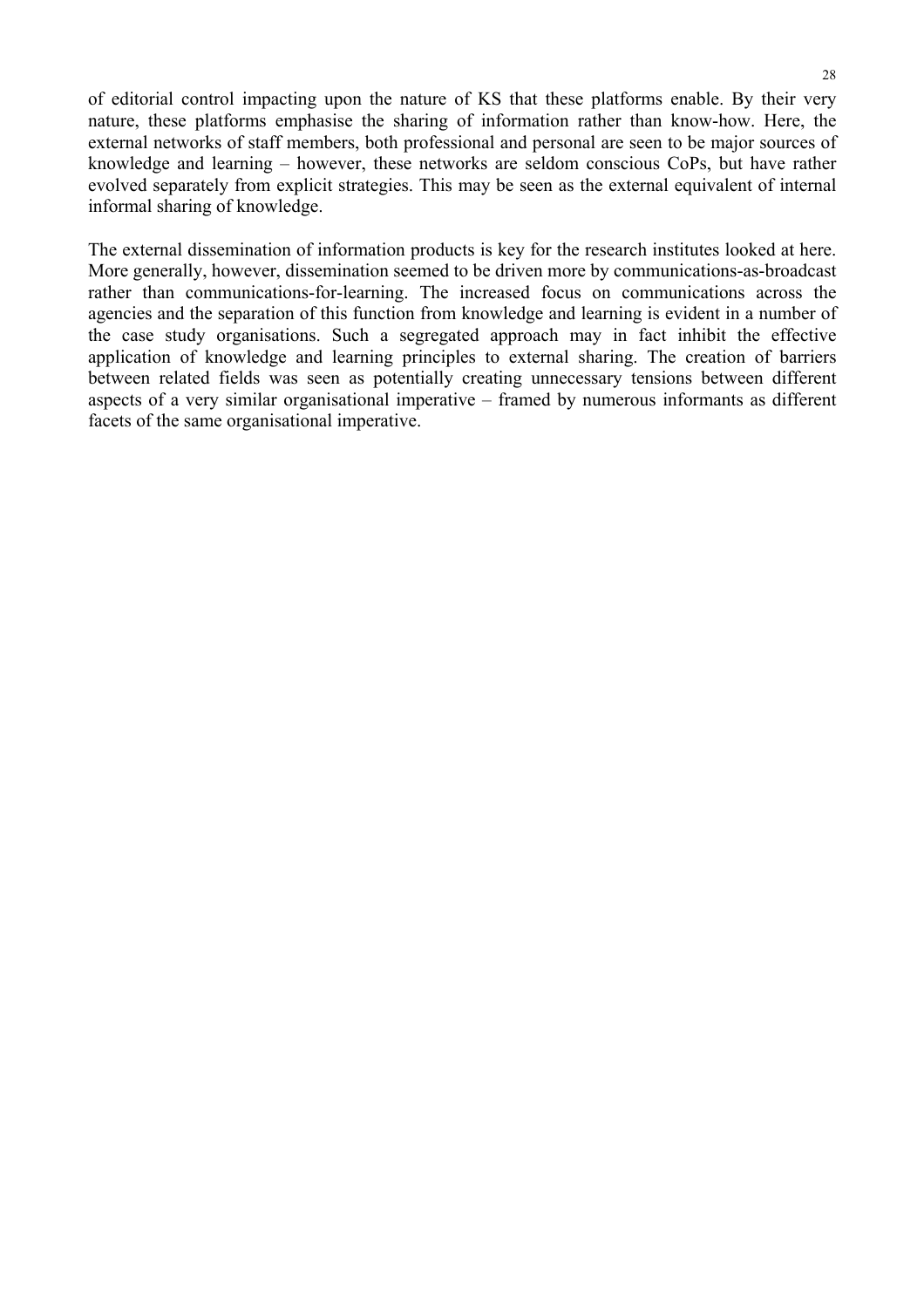of editorial control impacting upon the nature of KS that these platforms enable. By their very nature, these platforms emphasise the sharing of information rather than know-how. Here, the external networks of staff members, both professional and personal are seen to be major sources of knowledge and learning – however, these networks are seldom conscious CoPs, but have rather evolved separately from explicit strategies. This may be seen as the external equivalent of internal informal sharing of knowledge.

The external dissemination of information products is key for the research institutes looked at here. More generally, however, dissemination seemed to be driven more by communications-as-broadcast rather than communications-for-learning. The increased focus on communications across the agencies and the separation of this function from knowledge and learning is evident in a number of the case study organisations. Such a segregated approach may in fact inhibit the effective application of knowledge and learning principles to external sharing. The creation of barriers between related fields was seen as potentially creating unnecessary tensions between different aspects of a very similar organisational imperative – framed by numerous informants as different facets of the same organisational imperative.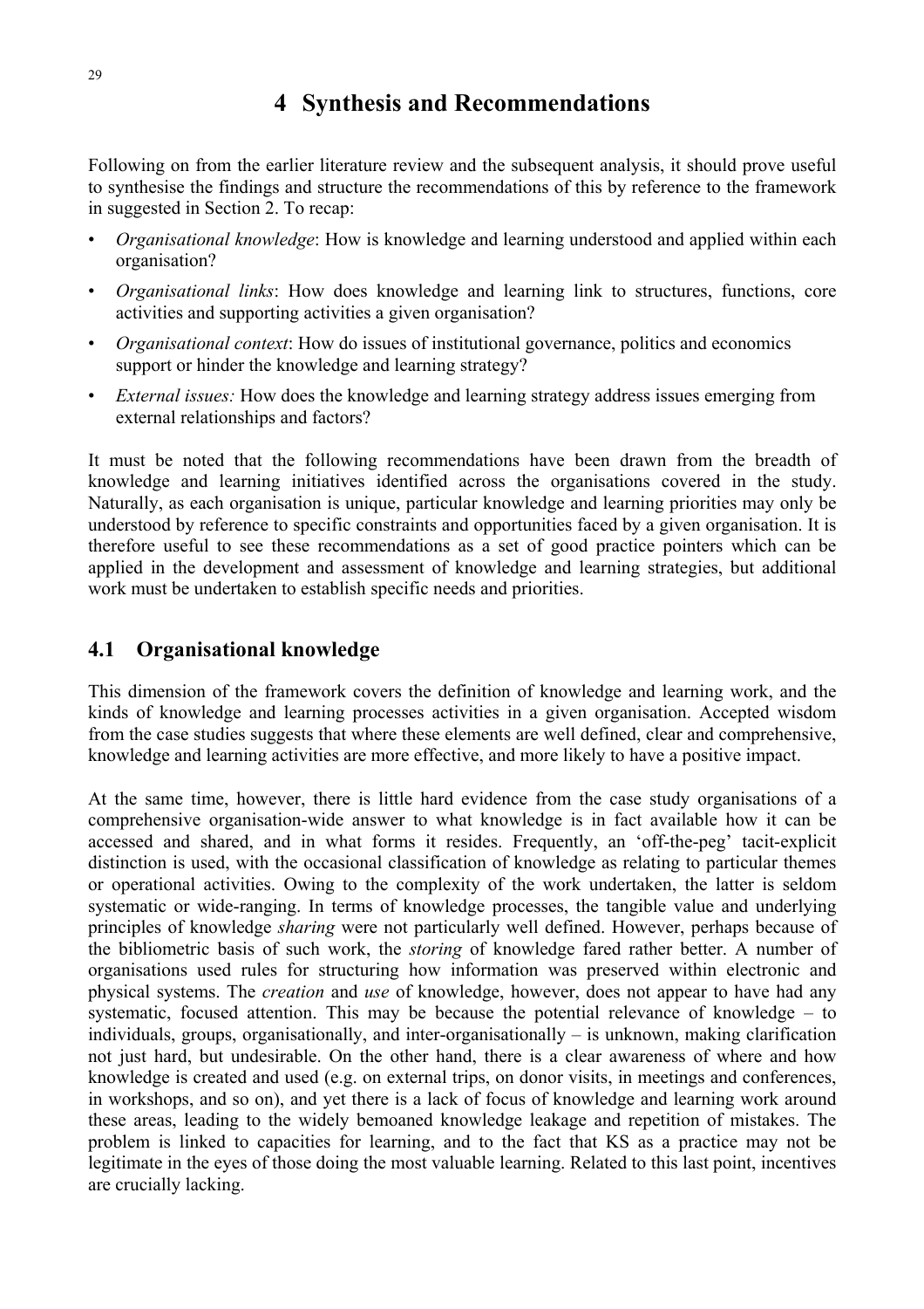# 4 Synthesis and Recommendations

Following on from the earlier literature review and the subsequent analysis, it should prove useful to synthesise the findings and structure the recommendations of this by reference to the framework in suggested in Section 2. To recap:

- *Organisational knowledge*: How is knowledge and learning understood and applied within each organisation?
- *Organisational links*: How does knowledge and learning link to structures, functions, core activities and supporting activities a given organisation?
- *Organisational context*: How do issues of institutional governance, politics and economics support or hinder the knowledge and learning strategy?
- *External issues:* How does the knowledge and learning strategy address issues emerging from external relationships and factors?

It must be noted that the following recommendations have been drawn from the breadth of knowledge and learning initiatives identified across the organisations covered in the study. Naturally, as each organisation is unique, particular knowledge and learning priorities may only be understood by reference to specific constraints and opportunities faced by a given organisation. It is therefore useful to see these recommendations as a set of good practice pointers which can be applied in the development and assessment of knowledge and learning strategies, but additional work must be undertaken to establish specific needs and priorities.

## 4.1 Organisational knowledge

This dimension of the framework covers the definition of knowledge and learning work, and the kinds of knowledge and learning processes activities in a given organisation. Accepted wisdom from the case studies suggests that where these elements are well defined, clear and comprehensive, knowledge and learning activities are more effective, and more likely to have a positive impact.

At the same time, however, there is little hard evidence from the case study organisations of a comprehensive organisation-wide answer to what knowledge is in fact available how it can be accessed and shared, and in what forms it resides. Frequently, an 'off-the-peg' tacit-explicit distinction is used, with the occasional classification of knowledge as relating to particular themes or operational activities. Owing to the complexity of the work undertaken, the latter is seldom systematic or wide-ranging. In terms of knowledge processes, the tangible value and underlying principles of knowledge *sharing* were not particularly well defined. However, perhaps because of the bibliometric basis of such work, the *storing* of knowledge fared rather better. A number of organisations used rules for structuring how information was preserved within electronic and physical systems. The *creation* and *use* of knowledge, however, does not appear to have had any systematic, focused attention. This may be because the potential relevance of knowledge – to individuals, groups, organisationally, and inter-organisationally – is unknown, making clarification not just hard, but undesirable. On the other hand, there is a clear awareness of where and how knowledge is created and used (e.g. on external trips, on donor visits, in meetings and conferences, in workshops, and so on), and yet there is a lack of focus of knowledge and learning work around these areas, leading to the widely bemoaned knowledge leakage and repetition of mistakes. The problem is linked to capacities for learning, and to the fact that KS as a practice may not be legitimate in the eyes of those doing the most valuable learning. Related to this last point, incentives are crucially lacking.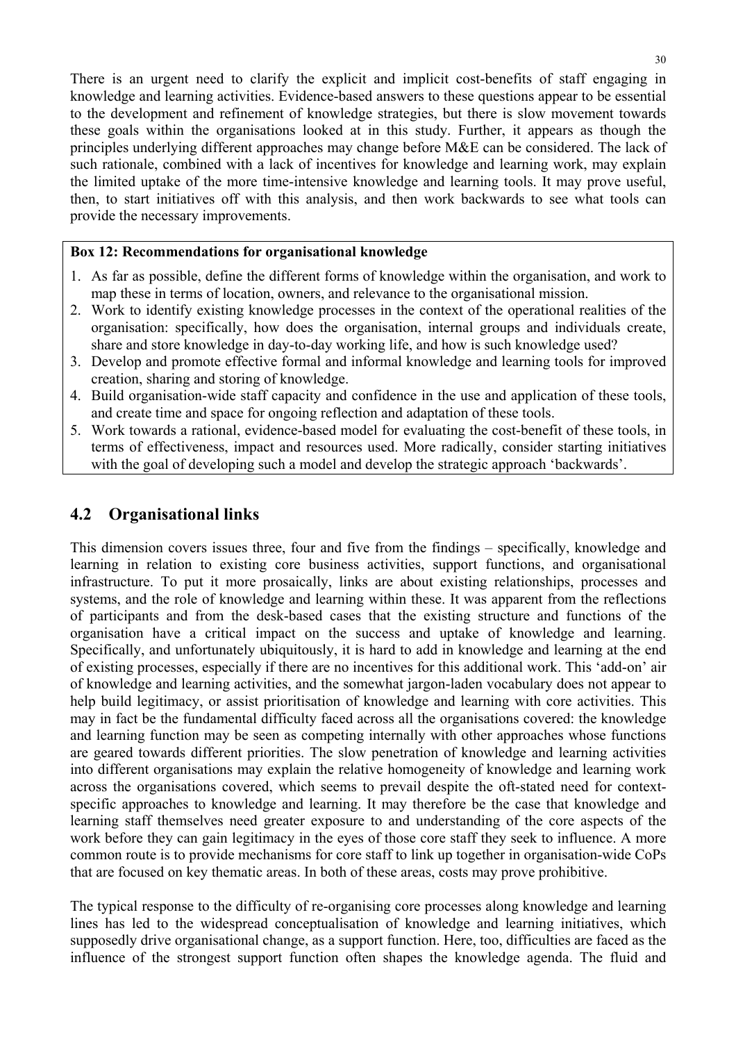There is an urgent need to clarify the explicit and implicit cost-benefits of staff engaging in knowledge and learning activities. Evidence-based answers to these questions appear to be essential to the development and refinement of knowledge strategies, but there is slow movement towards these goals within the organisations looked at in this study. Further, it appears as though the principles underlying different approaches may change before M&E can be considered. The lack of such rationale, combined with a lack of incentives for knowledge and learning work, may explain the limited uptake of the more time-intensive knowledge and learning tools. It may prove useful, then, to start initiatives off with this analysis, and then work backwards to see what tools can provide the necessary improvements.

**Box 12: Recommendations for organisational knowledge**

1. As far as possible, define the different forms of knowledge within the organisation, and work to map these in terms of location, owners, and relevance to the organisational mission.
2. Work to identify existing knowledge processes in the context of the operational realities of the organisation: specifically, how does the organisation, internal groups and individuals create, share and store knowledge in day-to-day working life, and how is such knowledge used?
3. Develop and promote effective formal and informal knowledge and learning tools for improved creation, sharing and storing of knowledge.
4. Build organisation-wide staff capacity and confidence in the use and application of these tools, and create time and space for ongoing reflection and adaptation of these tools.
5. Work towards a rational, evidence-based model for evaluating the cost-benefit of these tools, in terms of effectiveness, impact and resources used. More radically, consider starting initiatives with the goal of developing such a model and develop the strategic approach 'backwards'.

## 4.2 Organisational links

This dimension covers issues three, four and five from the findings – specifically, knowledge and learning in relation to existing core business activities, support functions, and organisational infrastructure. To put it more prosaically, links are about existing relationships, processes and systems, and the role of knowledge and learning within these. It was apparent from the reflections of participants and from the desk-based cases that the existing structure and functions of the organisation have a critical impact on the success and uptake of knowledge and learning. Specifically, and unfortunately ubiquitously, it is hard to add in knowledge and learning at the end of existing processes, especially if there are no incentives for this additional work. This 'add-on' air of knowledge and learning activities, and the somewhat jargon-laden vocabulary does not appear to help build legitimacy, or assist prioritisation of knowledge and learning with core activities. This may in fact be the fundamental difficulty faced across all the organisations covered: the knowledge and learning function may be seen as competing internally with other approaches whose functions are geared towards different priorities. The slow penetration of knowledge and learning activities into different organisations may explain the relative homogeneity of knowledge and learning work across the organisations covered, which seems to prevail despite the oft-stated need for context-specific approaches to knowledge and learning. It may therefore be the case that knowledge and learning staff themselves need greater exposure to and understanding of the core aspects of the work before they can gain legitimacy in the eyes of those core staff they seek to influence. A more common route is to provide mechanisms for core staff to link up together in organisation-wide CoPs that are focused on key thematic areas. In both of these areas, costs may prove prohibitive.

The typical response to the difficulty of re-organising core processes along knowledge and learning lines has led to the widespread conceptualisation of knowledge and learning initiatives, which supposedly drive organisational change, as a support function. Here, too, difficulties are faced as the influence of the strongest support function often shapes the knowledge agenda. The fluid and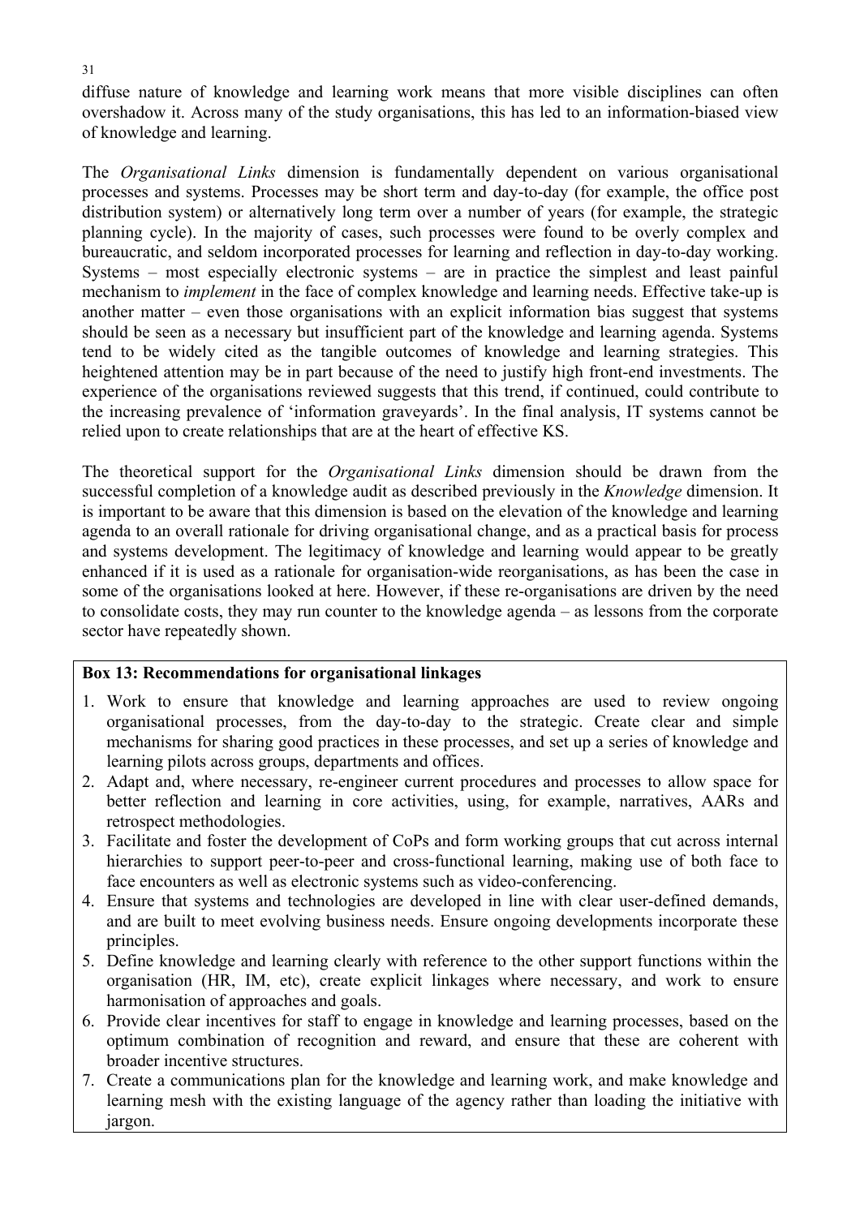diffuse nature of knowledge and learning work means that more visible disciplines can often overshadow it. Across many of the study organisations, this has led to an information-biased view of knowledge and learning.

The *Organisational Links* dimension is fundamentally dependent on various organisational processes and systems. Processes may be short term and day-to-day (for example, the office post distribution system) or alternatively long term over a number of years (for example, the strategic planning cycle). In the majority of cases, such processes were found to be overly complex and bureaucratic, and seldom incorporated processes for learning and reflection in day-to-day working. Systems – most especially electronic systems – are in practice the simplest and least painful mechanism to *implement* in the face of complex knowledge and learning needs. Effective take-up is another matter – even those organisations with an explicit information bias suggest that systems should be seen as a necessary but insufficient part of the knowledge and learning agenda. Systems tend to be widely cited as the tangible outcomes of knowledge and learning strategies. This heightened attention may be in part because of the need to justify high front-end investments. The experience of the organisations reviewed suggests that this trend, if continued, could contribute to the increasing prevalence of 'information graveyards'. In the final analysis, IT systems cannot be relied upon to create relationships that are at the heart of effective KS.

The theoretical support for the *Organisational Links* dimension should be drawn from the successful completion of a knowledge audit as described previously in the *Knowledge* dimension. It is important to be aware that this dimension is based on the elevation of the knowledge and learning agenda to an overall rationale for driving organisational change, and as a practical basis for process and systems development. The legitimacy of knowledge and learning would appear to be greatly enhanced if it is used as a rationale for organisation-wide reorganisations, as has been the case in some of the organisations looked at here. However, if these re-organisations are driven by the need to consolidate costs, they may run counter to the knowledge agenda – as lessons from the corporate sector have repeatedly shown.

**Box 13: Recommendations for organisational linkages**

1. Work to ensure that knowledge and learning approaches are used to review ongoing organisational processes, from the day-to-day to the strategic. Create clear and simple mechanisms for sharing good practices in these processes, and set up a series of knowledge and learning pilots across groups, departments and offices.
2. Adapt and, where necessary, re-engineer current procedures and processes to allow space for better reflection and learning in core activities, using, for example, narratives, AARs and retrospect methodologies.
3. Facilitate and foster the development of CoPs and form working groups that cut across internal hierarchies to support peer-to-peer and cross-functional learning, making use of both face to face encounters as well as electronic systems such as video-conferencing.
4. Ensure that systems and technologies are developed in line with clear user-defined demands, and are built to meet evolving business needs. Ensure ongoing developments incorporate these principles.
5. Define knowledge and learning clearly with reference to the other support functions within the organisation (HR, IM, etc), create explicit linkages where necessary, and work to ensure harmonisation of approaches and goals.
6. Provide clear incentives for staff to engage in knowledge and learning processes, based on the optimum combination of recognition and reward, and ensure that these are coherent with broader incentive structures.
7. Create a communications plan for the knowledge and learning work, and make knowledge and learning mesh with the existing language of the agency rather than loading the initiative with jargon.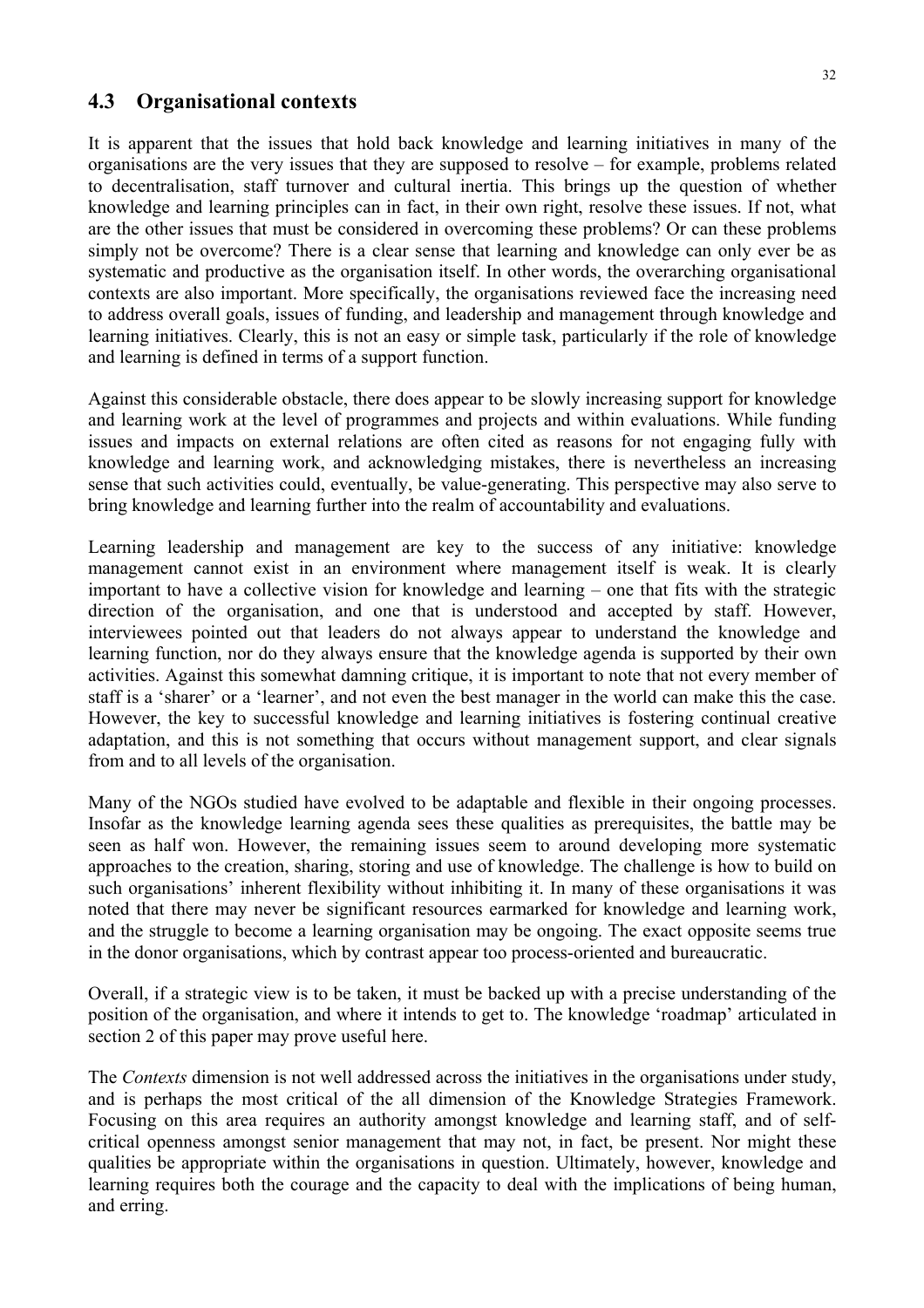## 4.3 Organisational contexts

It is apparent that the issues that hold back knowledge and learning initiatives in many of the organisations are the very issues that they are supposed to resolve – for example, problems related to decentralisation, staff turnover and cultural inertia. This brings up the question of whether knowledge and learning principles can in fact, in their own right, resolve these issues. If not, what are the other issues that must be considered in overcoming these problems? Or can these problems simply not be overcome? There is a clear sense that learning and knowledge can only ever be as systematic and productive as the organisation itself. In other words, the overarching organisational contexts are also important. More specifically, the organisations reviewed face the increasing need to address overall goals, issues of funding, and leadership and management through knowledge and learning initiatives. Clearly, this is not an easy or simple task, particularly if the role of knowledge and learning is defined in terms of a support function.

Against this considerable obstacle, there does appear to be slowly increasing support for knowledge and learning work at the level of programmes and projects and within evaluations. While funding issues and impacts on external relations are often cited as reasons for not engaging fully with knowledge and learning work, and acknowledging mistakes, there is nevertheless an increasing sense that such activities could, eventually, be value-generating. This perspective may also serve to bring knowledge and learning further into the realm of accountability and evaluations.

Learning leadership and management are key to the success of any initiative: knowledge management cannot exist in an environment where management itself is weak. It is clearly important to have a collective vision for knowledge and learning – one that fits with the strategic direction of the organisation, and one that is understood and accepted by staff. However, interviewees pointed out that leaders do not always appear to understand the knowledge and learning function, nor do they always ensure that the knowledge agenda is supported by their own activities. Against this somewhat damning critique, it is important to note that not every member of staff is a 'sharer' or a 'learner', and not even the best manager in the world can make this the case. However, the key to successful knowledge and learning initiatives is fostering continual creative adaptation, and this is not something that occurs without management support, and clear signals from and to all levels of the organisation.

Many of the NGOs studied have evolved to be adaptable and flexible in their ongoing processes. Insofar as the knowledge learning agenda sees these qualities as prerequisites, the battle may be seen as half won. However, the remaining issues seem to around developing more systematic approaches to the creation, sharing, storing and use of knowledge. The challenge is how to build on such organisations' inherent flexibility without inhibiting it. In many of these organisations it was noted that there may never be significant resources earmarked for knowledge and learning work, and the struggle to become a learning organisation may be ongoing. The exact opposite seems true in the donor organisations, which by contrast appear too process-oriented and bureaucratic.

Overall, if a strategic view is to be taken, it must be backed up with a precise understanding of the position of the organisation, and where it intends to get to. The knowledge 'roadmap' articulated in section 2 of this paper may prove useful here.

The *Contexts* dimension is not well addressed across the initiatives in the organisations under study, and is perhaps the most critical of the all dimension of the Knowledge Strategies Framework. Focusing on this area requires an authority amongst knowledge and learning staff, and of self-critical openness amongst senior management that may not, in fact, be present. Nor might these qualities be appropriate within the organisations in question. Ultimately, however, knowledge and learning requires both the courage and the capacity to deal with the implications of being human, and erring.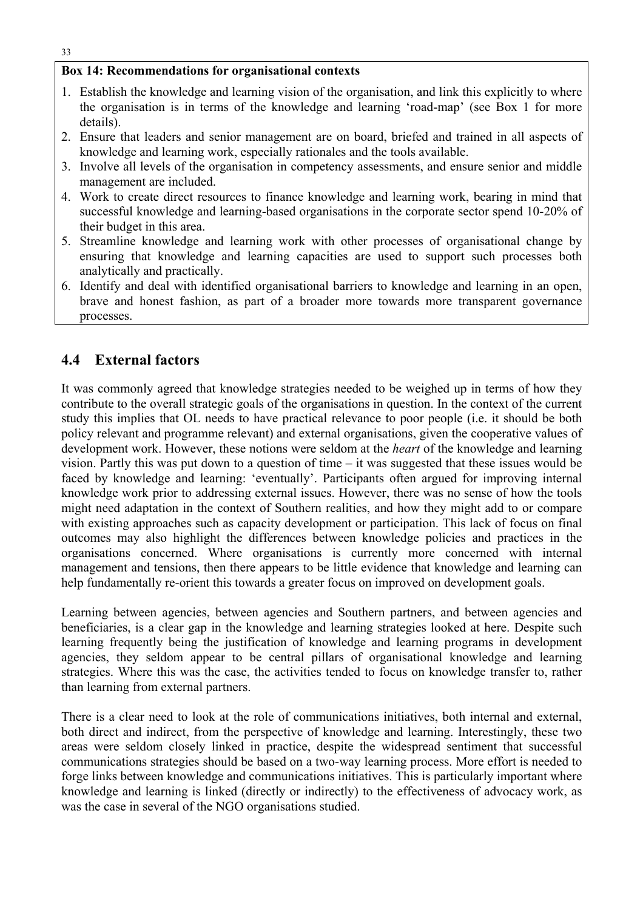**Box 14: Recommendations for organisational contexts**

1. Establish the knowledge and learning vision of the organisation, and link this explicitly to where the organisation is in terms of the knowledge and learning 'road-map' (see Box 1 for more details).
2. Ensure that leaders and senior management are on board, briefed and trained in all aspects of knowledge and learning work, especially rationales and the tools available.
3. Involve all levels of the organisation in competency assessments, and ensure senior and middle management are included.
4. Work to create direct resources to finance knowledge and learning work, bearing in mind that successful knowledge and learning-based organisations in the corporate sector spend 10-20% of their budget in this area.
5. Streamline knowledge and learning work with other processes of organisational change by ensuring that knowledge and learning capacities are used to support such processes both analytically and practically.
6. Identify and deal with identified organisational barriers to knowledge and learning in an open, brave and honest fashion, as part of a broader more towards more transparent governance processes.

## 4.4 External factors

It was commonly agreed that knowledge strategies needed to be weighed up in terms of how they contribute to the overall strategic goals of the organisations in question. In the context of the current study this implies that OL needs to have practical relevance to poor people (i.e. it should be both policy relevant and programme relevant) and external organisations, given the cooperative values of development work. However, these notions were seldom at the *heart* of the knowledge and learning vision. Partly this was put down to a question of time – it was suggested that these issues would be faced by knowledge and learning: 'eventually'. Participants often argued for improving internal knowledge work prior to addressing external issues. However, there was no sense of how the tools might need adaptation in the context of Southern realities, and how they might add to or compare with existing approaches such as capacity development or participation. This lack of focus on final outcomes may also highlight the differences between knowledge policies and practices in the organisations concerned. Where organisations is currently more concerned with internal management and tensions, then there appears to be little evidence that knowledge and learning can help fundamentally re-orient this towards a greater focus on improved on development goals.

Learning between agencies, between agencies and Southern partners, and between agencies and beneficiaries, is a clear gap in the knowledge and learning strategies looked at here. Despite such learning frequently being the justification of knowledge and learning programs in development agencies, they seldom appear to be central pillars of organisational knowledge and learning strategies. Where this was the case, the activities tended to focus on knowledge transfer to, rather than learning from external partners.

There is a clear need to look at the role of communications initiatives, both internal and external, both direct and indirect, from the perspective of knowledge and learning. Interestingly, these two areas were seldom closely linked in practice, despite the widespread sentiment that successful communications strategies should be based on a two-way learning process. More effort is needed to forge links between knowledge and communications initiatives. This is particularly important where knowledge and learning is linked (directly or indirectly) to the effectiveness of advocacy work, as was the case in several of the NGO organisations studied.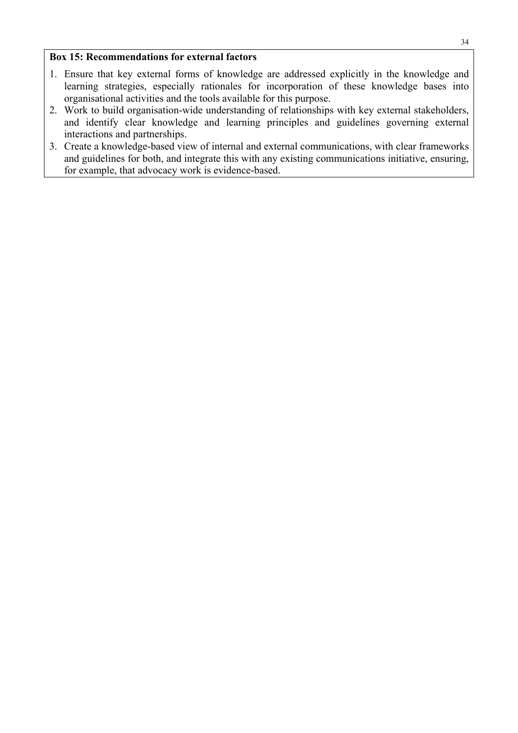**Box 15: Recommendations for external factors**

1. Ensure that key external forms of knowledge are addressed explicitly in the knowledge and learning strategies, especially rationales for incorporation of these knowledge bases into organisational activities and the tools available for this purpose.
2. Work to build organisation-wide understanding of relationships with key external stakeholders, and identify clear knowledge and learning principles and guidelines governing external interactions and partnerships.
3. Create a knowledge-based view of internal and external communications, with clear frameworks and guidelines for both, and integrate this with any existing communications initiative, ensuring, for example, that advocacy work is evidence-based.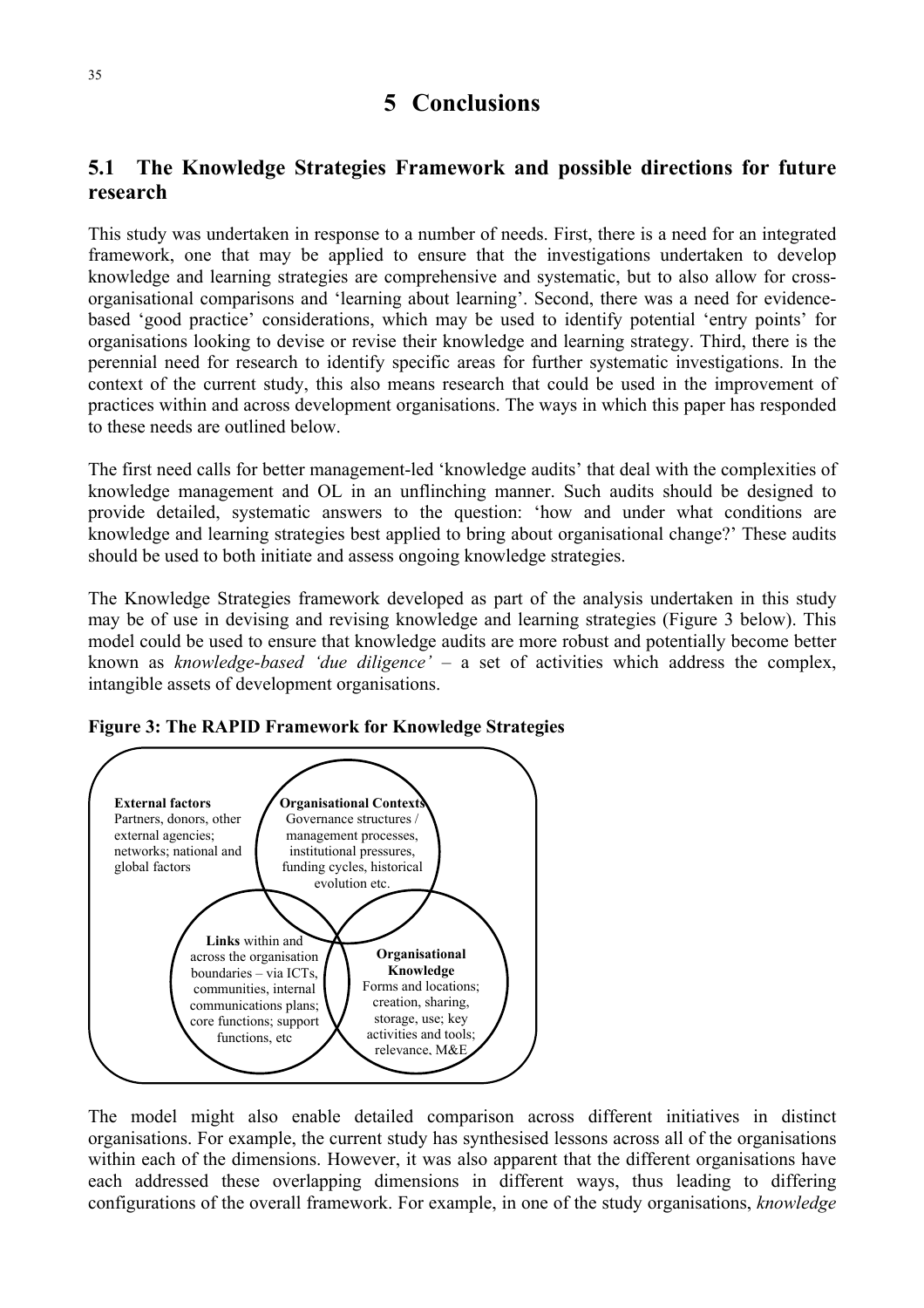# 5 Conclusions

## 5.1 The Knowledge Strategies Framework and possible directions for future research

This study was undertaken in response to a number of needs. First, there is a need for an integrated framework, one that may be applied to ensure that the investigations undertaken to develop knowledge and learning strategies are comprehensive and systematic, but to also allow for cross-organisational comparisons and 'learning about learning'. Second, there was a need for evidence-based 'good practice' considerations, which may be used to identify potential 'entry points' for organisations looking to devise or revise their knowledge and learning strategy. Third, there is the perennial need for research to identify specific areas for further systematic investigations. In the context of the current study, this also means research that could be used in the improvement of practices within and across development organisations. The ways in which this paper has responded to these needs are outlined below.

The first need calls for better management-led 'knowledge audits' that deal with the complexities of knowledge management and OL in an unflinching manner. Such audits should be designed to provide detailed, systematic answers to the question: 'how and under what conditions are knowledge and learning strategies best applied to bring about organisational change?' These audits should be used to both initiate and assess ongoing knowledge strategies.

The Knowledge Strategies framework developed as part of the analysis undertaken in this study may be of use in devising and revising knowledge and learning strategies (Figure 3 below). This model could be used to ensure that knowledge audits are more robust and potentially become better known as *knowledge-based 'due diligence'* – a set of activities which address the complex, intangible assets of development organisations.

**Figure 3: The RAPID Framework for Knowledge Strategies**

**External factors**
Partners, donors, other external agencies; networks; national and global factors

**Organisational Contexts**
Governance structures / management processes, institutional pressures, funding cycles, historical evolution etc.

**Links** within and across the organisation boundaries – via ICTs, communities, internal communications plans; core functions; support functions, etc

**Organisational Knowledge**
Forms and locations; creation, sharing, storage, use; key activities and tools; relevance, M&E

The model might also enable detailed comparison across different initiatives in distinct organisations. For example, the current study has synthesised lessons across all of the organisations within each of the dimensions. However, it was also apparent that the different organisations have each addressed these overlapping dimensions in different ways, thus leading to differing configurations of the overall framework. For example, in one of the study organisations, *knowledge*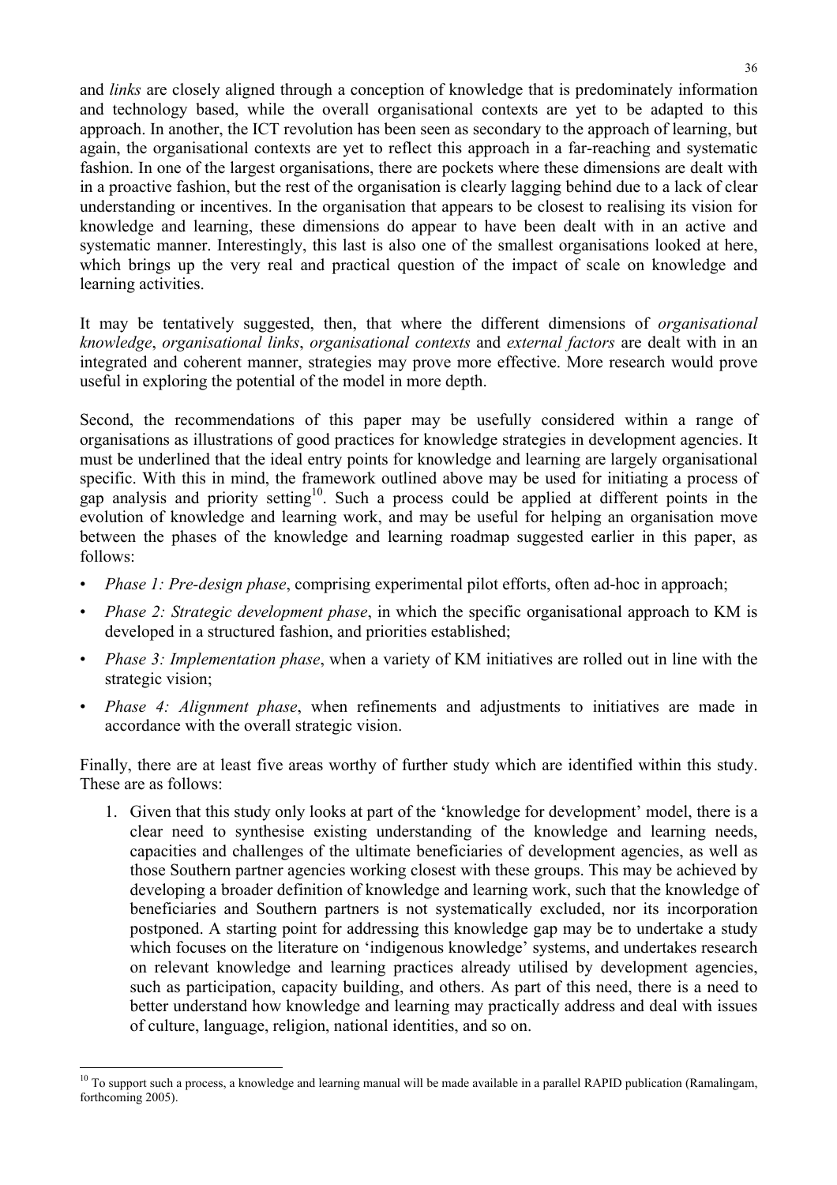and *links* are closely aligned through a conception of knowledge that is predominately information and technology based, while the overall organisational contexts are yet to be adapted to this approach. In another, the ICT revolution has been seen as secondary to the approach of learning, but again, the organisational contexts are yet to reflect this approach in a far-reaching and systematic fashion. In one of the largest organisations, there are pockets where these dimensions are dealt with in a proactive fashion, but the rest of the organisation is clearly lagging behind due to a lack of clear understanding or incentives. In the organisation that appears to be closest to realising its vision for knowledge and learning, these dimensions do appear to have been dealt with in an active and systematic manner. Interestingly, this last is also one of the smallest organisations looked at here, which brings up the very real and practical question of the impact of scale on knowledge and learning activities.

It may be tentatively suggested, then, that where the different dimensions of *organisational knowledge*, *organisational links*, *organisational contexts* and *external factors* are dealt with in an integrated and coherent manner, strategies may prove more effective. More research would prove useful in exploring the potential of the model in more depth.

Second, the recommendations of this paper may be usefully considered within a range of organisations as illustrations of good practices for knowledge strategies in development agencies. It must be underlined that the ideal entry points for knowledge and learning are largely organisational specific. With this in mind, the framework outlined above may be used for initiating a process of gap analysis and priority setting[10]. Such a process could be applied at different points in the evolution of knowledge and learning work, and may be useful for helping an organisation move between the phases of the knowledge and learning roadmap suggested earlier in this paper, as follows:

- *Phase 1: Pre-design phase*, comprising experimental pilot efforts, often ad-hoc in approach;
- *Phase 2: Strategic development phase*, in which the specific organisational approach to KM is developed in a structured fashion, and priorities established;
- *Phase 3: Implementation phase*, when a variety of KM initiatives are rolled out in line with the strategic vision;
- *Phase 4: Alignment phase*, when refinements and adjustments to initiatives are made in accordance with the overall strategic vision.

Finally, there are at least five areas worthy of further study which are identified within this study. These are as follows:

1. Given that this study only looks at part of the 'knowledge for development' model, there is a clear need to synthesise existing understanding of the knowledge and learning needs, capacities and challenges of the ultimate beneficiaries of development agencies, as well as those Southern partner agencies working closest with these groups. This may be achieved by developing a broader definition of knowledge and learning work, such that the knowledge of beneficiaries and Southern partners is not systematically excluded, nor its incorporation postponed. A starting point for addressing this knowledge gap may be to undertake a study which focuses on the literature on 'indigenous knowledge' systems, and undertakes research on relevant knowledge and learning practices already utilised by development agencies, such as participation, capacity building, and others. As part of this need, there is a need to better understand how knowledge and learning may practically address and deal with issues of culture, language, religion, national identities, and so on.

[10] To support such a process, a knowledge and learning manual will be made available in a parallel RAPID publication (Ramalingam, forthcoming 2005).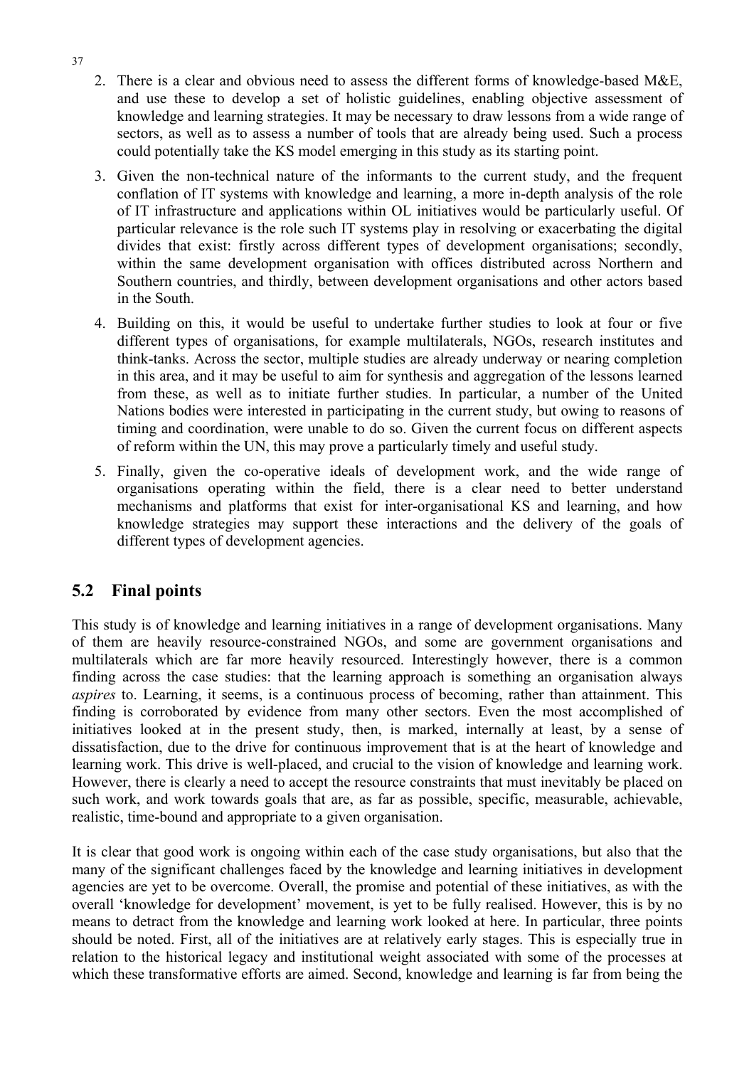2. There is a clear and obvious need to assess the different forms of knowledge-based M&E, and use these to develop a set of holistic guidelines, enabling objective assessment of knowledge and learning strategies. It may be necessary to draw lessons from a wide range of sectors, as well as to assess a number of tools that are already being used. Such a process could potentially take the KS model emerging in this study as its starting point.
3. Given the non-technical nature of the informants to the current study, and the frequent conflation of IT systems with knowledge and learning, a more in-depth analysis of the role of IT infrastructure and applications within OL initiatives would be particularly useful. Of particular relevance is the role such IT systems play in resolving or exacerbating the digital divides that exist: firstly across different types of development organisations; secondly, within the same development organisation with offices distributed across Northern and Southern countries, and thirdly, between development organisations and other actors based in the South.
4. Building on this, it would be useful to undertake further studies to look at four or five different types of organisations, for example multilaterals, NGOs, research institutes and think-tanks. Across the sector, multiple studies are already underway or nearing completion in this area, and it may be useful to aim for synthesis and aggregation of the lessons learned from these, as well as to initiate further studies. In particular, a number of the United Nations bodies were interested in participating in the current study, but owing to reasons of timing and coordination, were unable to do so. Given the current focus on different aspects of reform within the UN, this may prove a particularly timely and useful study.
5. Finally, given the co-operative ideals of development work, and the wide range of organisations operating within the field, there is a clear need to better understand mechanisms and platforms that exist for inter-organisational KS and learning, and how knowledge strategies may support these interactions and the delivery of the goals of different types of development agencies.

## 5.2 Final points

This study is of knowledge and learning initiatives in a range of development organisations. Many of them are heavily resource-constrained NGOs, and some are government organisations and multilaterals which are far more heavily resourced. Interestingly however, there is a common finding across the case studies: that the learning approach is something an organisation always *aspires* to. Learning, it seems, is a continuous process of becoming, rather than attainment. This finding is corroborated by evidence from many other sectors. Even the most accomplished of initiatives looked at in the present study, then, is marked, internally at least, by a sense of dissatisfaction, due to the drive for continuous improvement that is at the heart of knowledge and learning work. This drive is well-placed, and crucial to the vision of knowledge and learning work. However, there is clearly a need to accept the resource constraints that must inevitably be placed on such work, and work towards goals that are, as far as possible, specific, measurable, achievable, realistic, time-bound and appropriate to a given organisation.

It is clear that good work is ongoing within each of the case study organisations, but also that the many of the significant challenges faced by the knowledge and learning initiatives in development agencies are yet to be overcome. Overall, the promise and potential of these initiatives, as with the overall 'knowledge for development' movement, is yet to be fully realised. However, this is by no means to detract from the knowledge and learning work looked at here. In particular, three points should be noted. First, all of the initiatives are at relatively early stages. This is especially true in relation to the historical legacy and institutional weight associated with some of the processes at which these transformative efforts are aimed. Second, knowledge and learning is far from being the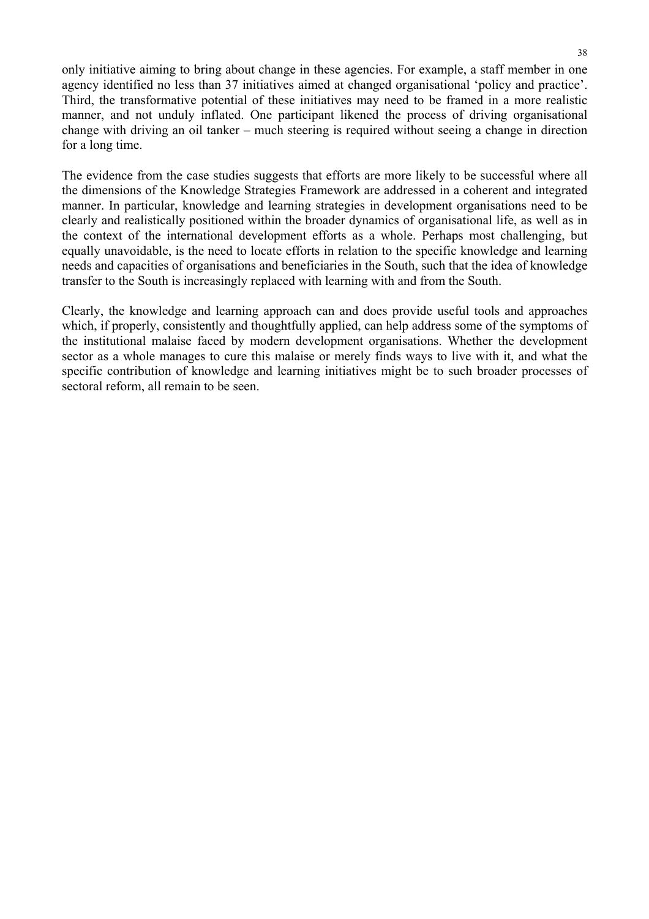only initiative aiming to bring about change in these agencies. For example, a staff member in one agency identified no less than 37 initiatives aimed at changed organisational 'policy and practice'. Third, the transformative potential of these initiatives may need to be framed in a more realistic manner, and not unduly inflated. One participant likened the process of driving organisational change with driving an oil tanker – much steering is required without seeing a change in direction for a long time.

The evidence from the case studies suggests that efforts are more likely to be successful where all the dimensions of the Knowledge Strategies Framework are addressed in a coherent and integrated manner. In particular, knowledge and learning strategies in development organisations need to be clearly and realistically positioned within the broader dynamics of organisational life, as well as in the context of the international development efforts as a whole. Perhaps most challenging, but equally unavoidable, is the need to locate efforts in relation to the specific knowledge and learning needs and capacities of organisations and beneficiaries in the South, such that the idea of knowledge transfer to the South is increasingly replaced with learning with and from the South.

Clearly, the knowledge and learning approach can and does provide useful tools and approaches which, if properly, consistently and thoughtfully applied, can help address some of the symptoms of the institutional malaise faced by modern development organisations. Whether the development sector as a whole manages to cure this malaise or merely finds ways to live with it, and what the specific contribution of knowledge and learning initiatives might be to such broader processes of sectoral reform, all remain to be seen.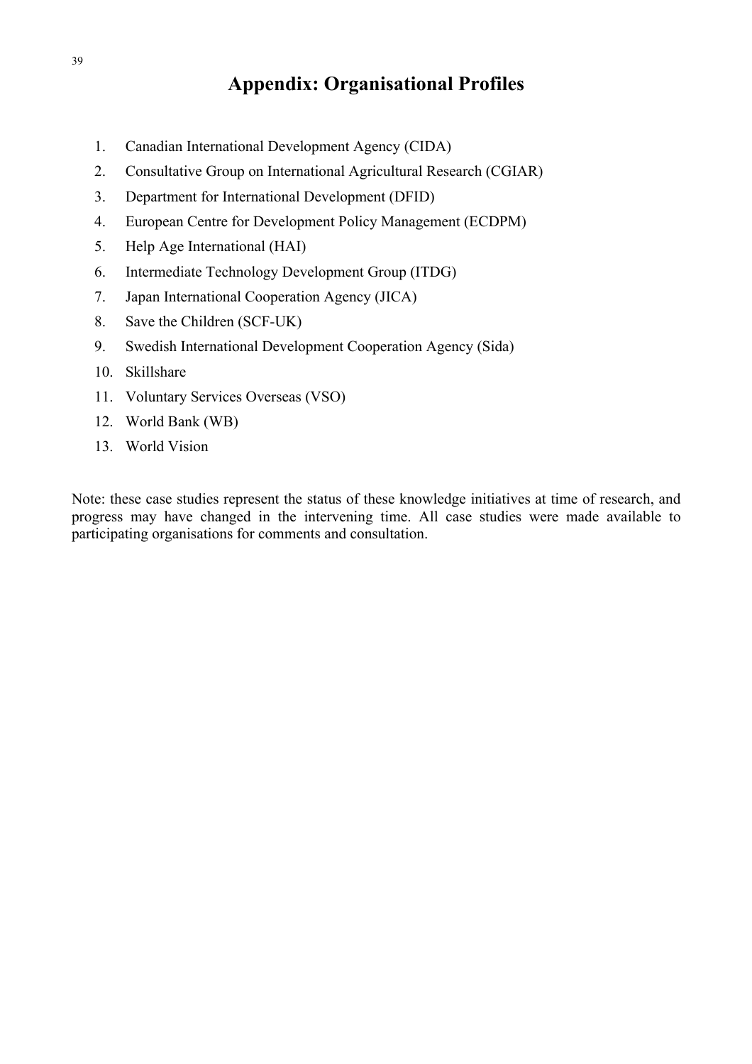# Appendix: Organisational Profiles

1. Canadian International Development Agency (CIDA)
2. Consultative Group on International Agricultural Research (CGIAR)
3. Department for International Development (DFID)
4. European Centre for Development Policy Management (ECDPM)
5. Help Age International (HAI)
6. Intermediate Technology Development Group (ITDG)
7. Japan International Cooperation Agency (JICA)
8. Save the Children (SCF-UK)
9. Swedish International Development Cooperation Agency (Sida)
10. Skillshare
11. Voluntary Services Overseas (VSO)
12. World Bank (WB)
13. World Vision

Note: these case studies represent the status of these knowledge initiatives at time of research, and progress may have changed in the intervening time. All case studies were made available to participating organisations for comments and consultation.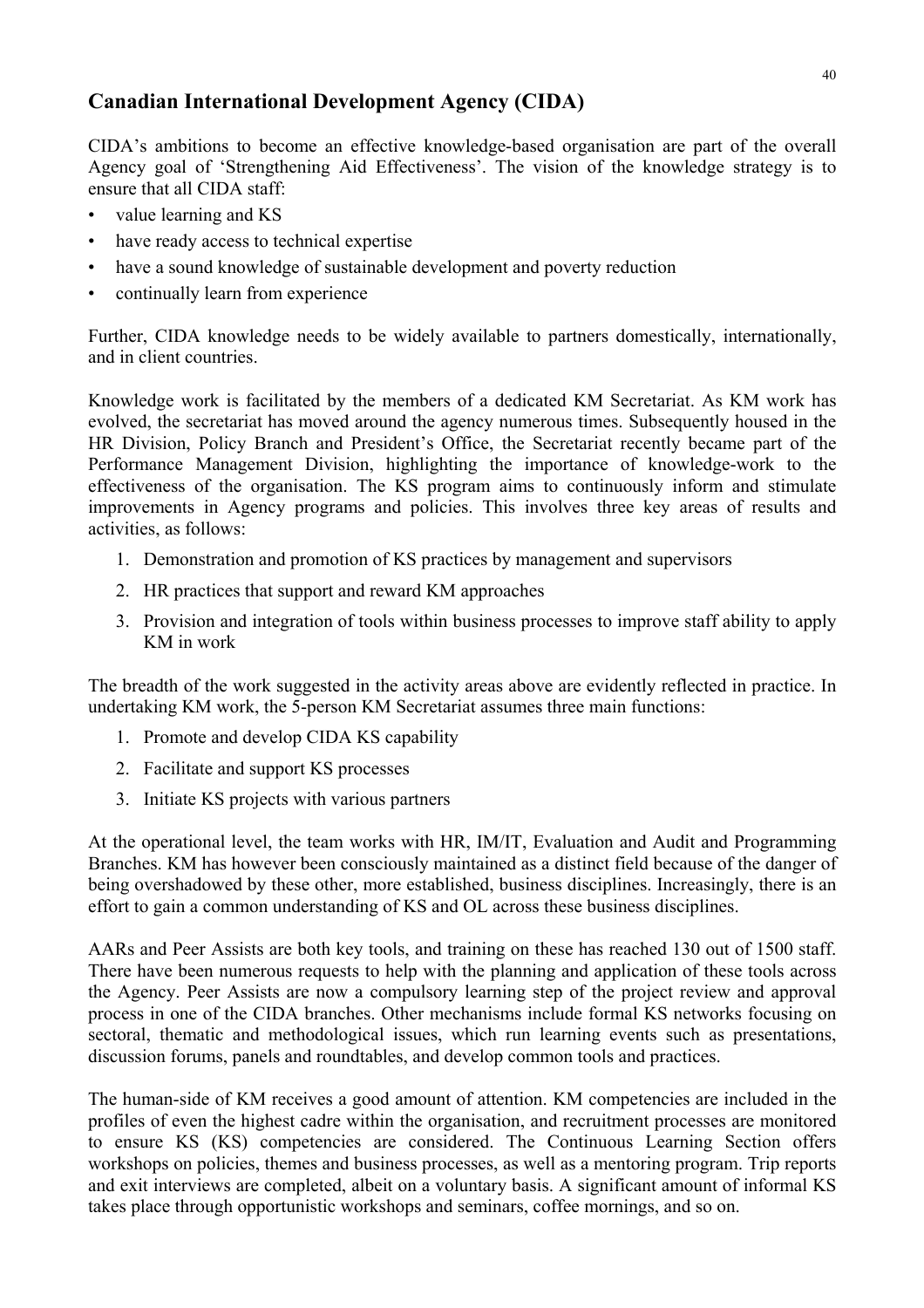## Canadian International Development Agency (CIDA)

CIDA's ambitions to become an effective knowledge-based organisation are part of the overall Agency goal of 'Strengthening Aid Effectiveness'. The vision of the knowledge strategy is to ensure that all CIDA staff:

- value learning and KS
- have ready access to technical expertise
- have a sound knowledge of sustainable development and poverty reduction
- continually learn from experience

Further, CIDA knowledge needs to be widely available to partners domestically, internationally, and in client countries.

Knowledge work is facilitated by the members of a dedicated KM Secretariat. As KM work has evolved, the secretariat has moved around the agency numerous times. Subsequently housed in the HR Division, Policy Branch and President's Office, the Secretariat recently became part of the Performance Management Division, highlighting the importance of knowledge-work to the effectiveness of the organisation. The KS program aims to continuously inform and stimulate improvements in Agency programs and policies. This involves three key areas of results and activities, as follows:

1. Demonstration and promotion of KS practices by management and supervisors
2. HR practices that support and reward KM approaches
3. Provision and integration of tools within business processes to improve staff ability to apply KM in work

The breadth of the work suggested in the activity areas above are evidently reflected in practice. In undertaking KM work, the 5-person KM Secretariat assumes three main functions:

1. Promote and develop CIDA KS capability
2. Facilitate and support KS processes
3. Initiate KS projects with various partners

At the operational level, the team works with HR, IM/IT, Evaluation and Audit and Programming Branches. KM has however been consciously maintained as a distinct field because of the danger of being overshadowed by these other, more established, business disciplines. Increasingly, there is an effort to gain a common understanding of KS and OL across these business disciplines.

AARs and Peer Assists are both key tools, and training on these has reached 130 out of 1500 staff. There have been numerous requests to help with the planning and application of these tools across the Agency. Peer Assists are now a compulsory learning step of the project review and approval process in one of the CIDA branches. Other mechanisms include formal KS networks focusing on sectoral, thematic and methodological issues, which run learning events such as presentations, discussion forums, panels and roundtables, and develop common tools and practices.

The human-side of KM receives a good amount of attention. KM competencies are included in the profiles of even the highest cadre within the organisation, and recruitment processes are monitored to ensure KS (KS) competencies are considered. The Continuous Learning Section offers workshops on policies, themes and business processes, as well as a mentoring program. Trip reports and exit interviews are completed, albeit on a voluntary basis. A significant amount of informal KS takes place through opportunistic workshops and seminars, coffee mornings, and so on.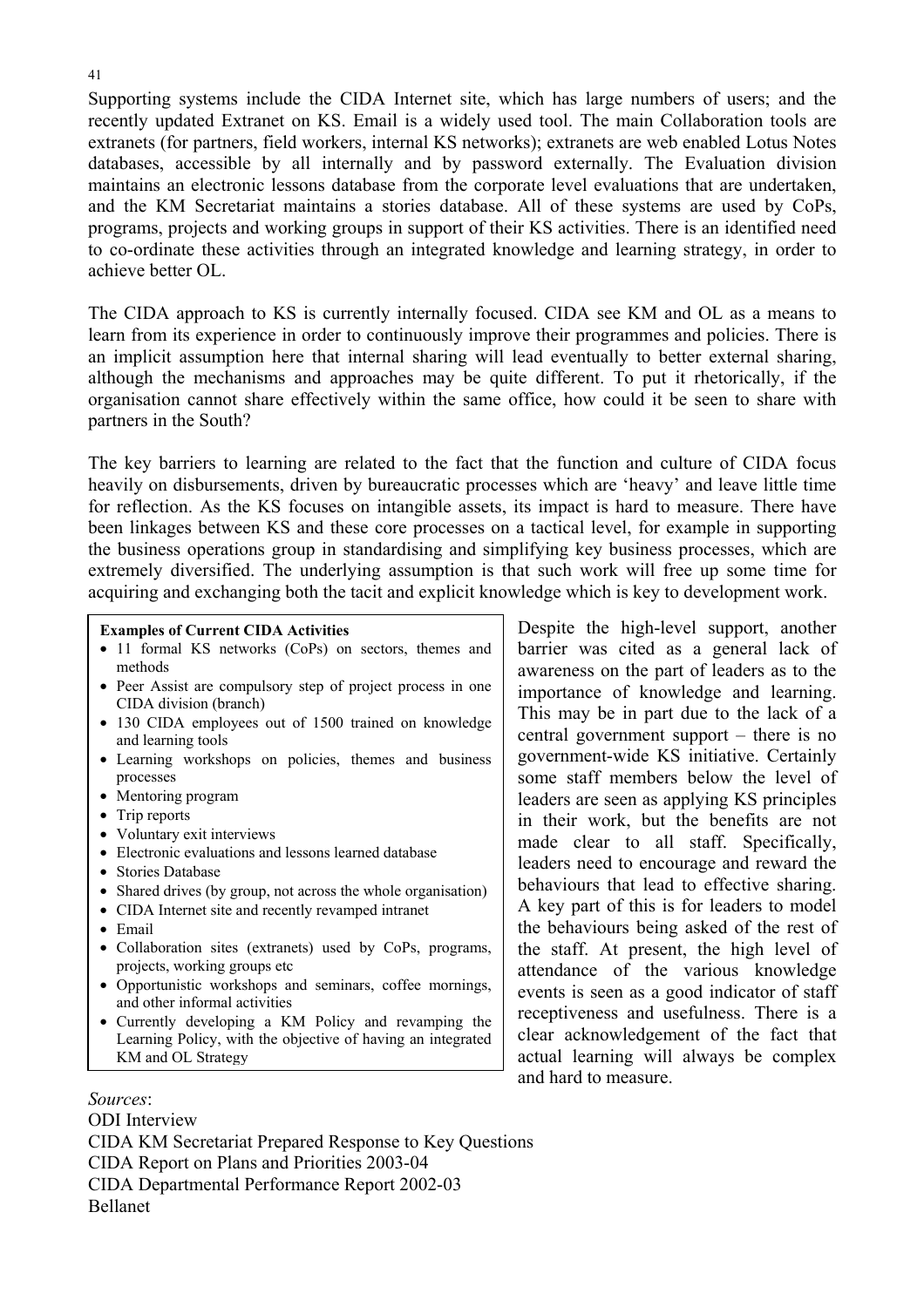Supporting systems include the CIDA Internet site, which has large numbers of users; and the recently updated Extranet on KS. Email is a widely used tool. The main Collaboration tools are extranets (for partners, field workers, internal KS networks); extranets are web enabled Lotus Notes databases, accessible by all internally and by password externally. The Evaluation division maintains an electronic lessons database from the corporate level evaluations that are undertaken, and the KM Secretariat maintains a stories database. All of these systems are used by CoPs, programs, projects and working groups in support of their KS activities. There is an identified need to co-ordinate these activities through an integrated knowledge and learning strategy, in order to achieve better OL.

The CIDA approach to KS is currently internally focused. CIDA see KM and OL as a means to learn from its experience in order to continuously improve their programmes and policies. There is an implicit assumption here that internal sharing will lead eventually to better external sharing, although the mechanisms and approaches may be quite different. To put it rhetorically, if the organisation cannot share effectively within the same office, how could it be seen to share with partners in the South?

The key barriers to learning are related to the fact that the function and culture of CIDA focus heavily on disbursements, driven by bureaucratic processes which are 'heavy' and leave little time for reflection. As the KS focuses on intangible assets, its impact is hard to measure. There have been linkages between KS and these core processes on a tactical level, for example in supporting the business operations group in standardising and simplifying key business processes, which are extremely diversified. The underlying assumption is that such work will free up some time for acquiring and exchanging both the tacit and explicit knowledge which is key to development work.

**Examples of Current CIDA Activities**

- 11 formal KS networks (CoPs) on sectors, themes and methods
- Peer Assist are compulsory step of project process in one CIDA division (branch)
- 130 CIDA employees out of 1500 trained on knowledge and learning tools
- Learning workshops on policies, themes and business processes
- Mentoring program
- Trip reports
- Voluntary exit interviews
- Electronic evaluations and lessons learned database
- Stories Database
- Shared drives (by group, not across the whole organisation)
- CIDA Internet site and recently revamped intranet
- Email
- Collaboration sites (extranets) used by CoPs, programs, projects, working groups etc
- Opportunistic workshops and seminars, coffee mornings, and other informal activities
- Currently developing a KM Policy and revamping the Learning Policy, with the objective of having an integrated KM and OL Strategy

Despite the high-level support, another barrier was cited as a general lack of awareness on the part of leaders as to the importance of knowledge and learning. This may be in part due to the lack of a central government support – there is no government-wide KS initiative. Certainly some staff members below the level of leaders are seen as applying KS principles in their work, but the benefits are not made clear to all staff. Specifically, leaders need to encourage and reward the behaviours that lead to effective sharing. A key part of this is for leaders to model the behaviours being asked of the rest of the staff. At present, the high level of attendance of the various knowledge events is seen as a good indicator of staff receptiveness and usefulness. There is a clear acknowledgement of the fact that actual learning will always be complex and hard to measure.

*Sources*:
ODI Interview
CIDA KM Secretariat Prepared Response to Key Questions
CIDA Report on Plans and Priorities 2003-04
CIDA Departmental Performance Report 2002-03
Bellanet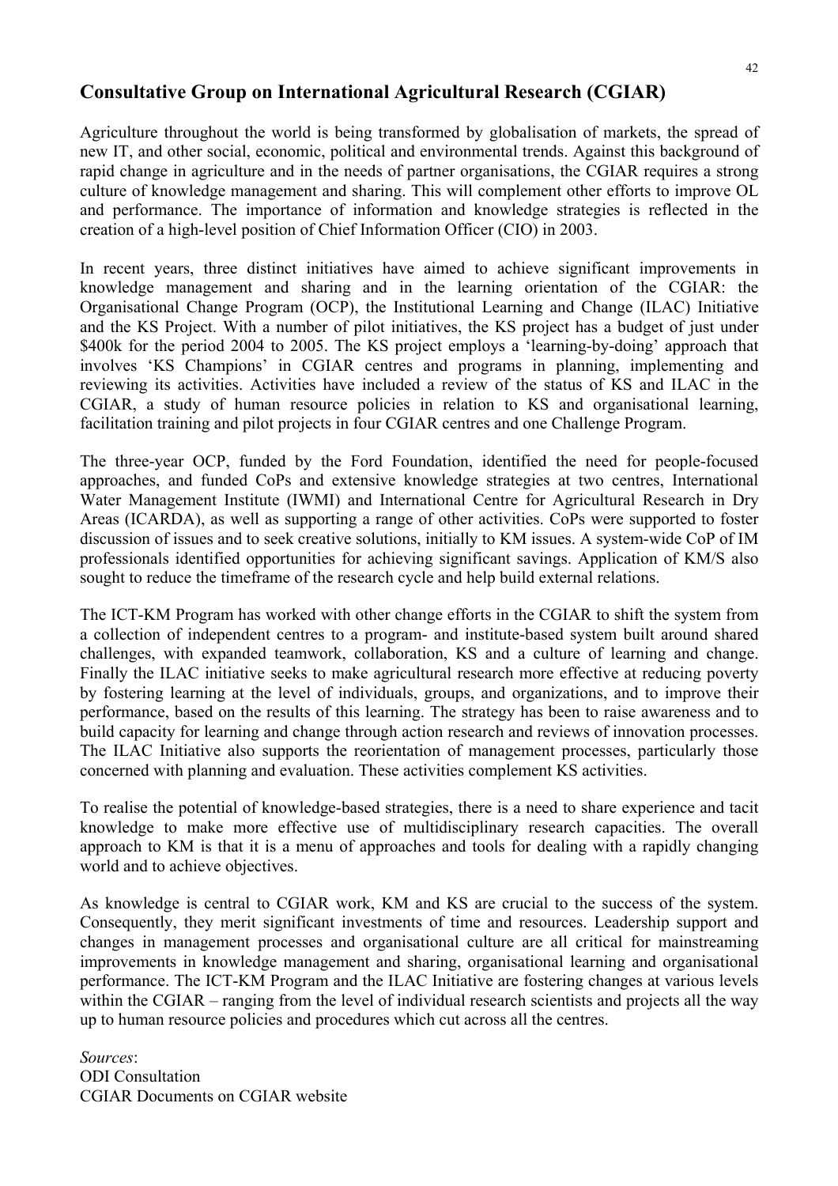## Consultative Group on International Agricultural Research (CGIAR)

Agriculture throughout the world is being transformed by globalisation of markets, the spread of new IT, and other social, economic, political and environmental trends. Against this background of rapid change in agriculture and in the needs of partner organisations, the CGIAR requires a strong culture of knowledge management and sharing. This will complement other efforts to improve OL and performance. The importance of information and knowledge strategies is reflected in the creation of a high-level position of Chief Information Officer (CIO) in 2003.

In recent years, three distinct initiatives have aimed to achieve significant improvements in knowledge management and sharing and in the learning orientation of the CGIAR: the Organisational Change Program (OCP), the Institutional Learning and Change (ILAC) Initiative and the KS Project. With a number of pilot initiatives, the KS project has a budget of just under \$400k for the period 2004 to 2005. The KS project employs a 'learning-by-doing' approach that involves 'KS Champions' in CGIAR centres and programs in planning, implementing and reviewing its activities. Activities have included a review of the status of KS and ILAC in the CGIAR, a study of human resource policies in relation to KS and organisational learning, facilitation training and pilot projects in four CGIAR centres and one Challenge Program.

The three-year OCP, funded by the Ford Foundation, identified the need for people-focused approaches, and funded CoPs and extensive knowledge strategies at two centres, International Water Management Institute (IWMI) and International Centre for Agricultural Research in Dry Areas (ICARDA), as well as supporting a range of other activities. CoPs were supported to foster discussion of issues and to seek creative solutions, initially to KM issues. A system-wide CoP of IM professionals identified opportunities for achieving significant savings. Application of KM/S also sought to reduce the timeframe of the research cycle and help build external relations.

The ICT-KM Program has worked with other change efforts in the CGIAR to shift the system from a collection of independent centres to a program- and institute-based system built around shared challenges, with expanded teamwork, collaboration, KS and a culture of learning and change. Finally the ILAC initiative seeks to make agricultural research more effective at reducing poverty by fostering learning at the level of individuals, groups, and organizations, and to improve their performance, based on the results of this learning. The strategy has been to raise awareness and to build capacity for learning and change through action research and reviews of innovation processes. The ILAC Initiative also supports the reorientation of management processes, particularly those concerned with planning and evaluation. These activities complement KS activities.

To realise the potential of knowledge-based strategies, there is a need to share experience and tacit knowledge to make more effective use of multidisciplinary research capacities. The overall approach to KM is that it is a menu of approaches and tools for dealing with a rapidly changing world and to achieve objectives.

As knowledge is central to CGIAR work, KM and KS are crucial to the success of the system. Consequently, they merit significant investments of time and resources. Leadership support and changes in management processes and organisational culture are all critical for mainstreaming improvements in knowledge management and sharing, organisational learning and organisational performance. The ICT-KM Program and the ILAC Initiative are fostering changes at various levels within the CGIAR – ranging from the level of individual research scientists and projects all the way up to human resource policies and procedures which cut across all the centres.

*Sources*:
ODI Consultation
CGIAR Documents on CGIAR website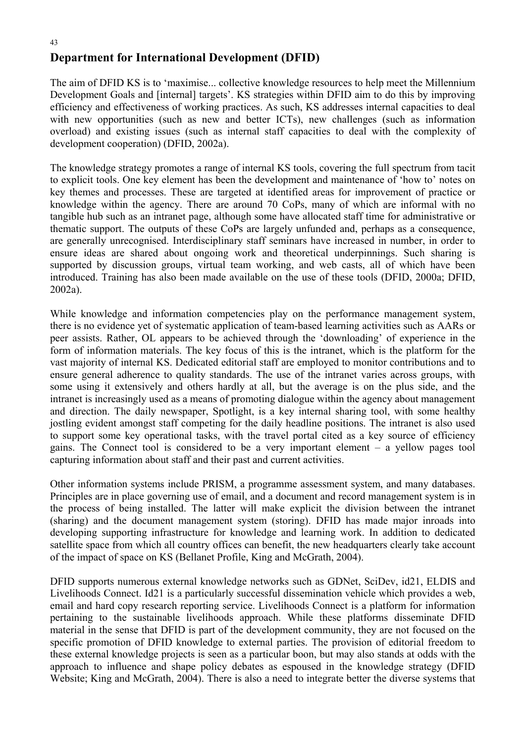## Department for International Development (DFID)

The aim of DFID KS is to 'maximise... collective knowledge resources to help meet the Millennium Development Goals and [internal] targets'. KS strategies within DFID aim to do this by improving efficiency and effectiveness of working practices. As such, KS addresses internal capacities to deal with new opportunities (such as new and better ICTs), new challenges (such as information overload) and existing issues (such as internal staff capacities to deal with the complexity of development cooperation) (DFID, 2002a).

The knowledge strategy promotes a range of internal KS tools, covering the full spectrum from tacit to explicit tools. One key element has been the development and maintenance of 'how to' notes on key themes and processes. These are targeted at identified areas for improvement of practice or knowledge within the agency. There are around 70 CoPs, many of which are informal with no tangible hub such as an intranet page, although some have allocated staff time for administrative or thematic support. The outputs of these CoPs are largely unfunded and, perhaps as a consequence, are generally unrecognised. Interdisciplinary staff seminars have increased in number, in order to ensure ideas are shared about ongoing work and theoretical underpinnings. Such sharing is supported by discussion groups, virtual team working, and web casts, all of which have been introduced. Training has also been made available on the use of these tools (DFID, 2000a; DFID, 2002a).

While knowledge and information competencies play on the performance management system, there is no evidence yet of systematic application of team-based learning activities such as AARs or peer assists. Rather, OL appears to be achieved through the 'downloading' of experience in the form of information materials. The key focus of this is the intranet, which is the platform for the vast majority of internal KS. Dedicated editorial staff are employed to monitor contributions and to ensure general adherence to quality standards. The use of the intranet varies across groups, with some using it extensively and others hardly at all, but the average is on the plus side, and the intranet is increasingly used as a means of promoting dialogue within the agency about management and direction. The daily newspaper, Spotlight, is a key internal sharing tool, with some healthy jostling evident amongst staff competing for the daily headline positions. The intranet is also used to support some key operational tasks, with the travel portal cited as a key source of efficiency gains. The Connect tool is considered to be a very important element – a yellow pages tool capturing information about staff and their past and current activities.

Other information systems include PRISM, a programme assessment system, and many databases. Principles are in place governing use of email, and a document and record management system is in the process of being installed. The latter will make explicit the division between the intranet (sharing) and the document management system (storing). DFID has made major inroads into developing supporting infrastructure for knowledge and learning work. In addition to dedicated satellite space from which all country offices can benefit, the new headquarters clearly take account of the impact of space on KS (Bellanet Profile, King and McGrath, 2004).

DFID supports numerous external knowledge networks such as GDNet, SciDev, id21, ELDIS and Livelihoods Connect. Id21 is a particularly successful dissemination vehicle which provides a web, email and hard copy research reporting service. Livelihoods Connect is a platform for information pertaining to the sustainable livelihoods approach. While these platforms disseminate DFID material in the sense that DFID is part of the development community, they are not focused on the specific promotion of DFID knowledge to external parties. The provision of editorial freedom to these external knowledge projects is seen as a particular boon, but may also stands at odds with the approach to influence and shape policy debates as espoused in the knowledge strategy (DFID Website; King and McGrath, 2004). There is also a need to integrate better the diverse systems that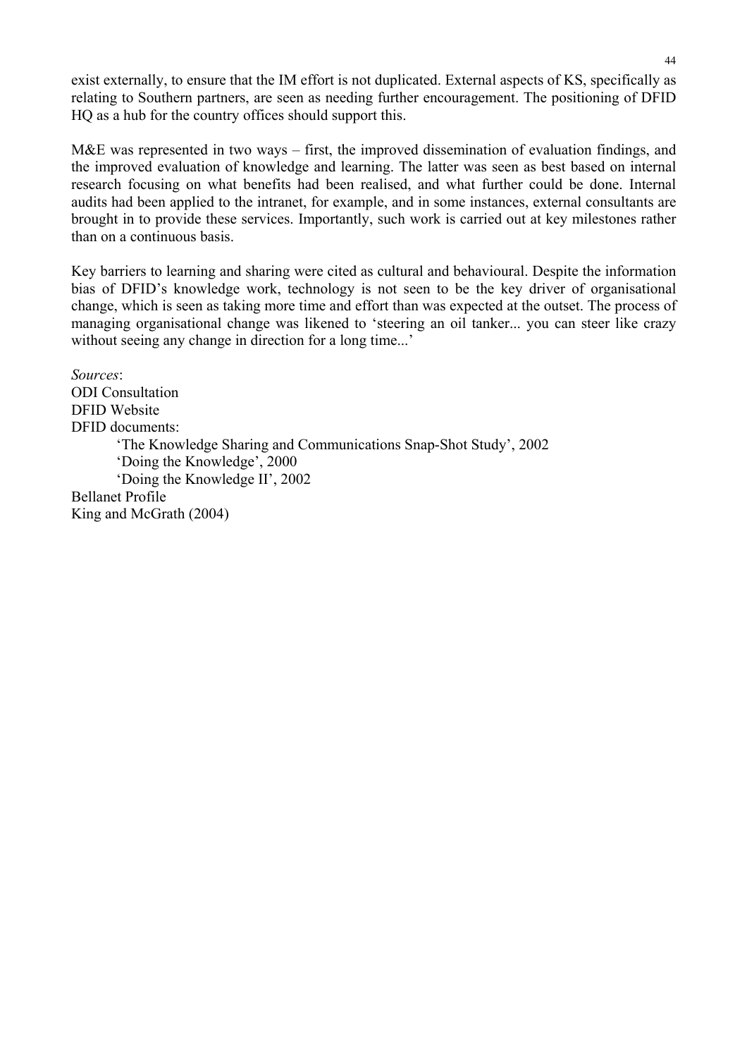exist externally, to ensure that the IM effort is not duplicated. External aspects of KS, specifically as relating to Southern partners, are seen as needing further encouragement. The positioning of DFID HQ as a hub for the country offices should support this.

M&E was represented in two ways – first, the improved dissemination of evaluation findings, and the improved evaluation of knowledge and learning. The latter was seen as best based on internal research focusing on what benefits had been realised, and what further could be done. Internal audits had been applied to the intranet, for example, and in some instances, external consultants are brought in to provide these services. Importantly, such work is carried out at key milestones rather than on a continuous basis.

Key barriers to learning and sharing were cited as cultural and behavioural. Despite the information bias of DFID's knowledge work, technology is not seen to be the key driver of organisational change, which is seen as taking more time and effort than was expected at the outset. The process of managing organisational change was likened to 'steering an oil tanker... you can steer like crazy without seeing any change in direction for a long time...'

*Sources*:
ODI Consultation
DFID Website
DFID documents:
- 'The Knowledge Sharing and Communications Snap-Shot Study', 2002
- 'Doing the Knowledge', 2000
- 'Doing the Knowledge II', 2002

Bellanet Profile
King and McGrath (2004)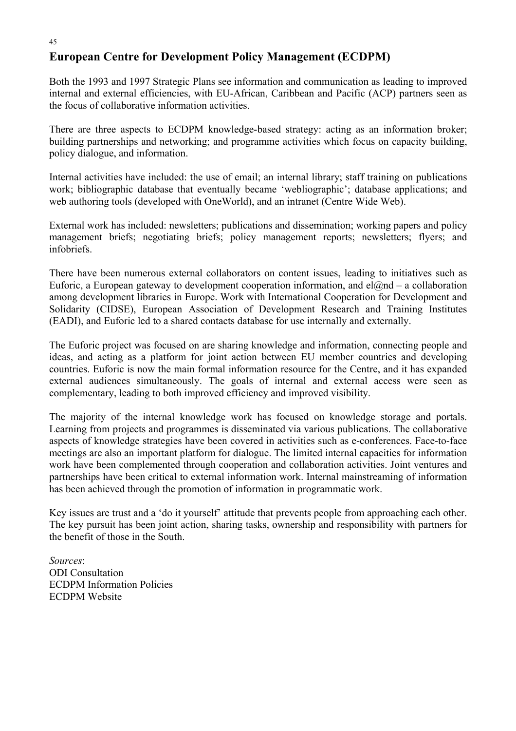## European Centre for Development Policy Management (ECDPM)

Both the 1993 and 1997 Strategic Plans see information and communication as leading to improved internal and external efficiencies, with EU-African, Caribbean and Pacific (ACP) partners seen as the focus of collaborative information activities.

There are three aspects to ECDPM knowledge-based strategy: acting as an information broker; building partnerships and networking; and programme activities which focus on capacity building, policy dialogue, and information.

Internal activities have included: the use of email; an internal library; staff training on publications work; bibliographic database that eventually became 'webliographic'; database applications; and web authoring tools (developed with OneWorld), and an intranet (Centre Wide Web).

External work has included: newsletters; publications and dissemination; working papers and policy management briefs; negotiating briefs; policy management reports; newsletters; flyers; and infobriefs.

There have been numerous external collaborators on content issues, leading to initiatives such as Euforic, a European gateway to development cooperation information, and el@nd – a collaboration among development libraries in Europe. Work with International Cooperation for Development and Solidarity (CIDSE), European Association of Development Research and Training Institutes (EADI), and Euforic led to a shared contacts database for use internally and externally.

The Euforic project was focused on are sharing knowledge and information, connecting people and ideas, and acting as a platform for joint action between EU member countries and developing countries. Euforic is now the main formal information resource for the Centre, and it has expanded external audiences simultaneously. The goals of internal and external access were seen as complementary, leading to both improved efficiency and improved visibility.

The majority of the internal knowledge work has focused on knowledge storage and portals. Learning from projects and programmes is disseminated via various publications. The collaborative aspects of knowledge strategies have been covered in activities such as e-conferences. Face-to-face meetings are also an important platform for dialogue. The limited internal capacities for information work have been complemented through cooperation and collaboration activities. Joint ventures and partnerships have been critical to external information work. Internal mainstreaming of information has been achieved through the promotion of information in programmatic work.

Key issues are trust and a 'do it yourself' attitude that prevents people from approaching each other. The key pursuit has been joint action, sharing tasks, ownership and responsibility with partners for the benefit of those in the South.

*Sources*:
ODI Consultation
ECDPM Information Policies
ECDPM Website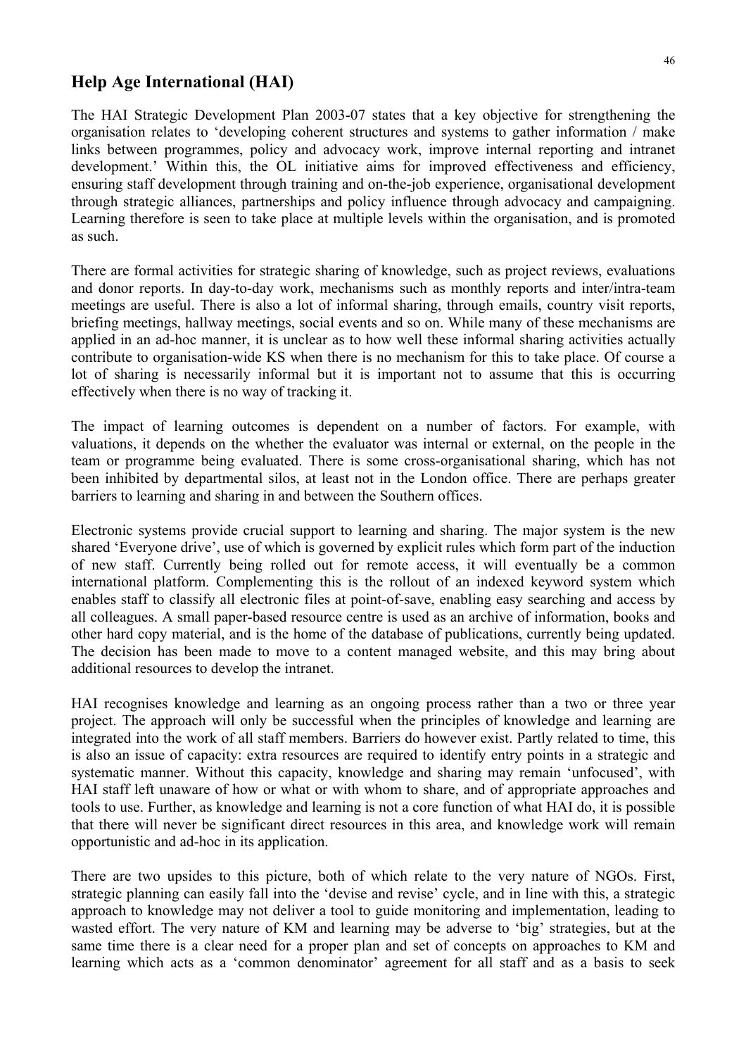## Help Age International (HAI)

The HAI Strategic Development Plan 2003-07 states that a key objective for strengthening the organisation relates to 'developing coherent structures and systems to gather information / make links between programmes, policy and advocacy work, improve internal reporting and intranet development.' Within this, the OL initiative aims for improved effectiveness and efficiency, ensuring staff development through training and on-the-job experience, organisational development through strategic alliances, partnerships and policy influence through advocacy and campaigning. Learning therefore is seen to take place at multiple levels within the organisation, and is promoted as such.

There are formal activities for strategic sharing of knowledge, such as project reviews, evaluations and donor reports. In day-to-day work, mechanisms such as monthly reports and inter/intra-team meetings are useful. There is also a lot of informal sharing, through emails, country visit reports, briefing meetings, hallway meetings, social events and so on. While many of these mechanisms are applied in an ad-hoc manner, it is unclear as to how well these informal sharing activities actually contribute to organisation-wide KS when there is no mechanism for this to take place. Of course a lot of sharing is necessarily informal but it is important not to assume that this is occurring effectively when there is no way of tracking it.

The impact of learning outcomes is dependent on a number of factors. For example, with valuations, it depends on the whether the evaluator was internal or external, on the people in the team or programme being evaluated. There is some cross-organisational sharing, which has not been inhibited by departmental silos, at least not in the London office. There are perhaps greater barriers to learning and sharing in and between the Southern offices.

Electronic systems provide crucial support to learning and sharing. The major system is the new shared 'Everyone drive', use of which is governed by explicit rules which form part of the induction of new staff. Currently being rolled out for remote access, it will eventually be a common international platform. Complementing this is the rollout of an indexed keyword system which enables staff to classify all electronic files at point-of-save, enabling easy searching and access by all colleagues. A small paper-based resource centre is used as an archive of information, books and other hard copy material, and is the home of the database of publications, currently being updated. The decision has been made to move to a content managed website, and this may bring about additional resources to develop the intranet.

HAI recognises knowledge and learning as an ongoing process rather than a two or three year project. The approach will only be successful when the principles of knowledge and learning are integrated into the work of all staff members. Barriers do however exist. Partly related to time, this is also an issue of capacity: extra resources are required to identify entry points in a strategic and systematic manner. Without this capacity, knowledge and sharing may remain 'unfocused', with HAI staff left unaware of how or what or with whom to share, and of appropriate approaches and tools to use. Further, as knowledge and learning is not a core function of what HAI do, it is possible that there will never be significant direct resources in this area, and knowledge work will remain opportunistic and ad-hoc in its application.

There are two upsides to this picture, both of which relate to the very nature of NGOs. First, strategic planning can easily fall into the 'devise and revise' cycle, and in line with this, a strategic approach to knowledge may not deliver a tool to guide monitoring and implementation, leading to wasted effort. The very nature of KM and learning may be adverse to 'big' strategies, but at the same time there is a clear need for a proper plan and set of concepts on approaches to KM and learning which acts as a 'common denominator' agreement for all staff and as a basis to seek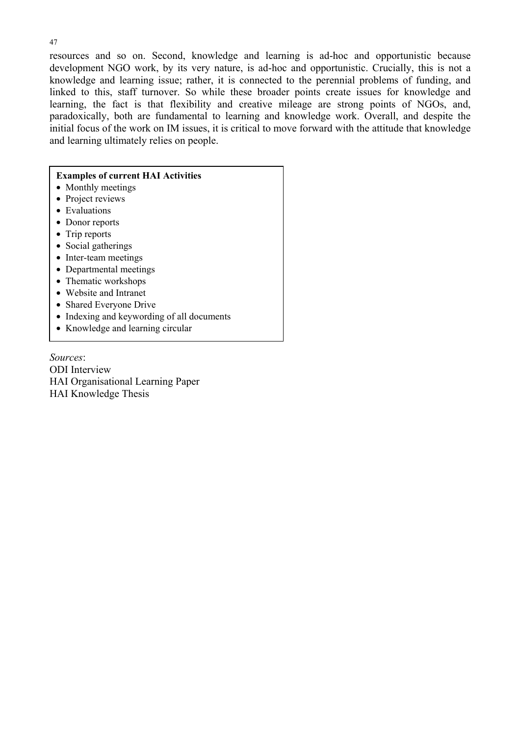resources and so on. Second, knowledge and learning is ad-hoc and opportunistic because development NGO work, by its very nature, is ad-hoc and opportunistic. Crucially, this is not a knowledge and learning issue; rather, it is connected to the perennial problems of funding, and linked to this, staff turnover. So while these broader points create issues for knowledge and learning, the fact is that flexibility and creative mileage are strong points of NGOs, and, paradoxically, both are fundamental to learning and knowledge work. Overall, and despite the initial focus of the work on IM issues, it is critical to move forward with the attitude that knowledge and learning ultimately relies on people.

**Examples of current HAI Activities**

- Monthly meetings
- Project reviews
- Evaluations
- Donor reports
- Trip reports
- Social gatherings
- Inter-team meetings
- Departmental meetings
- Thematic workshops
- Website and Intranet
- Shared Everyone Drive
- Indexing and keywording of all documents
- Knowledge and learning circular

*Sources*:
ODI Interview
HAI Organisational Learning Paper
HAI Knowledge Thesis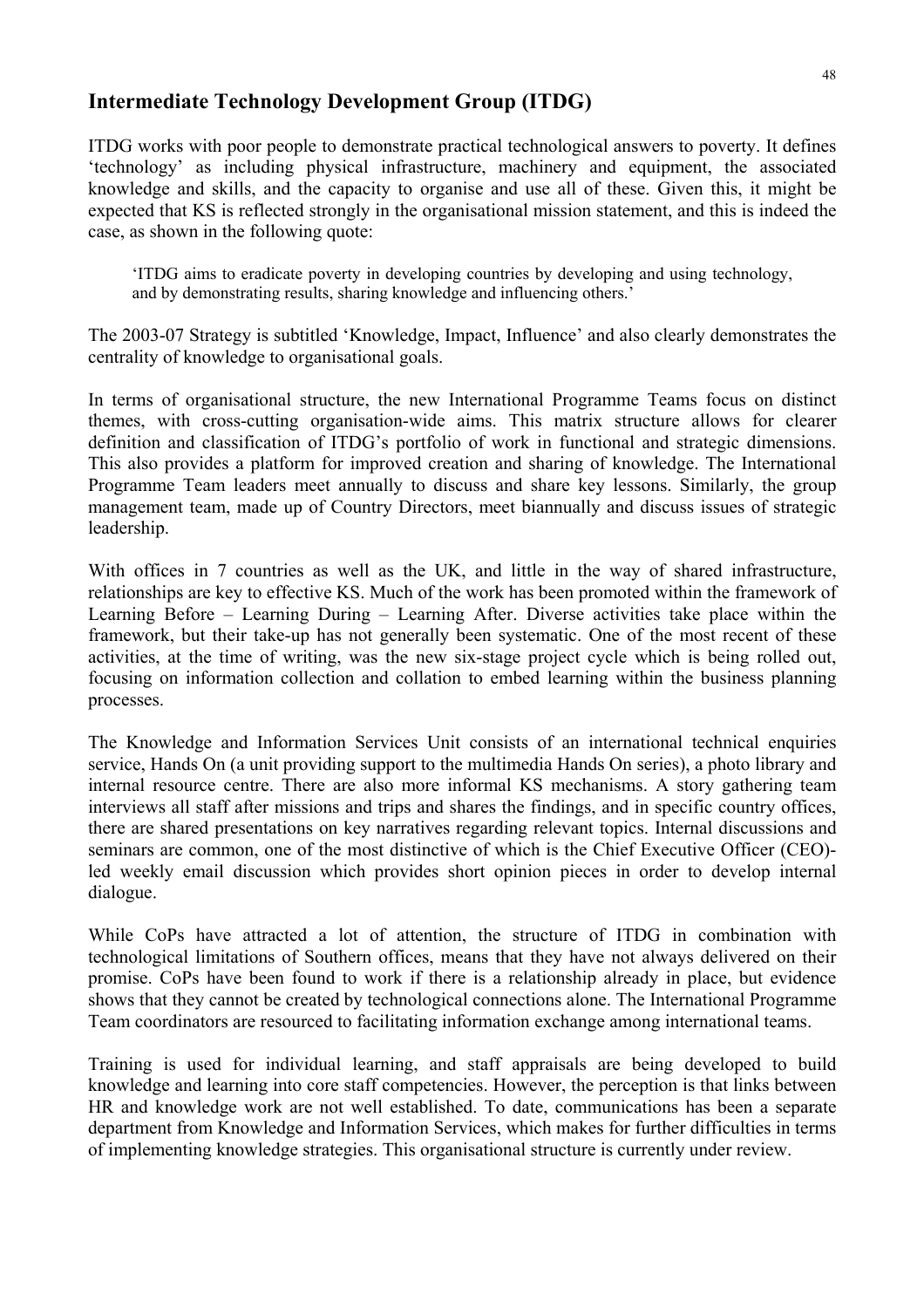## Intermediate Technology Development Group (ITDG)

ITDG works with poor people to demonstrate practical technological answers to poverty. It defines 'technology' as including physical infrastructure, machinery and equipment, the associated knowledge and skills, and the capacity to organise and use all of these. Given this, it might be expected that KS is reflected strongly in the organisational mission statement, and this is indeed the case, as shown in the following quote:

> 'ITDG aims to eradicate poverty in developing countries by developing and using technology, and by demonstrating results, sharing knowledge and influencing others.'

The 2003-07 Strategy is subtitled 'Knowledge, Impact, Influence' and also clearly demonstrates the centrality of knowledge to organisational goals.

In terms of organisational structure, the new International Programme Teams focus on distinct themes, with cross-cutting organisation-wide aims. This matrix structure allows for clearer definition and classification of ITDG's portfolio of work in functional and strategic dimensions. This also provides a platform for improved creation and sharing of knowledge. The International Programme Team leaders meet annually to discuss and share key lessons. Similarly, the group management team, made up of Country Directors, meet biannually and discuss issues of strategic leadership.

With offices in 7 countries as well as the UK, and little in the way of shared infrastructure, relationships are key to effective KS. Much of the work has been promoted within the framework of Learning Before – Learning During – Learning After. Diverse activities take place within the framework, but their take-up has not generally been systematic. One of the most recent of these activities, at the time of writing, was the new six-stage project cycle which is being rolled out, focusing on information collection and collation to embed learning within the business planning processes.

The Knowledge and Information Services Unit consists of an international technical enquiries service, Hands On (a unit providing support to the multimedia Hands On series), a photo library and internal resource centre. There are also more informal KS mechanisms. A story gathering team interviews all staff after missions and trips and shares the findings, and in specific country offices, there are shared presentations on key narratives regarding relevant topics. Internal discussions and seminars are common, one of the most distinctive of which is the Chief Executive Officer (CEO)-led weekly email discussion which provides short opinion pieces in order to develop internal dialogue.

While CoPs have attracted a lot of attention, the structure of ITDG in combination with technological limitations of Southern offices, means that they have not always delivered on their promise. CoPs have been found to work if there is a relationship already in place, but evidence shows that they cannot be created by technological connections alone. The International Programme Team coordinators are resourced to facilitating information exchange among international teams.

Training is used for individual learning, and staff appraisals are being developed to build knowledge and learning into core staff competencies. However, the perception is that links between HR and knowledge work are not well established. To date, communications has been a separate department from Knowledge and Information Services, which makes for further difficulties in terms of implementing knowledge strategies. This organisational structure is currently under review.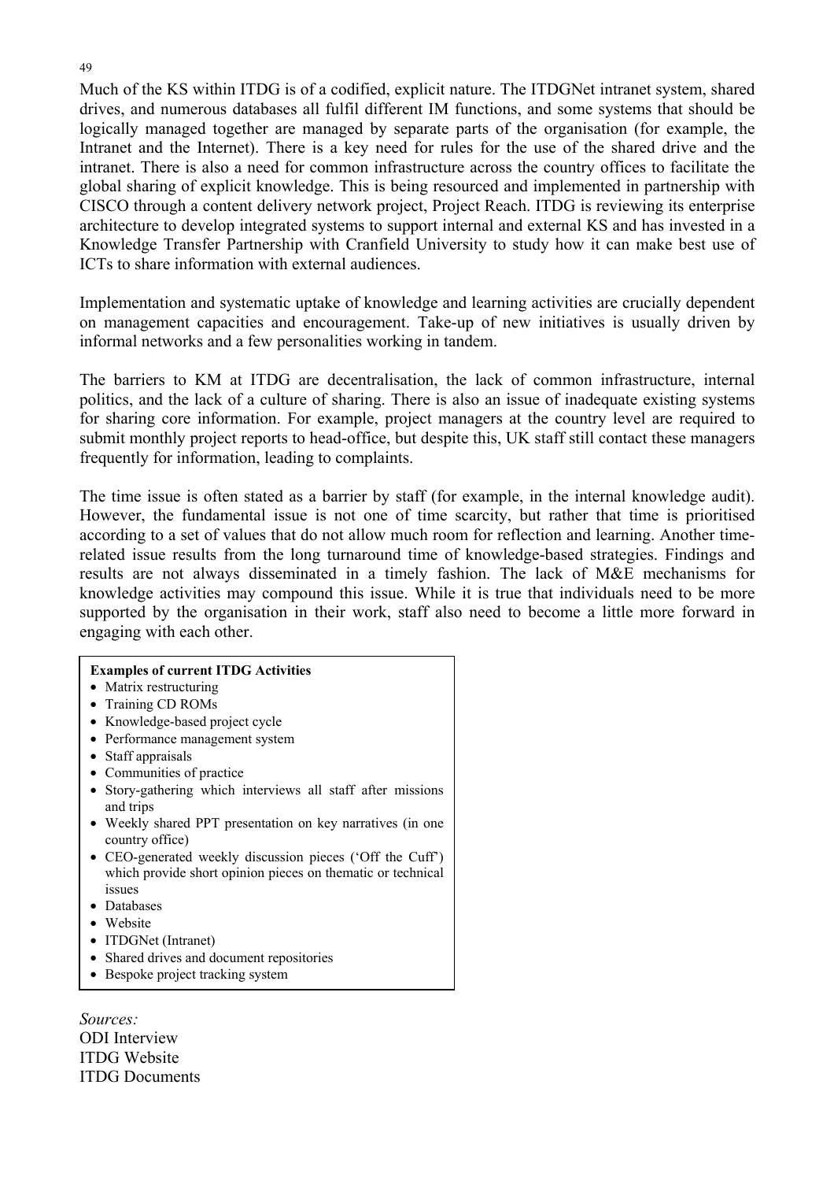Much of the KS within ITDG is of a codified, explicit nature. The ITDGNet intranet system, shared drives, and numerous databases all fulfil different IM functions, and some systems that should be logically managed together are managed by separate parts of the organisation (for example, the Intranet and the Internet). There is a key need for rules for the use of the shared drive and the intranet. There is also a need for common infrastructure across the country offices to facilitate the global sharing of explicit knowledge. This is being resourced and implemented in partnership with CISCO through a content delivery network project, Project Reach. ITDG is reviewing its enterprise architecture to develop integrated systems to support internal and external KS and has invested in a Knowledge Transfer Partnership with Cranfield University to study how it can make best use of ICTs to share information with external audiences.

Implementation and systematic uptake of knowledge and learning activities are crucially dependent on management capacities and encouragement. Take-up of new initiatives is usually driven by informal networks and a few personalities working in tandem.

The barriers to KM at ITDG are decentralisation, the lack of common infrastructure, internal politics, and the lack of a culture of sharing. There is also an issue of inadequate existing systems for sharing core information. For example, project managers at the country level are required to submit monthly project reports to head-office, but despite this, UK staff still contact these managers frequently for information, leading to complaints.

The time issue is often stated as a barrier by staff (for example, in the internal knowledge audit). However, the fundamental issue is not one of time scarcity, but rather that time is prioritised according to a set of values that do not allow much room for reflection and learning. Another time-related issue results from the long turnaround time of knowledge-based strategies. Findings and results are not always disseminated in a timely fashion. The lack of M&E mechanisms for knowledge activities may compound this issue. While it is true that individuals need to be more supported by the organisation in their work, staff also need to become a little more forward in engaging with each other.

**Examples of current ITDG Activities**

- Matrix restructuring
- Training CD ROMs
- Knowledge-based project cycle
- Performance management system
- Staff appraisals
- Communities of practice
- Story-gathering which interviews all staff after missions and trips
- Weekly shared PPT presentation on key narratives (in one country office)
- CEO-generated weekly discussion pieces ('Off the Cuff') which provide short opinion pieces on thematic or technical issues
- Databases
- Website
- ITDGNet (Intranet)
- Shared drives and document repositories
- Bespoke project tracking system

*Sources:*
ODI Interview
ITDG Website
ITDG Documents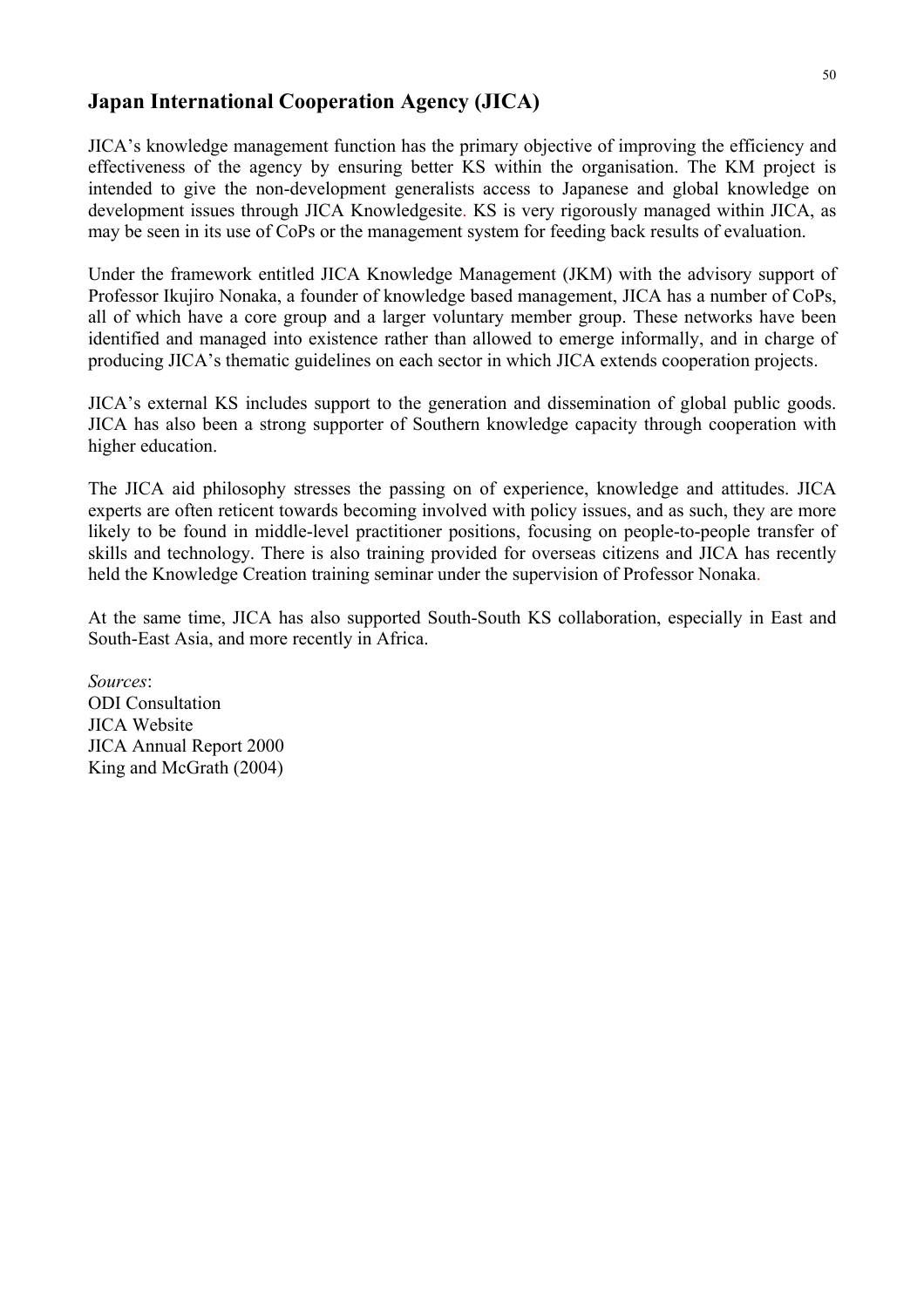## Japan International Cooperation Agency (JICA)

JICA's knowledge management function has the primary objective of improving the efficiency and effectiveness of the agency by ensuring better KS within the organisation. The KM project is intended to give the non-development generalists access to Japanese and global knowledge on development issues through JICA Knowledgesite. KS is very rigorously managed within JICA, as may be seen in its use of CoPs or the management system for feeding back results of evaluation.

Under the framework entitled JICA Knowledge Management (JKM) with the advisory support of Professor Ikujiro Nonaka, a founder of knowledge based management, JICA has a number of CoPs, all of which have a core group and a larger voluntary member group. These networks have been identified and managed into existence rather than allowed to emerge informally, and in charge of producing JICA's thematic guidelines on each sector in which JICA extends cooperation projects.

JICA's external KS includes support to the generation and dissemination of global public goods. JICA has also been a strong supporter of Southern knowledge capacity through cooperation with higher education.

The JICA aid philosophy stresses the passing on of experience, knowledge and attitudes. JICA experts are often reticent towards becoming involved with policy issues, and as such, they are more likely to be found in middle-level practitioner positions, focusing on people-to-people transfer of skills and technology. There is also training provided for overseas citizens and JICA has recently held the Knowledge Creation training seminar under the supervision of Professor Nonaka.

At the same time, JICA has also supported South-South KS collaboration, especially in East and South-East Asia, and more recently in Africa.

*Sources*:
ODI Consultation
JICA Website
JICA Annual Report 2000
King and McGrath (2004)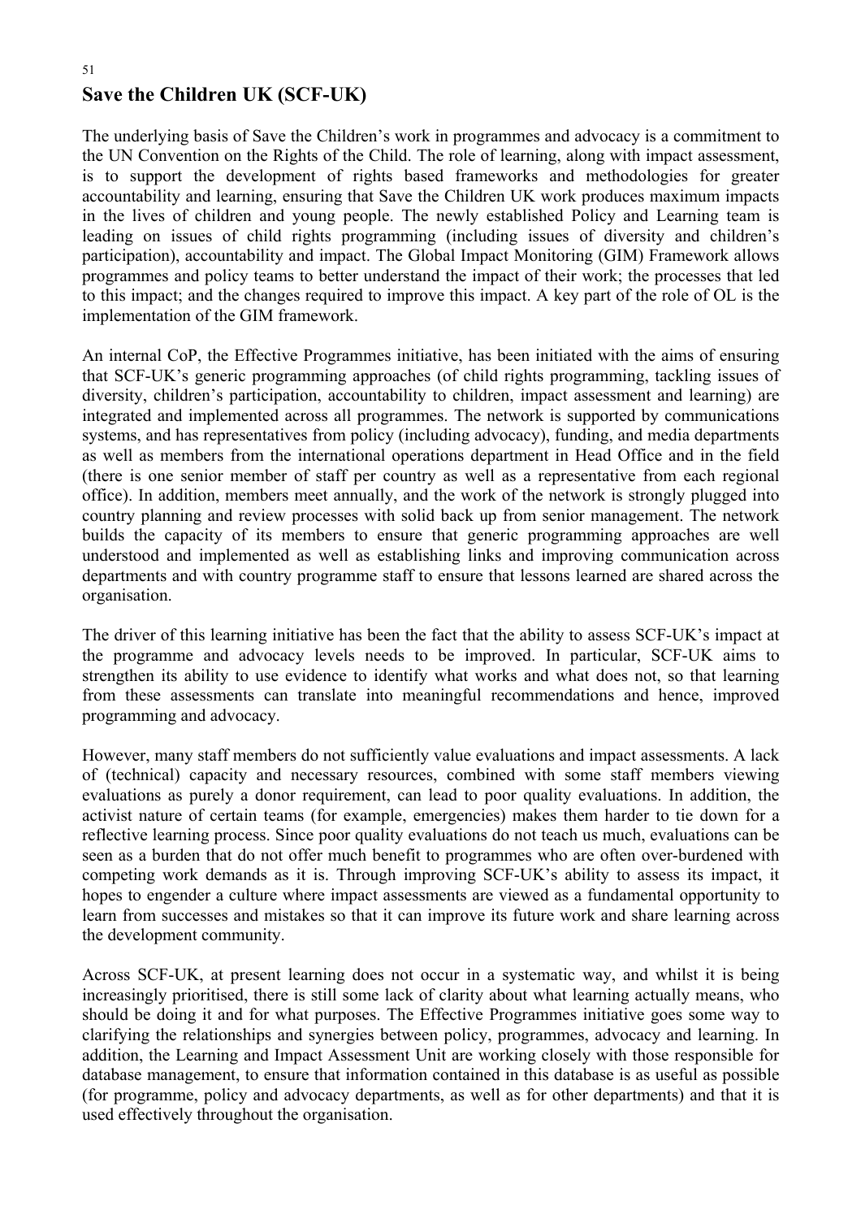## Save the Children UK (SCF-UK)

The underlying basis of Save the Children's work in programmes and advocacy is a commitment to the UN Convention on the Rights of the Child. The role of learning, along with impact assessment, is to support the development of rights based frameworks and methodologies for greater accountability and learning, ensuring that Save the Children UK work produces maximum impacts in the lives of children and young people. The newly established Policy and Learning team is leading on issues of child rights programming (including issues of diversity and children's participation), accountability and impact. The Global Impact Monitoring (GIM) Framework allows programmes and policy teams to better understand the impact of their work; the processes that led to this impact; and the changes required to improve this impact. A key part of the role of OL is the implementation of the GIM framework.

An internal CoP, the Effective Programmes initiative, has been initiated with the aims of ensuring that SCF-UK's generic programming approaches (of child rights programming, tackling issues of diversity, children's participation, accountability to children, impact assessment and learning) are integrated and implemented across all programmes. The network is supported by communications systems, and has representatives from policy (including advocacy), funding, and media departments as well as members from the international operations department in Head Office and in the field (there is one senior member of staff per country as well as a representative from each regional office). In addition, members meet annually, and the work of the network is strongly plugged into country planning and review processes with solid back up from senior management. The network builds the capacity of its members to ensure that generic programming approaches are well understood and implemented as well as establishing links and improving communication across departments and with country programme staff to ensure that lessons learned are shared across the organisation.

The driver of this learning initiative has been the fact that the ability to assess SCF-UK's impact at the programme and advocacy levels needs to be improved. In particular, SCF-UK aims to strengthen its ability to use evidence to identify what works and what does not, so that learning from these assessments can translate into meaningful recommendations and hence, improved programming and advocacy.

However, many staff members do not sufficiently value evaluations and impact assessments. A lack of (technical) capacity and necessary resources, combined with some staff members viewing evaluations as purely a donor requirement, can lead to poor quality evaluations. In addition, the activist nature of certain teams (for example, emergencies) makes them harder to tie down for a reflective learning process. Since poor quality evaluations do not teach us much, evaluations can be seen as a burden that do not offer much benefit to programmes who are often over-burdened with competing work demands as it is. Through improving SCF-UK's ability to assess its impact, it hopes to engender a culture where impact assessments are viewed as a fundamental opportunity to learn from successes and mistakes so that it can improve its future work and share learning across the development community.

Across SCF-UK, at present learning does not occur in a systematic way, and whilst it is being increasingly prioritised, there is still some lack of clarity about what learning actually means, who should be doing it and for what purposes. The Effective Programmes initiative goes some way to clarifying the relationships and synergies between policy, programmes, advocacy and learning. In addition, the Learning and Impact Assessment Unit are working closely with those responsible for database management, to ensure that information contained in this database is as useful as possible (for programme, policy and advocacy departments, as well as for other departments) and that it is used effectively throughout the organisation.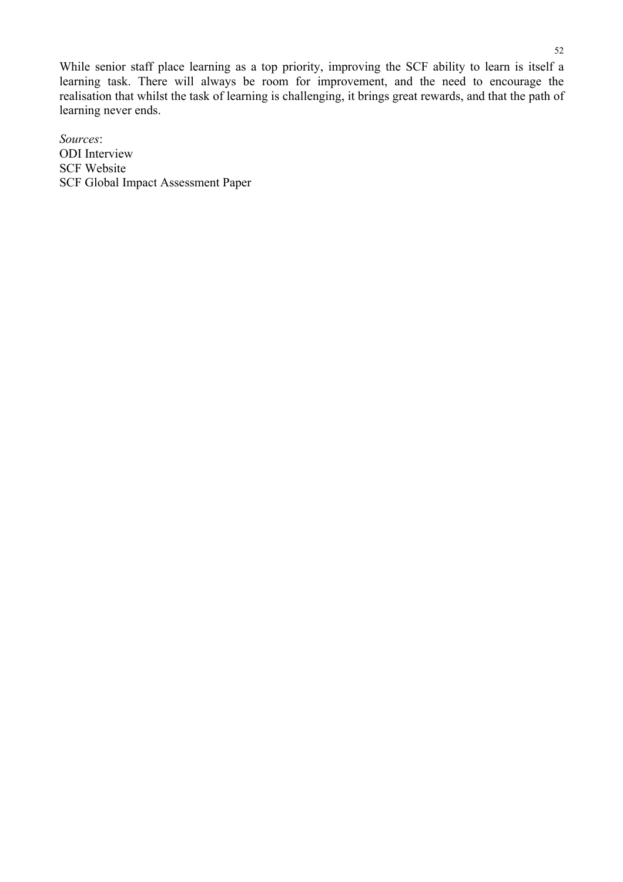While senior staff place learning as a top priority, improving the SCF ability to learn is itself a learning task. There will always be room for improvement, and the need to encourage the realisation that whilst the task of learning is challenging, it brings great rewards, and that the path of learning never ends.

*Sources*:
ODI Interview
SCF Website
SCF Global Impact Assessment Paper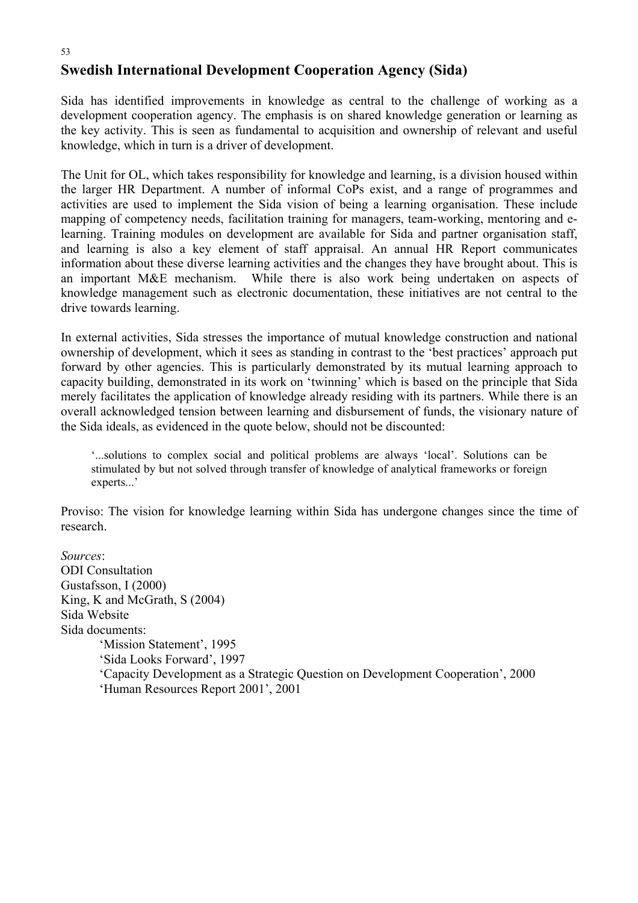## Swedish International Development Cooperation Agency (Sida)

Sida has identified improvements in knowledge as central to the challenge of working as a development cooperation agency. The emphasis is on shared knowledge generation or learning as the key activity. This is seen as fundamental to acquisition and ownership of relevant and useful knowledge, which in turn is a driver of development.

The Unit for OL, which takes responsibility for knowledge and learning, is a division housed within the larger HR Department. A number of informal CoPs exist, and a range of programmes and activities are used to implement the Sida vision of being a learning organisation. These include mapping of competency needs, facilitation training for managers, team-working, mentoring and e-learning. Training modules on development are available for Sida and partner organisation staff, and learning is also a key element of staff appraisal. An annual HR Report communicates information about these diverse learning activities and the changes they have brought about. This is an important M&E mechanism. While there is also work being undertaken on aspects of knowledge management such as electronic documentation, these initiatives are not central to the drive towards learning.

In external activities, Sida stresses the importance of mutual knowledge construction and national ownership of development, which it sees as standing in contrast to the 'best practices' approach put forward by other agencies. This is particularly demonstrated by its mutual learning approach to capacity building, demonstrated in its work on 'twinning' which is based on the principle that Sida merely facilitates the application of knowledge already residing with its partners. While there is an overall acknowledged tension between learning and disbursement of funds, the visionary nature of the Sida ideals, as evidenced in the quote below, should not be discounted:

> '...solutions to complex social and political problems are always 'local'. Solutions can be stimulated by but not solved through transfer of knowledge of analytical frameworks or foreign experts...'

Proviso: The vision for knowledge learning within Sida has undergone changes since the time of research.

*Sources*:
ODI Consultation
Gustafsson, I (2000)
King, K and McGrath, S (2004)
Sida Website
Sida documents:
- 'Mission Statement', 1995
- 'Sida Looks Forward', 1997
- 'Capacity Development as a Strategic Question on Development Cooperation', 2000
- 'Human Resources Report 2001', 2001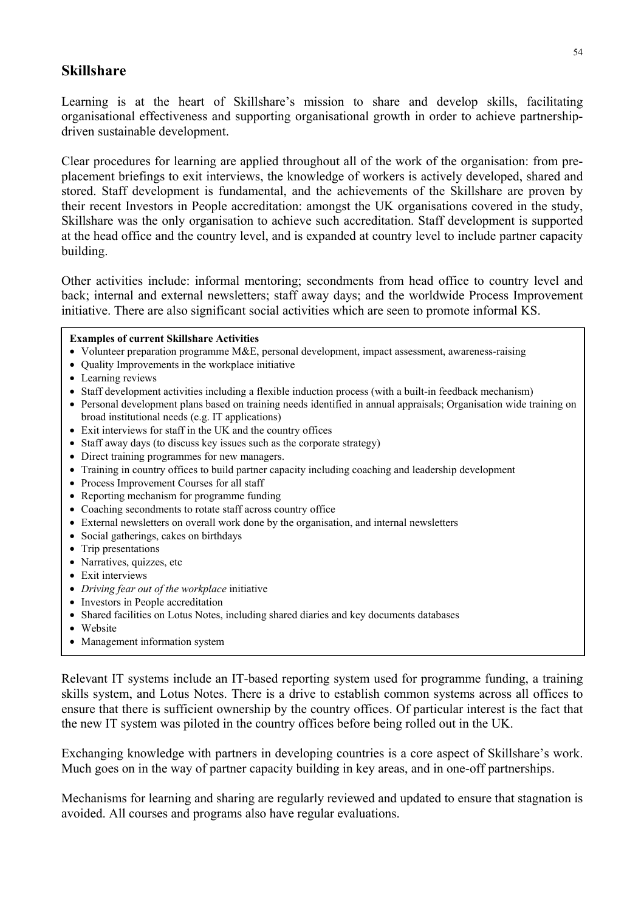## Skillshare

Learning is at the heart of Skillshare's mission to share and develop skills, facilitating organisational effectiveness and supporting organisational growth in order to achieve partnership-driven sustainable development.

Clear procedures for learning are applied throughout all of the work of the organisation: from pre-placement briefings to exit interviews, the knowledge of workers is actively developed, shared and stored. Staff development is fundamental, and the achievements of the Skillshare are proven by their recent Investors in People accreditation: amongst the UK organisations covered in the study, Skillshare was the only organisation to achieve such accreditation. Staff development is supported at the head office and the country level, and is expanded at country level to include partner capacity building.

Other activities include: informal mentoring; secondments from head office to country level and back; internal and external newsletters; staff away days; and the worldwide Process Improvement initiative. There are also significant social activities which are seen to promote informal KS.

**Examples of current Skillshare Activities**

- Volunteer preparation programme M&E, personal development, impact assessment, awareness-raising
- Quality Improvements in the workplace initiative
- Learning reviews
- Staff development activities including a flexible induction process (with a built-in feedback mechanism)
- Personal development plans based on training needs identified in annual appraisals; Organisation wide training on broad institutional needs (e.g. IT applications)
- Exit interviews for staff in the UK and the country offices
- Staff away days (to discuss key issues such as the corporate strategy)
- Direct training programmes for new managers.
- Training in country offices to build partner capacity including coaching and leadership development
- Process Improvement Courses for all staff
- Reporting mechanism for programme funding
- Coaching secondments to rotate staff across country office
- External newsletters on overall work done by the organisation, and internal newsletters
- Social gatherings, cakes on birthdays
- Trip presentations
- Narratives, quizzes, etc
- Exit interviews
- *Driving fear out of the workplace* initiative
- Investors in People accreditation
- Shared facilities on Lotus Notes, including shared diaries and key documents databases
- Website
- Management information system

Relevant IT systems include an IT-based reporting system used for programme funding, a training skills system, and Lotus Notes. There is a drive to establish common systems across all offices to ensure that there is sufficient ownership by the country offices. Of particular interest is the fact that the new IT system was piloted in the country offices before being rolled out in the UK.

Exchanging knowledge with partners in developing countries is a core aspect of Skillshare's work. Much goes on in the way of partner capacity building in key areas, and in one-off partnerships.

Mechanisms for learning and sharing are regularly reviewed and updated to ensure that stagnation is avoided. All courses and programs also have regular evaluations.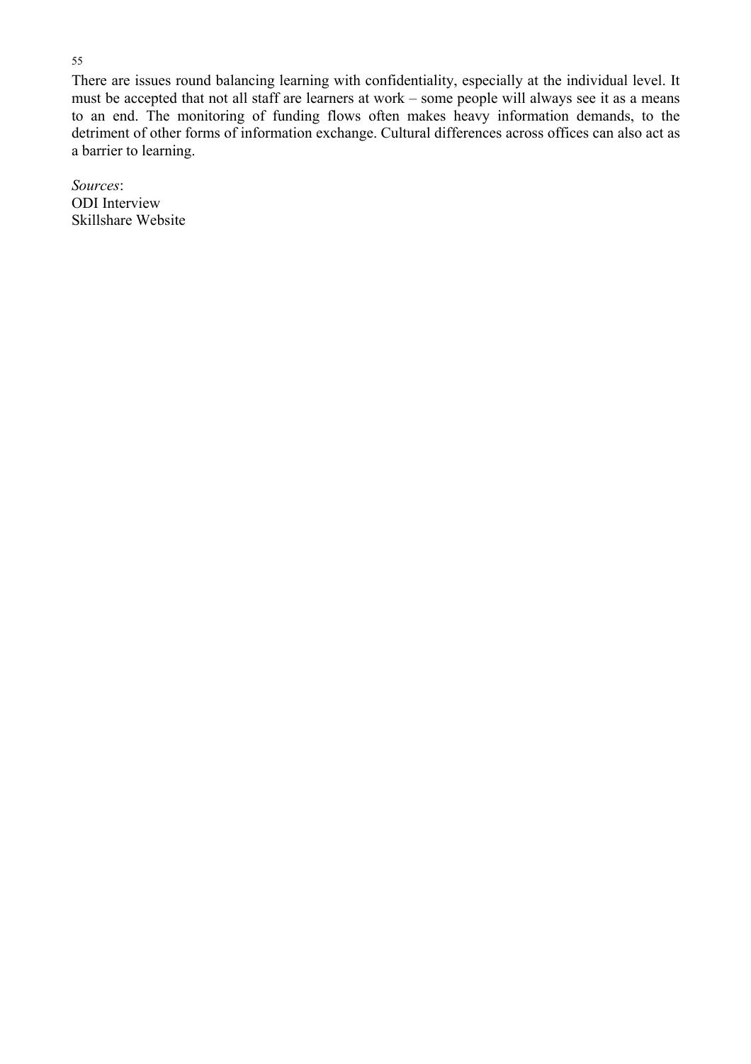There are issues round balancing learning with confidentiality, especially at the individual level. It must be accepted that not all staff are learners at work – some people will always see it as a means to an end. The monitoring of funding flows often makes heavy information demands, to the detriment of other forms of information exchange. Cultural differences across offices can also act as a barrier to learning.

*Sources*:
ODI Interview
Skillshare Website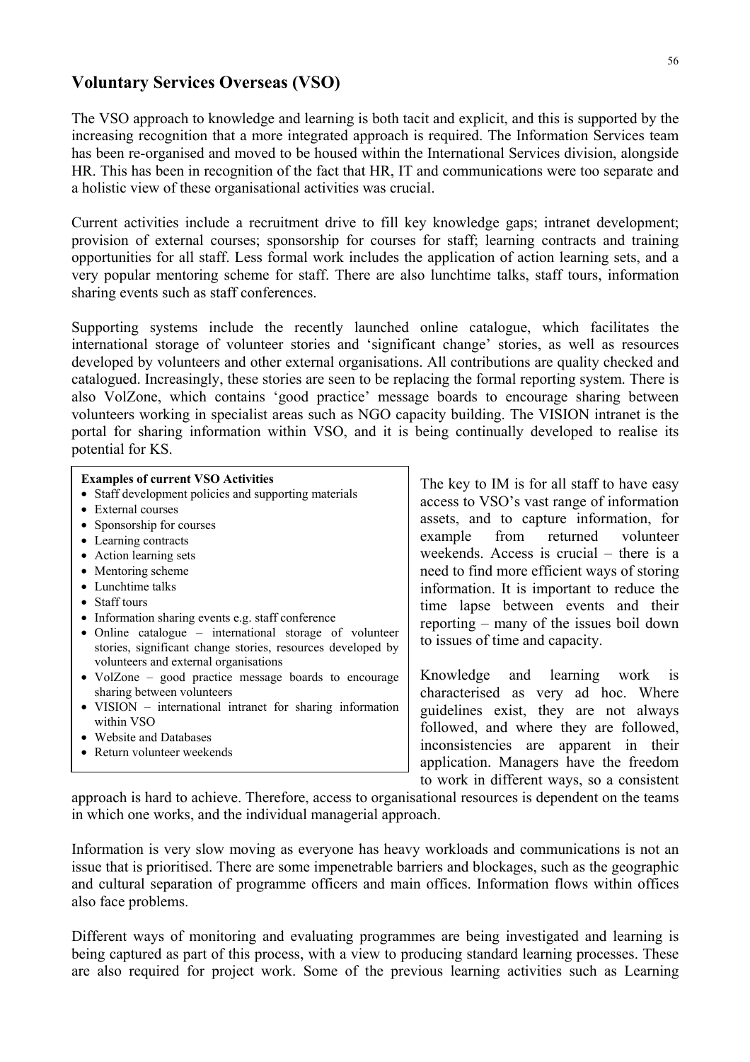## Voluntary Services Overseas (VSO)

The VSO approach to knowledge and learning is both tacit and explicit, and this is supported by the increasing recognition that a more integrated approach is required. The Information Services team has been re-organised and moved to be housed within the International Services division, alongside HR. This has been in recognition of the fact that HR, IT and communications were too separate and a holistic view of these organisational activities was crucial.

Current activities include a recruitment drive to fill key knowledge gaps; intranet development; provision of external courses; sponsorship for courses for staff; learning contracts and training opportunities for all staff. Less formal work includes the application of action learning sets, and a very popular mentoring scheme for staff. There are also lunchtime talks, staff tours, information sharing events such as staff conferences.

Supporting systems include the recently launched online catalogue, which facilitates the international storage of volunteer stories and 'significant change' stories, as well as resources developed by volunteers and other external organisations. All contributions are quality checked and catalogued. Increasingly, these stories are seen to be replacing the formal reporting system. There is also VolZone, which contains 'good practice' message boards to encourage sharing between volunteers working in specialist areas such as NGO capacity building. The VISION intranet is the portal for sharing information within VSO, and it is being continually developed to realise its potential for KS.

**Examples of current VSO Activities**

- Staff development policies and supporting materials
- External courses
- Sponsorship for courses
- Learning contracts
- Action learning sets
- Mentoring scheme
- Lunchtime talks
- Staff tours
- Information sharing events e.g. staff conference
- Online catalogue – international storage of volunteer stories, significant change stories, resources developed by volunteers and external organisations
- VolZone – good practice message boards to encourage sharing between volunteers
- VISION – international intranet for sharing information within VSO
- Website and Databases
- Return volunteer weekends

The key to IM is for all staff to have easy access to VSO's vast range of information assets, and to capture information, for example from returned volunteer weekends. Access is crucial – there is a need to find more efficient ways of storing information. It is important to reduce the time lapse between events and their reporting – many of the issues boil down to issues of time and capacity.

Knowledge and learning work is characterised as very ad hoc. Where guidelines exist, they are not always followed, and where they are followed, inconsistencies are apparent in their application. Managers have the freedom to work in different ways, so a consistent approach is hard to achieve. Therefore, access to organisational resources is dependent on the teams in which one works, and the individual managerial approach.

Information is very slow moving as everyone has heavy workloads and communications is not an issue that is prioritised. There are some impenetrable barriers and blockages, such as the geographic and cultural separation of programme officers and main offices. Information flows within offices also face problems.

Different ways of monitoring and evaluating programmes are being investigated and learning is being captured as part of this process, with a view to producing standard learning processes. These are also required for project work. Some of the previous learning activities such as Learning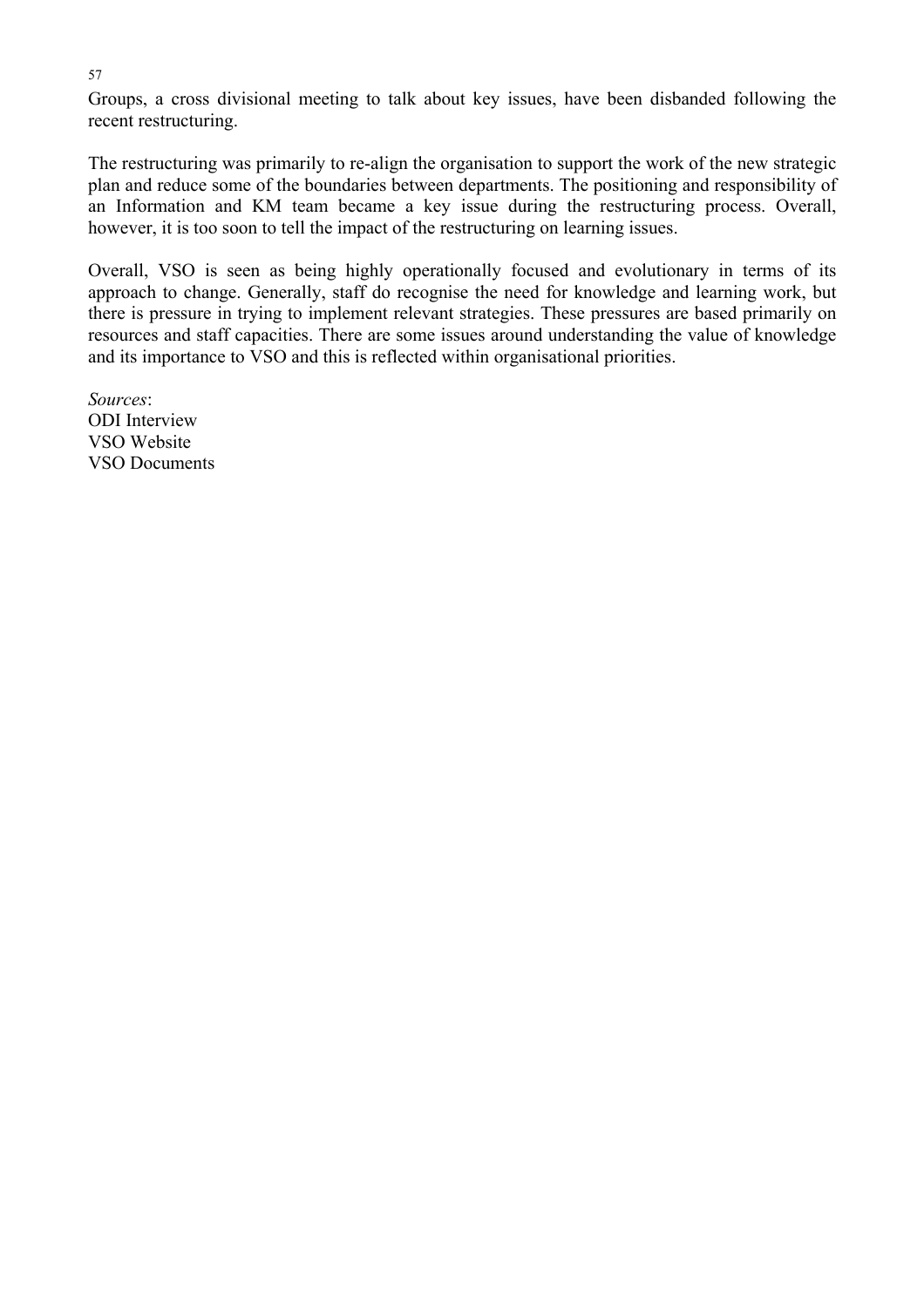Groups, a cross divisional meeting to talk about key issues, have been disbanded following the recent restructuring.

The restructuring was primarily to re-align the organisation to support the work of the new strategic plan and reduce some of the boundaries between departments. The positioning and responsibility of an Information and KM team became a key issue during the restructuring process. Overall, however, it is too soon to tell the impact of the restructuring on learning issues.

Overall, VSO is seen as being highly operationally focused and evolutionary in terms of its approach to change. Generally, staff do recognise the need for knowledge and learning work, but there is pressure in trying to implement relevant strategies. These pressures are based primarily on resources and staff capacities. There are some issues around understanding the value of knowledge and its importance to VSO and this is reflected within organisational priorities.

*Sources*:
ODI Interview
VSO Website
VSO Documents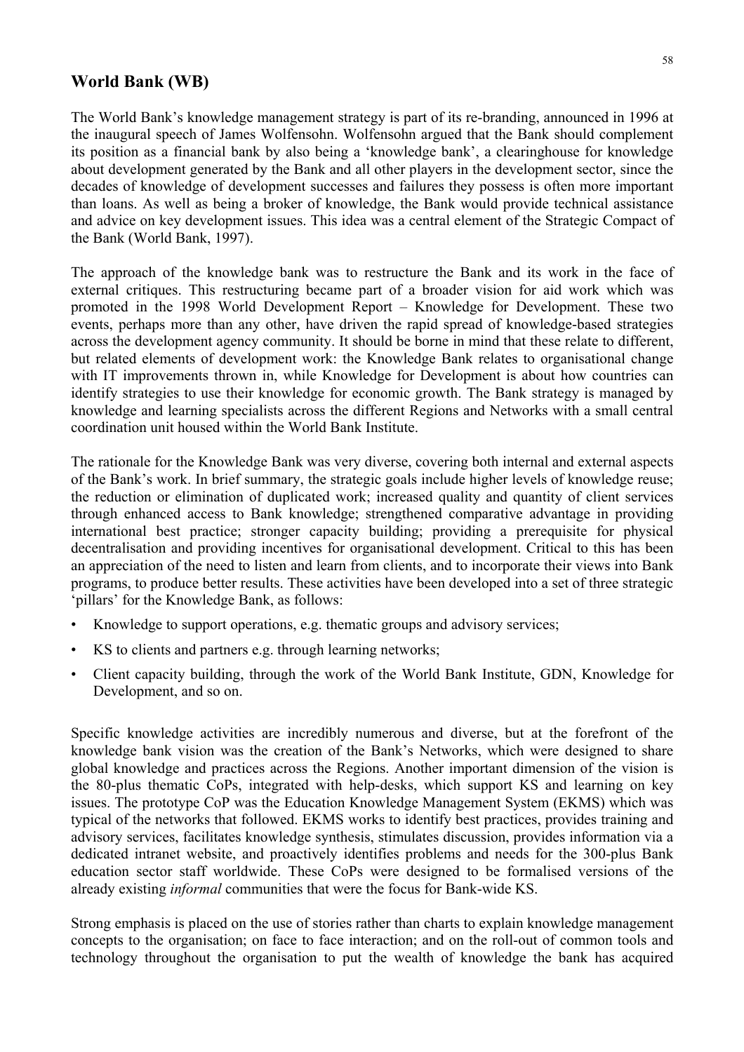## World Bank (WB)

The World Bank's knowledge management strategy is part of its re-branding, announced in 1996 at the inaugural speech of James Wolfensohn. Wolfensohn argued that the Bank should complement its position as a financial bank by also being a 'knowledge bank', a clearinghouse for knowledge about development generated by the Bank and all other players in the development sector, since the decades of knowledge of development successes and failures they possess is often more important than loans. As well as being a broker of knowledge, the Bank would provide technical assistance and advice on key development issues. This idea was a central element of the Strategic Compact of the Bank (World Bank, 1997).

The approach of the knowledge bank was to restructure the Bank and its work in the face of external critiques. This restructuring became part of a broader vision for aid work which was promoted in the 1998 World Development Report – Knowledge for Development. These two events, perhaps more than any other, have driven the rapid spread of knowledge-based strategies across the development agency community. It should be borne in mind that these relate to different, but related elements of development work: the Knowledge Bank relates to organisational change with IT improvements thrown in, while Knowledge for Development is about how countries can identify strategies to use their knowledge for economic growth. The Bank strategy is managed by knowledge and learning specialists across the different Regions and Networks with a small central coordination unit housed within the World Bank Institute.

The rationale for the Knowledge Bank was very diverse, covering both internal and external aspects of the Bank's work. In brief summary, the strategic goals include higher levels of knowledge reuse; the reduction or elimination of duplicated work; increased quality and quantity of client services through enhanced access to Bank knowledge; strengthened comparative advantage in providing international best practice; stronger capacity building; providing a prerequisite for physical decentralisation and providing incentives for organisational development. Critical to this has been an appreciation of the need to listen and learn from clients, and to incorporate their views into Bank programs, to produce better results. These activities have been developed into a set of three strategic 'pillars' for the Knowledge Bank, as follows:

- Knowledge to support operations, e.g. thematic groups and advisory services;
- KS to clients and partners e.g. through learning networks;
- Client capacity building, through the work of the World Bank Institute, GDN, Knowledge for Development, and so on.

Specific knowledge activities are incredibly numerous and diverse, but at the forefront of the knowledge bank vision was the creation of the Bank's Networks, which were designed to share global knowledge and practices across the Regions. Another important dimension of the vision is the 80-plus thematic CoPs, integrated with help-desks, which support KS and learning on key issues. The prototype CoP was the Education Knowledge Management System (EKMS) which was typical of the networks that followed. EKMS works to identify best practices, provides training and advisory services, facilitates knowledge synthesis, stimulates discussion, provides information via a dedicated intranet website, and proactively identifies problems and needs for the 300-plus Bank education sector staff worldwide. These CoPs were designed to be formalised versions of the already existing *informal* communities that were the focus for Bank-wide KS.

Strong emphasis is placed on the use of stories rather than charts to explain knowledge management concepts to the organisation; on face to face interaction; and on the roll-out of common tools and technology throughout the organisation to put the wealth of knowledge the bank has acquired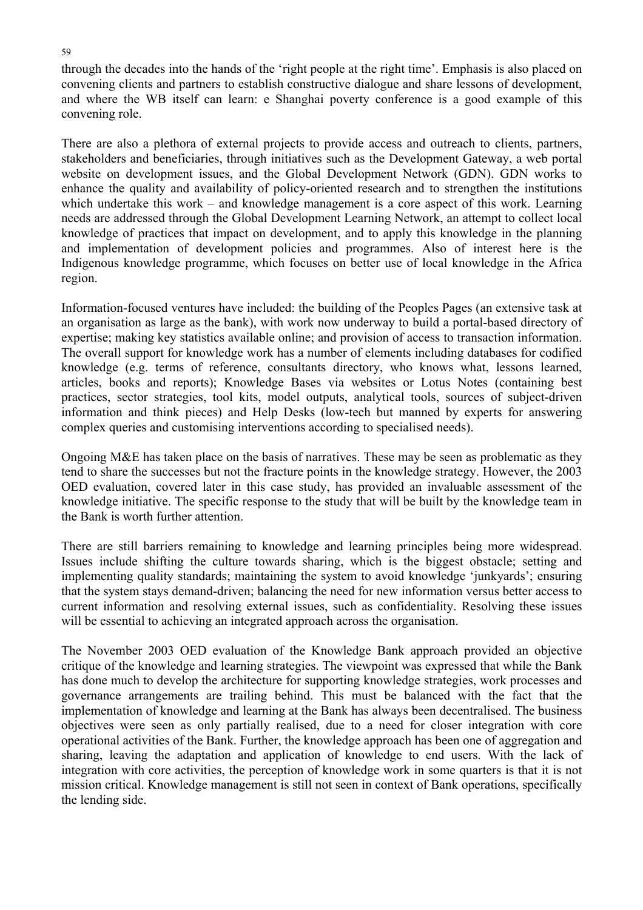through the decades into the hands of the 'right people at the right time'. Emphasis is also placed on convening clients and partners to establish constructive dialogue and share lessons of development, and where the WB itself can learn: e Shanghai poverty conference is a good example of this convening role.

There are also a plethora of external projects to provide access and outreach to clients, partners, stakeholders and beneficiaries, through initiatives such as the Development Gateway, a web portal website on development issues, and the Global Development Network (GDN). GDN works to enhance the quality and availability of policy-oriented research and to strengthen the institutions which undertake this work – and knowledge management is a core aspect of this work. Learning needs are addressed through the Global Development Learning Network, an attempt to collect local knowledge of practices that impact on development, and to apply this knowledge in the planning and implementation of development policies and programmes. Also of interest here is the Indigenous knowledge programme, which focuses on better use of local knowledge in the Africa region.

Information-focused ventures have included: the building of the Peoples Pages (an extensive task at an organisation as large as the bank), with work now underway to build a portal-based directory of expertise; making key statistics available online; and provision of access to transaction information. The overall support for knowledge work has a number of elements including databases for codified knowledge (e.g. terms of reference, consultants directory, who knows what, lessons learned, articles, books and reports); Knowledge Bases via websites or Lotus Notes (containing best practices, sector strategies, tool kits, model outputs, analytical tools, sources of subject-driven information and think pieces) and Help Desks (low-tech but manned by experts for answering complex queries and customising interventions according to specialised needs).

Ongoing M&E has taken place on the basis of narratives. These may be seen as problematic as they tend to share the successes but not the fracture points in the knowledge strategy. However, the 2003 OED evaluation, covered later in this case study, has provided an invaluable assessment of the knowledge initiative. The specific response to the study that will be built by the knowledge team in the Bank is worth further attention.

There are still barriers remaining to knowledge and learning principles being more widespread. Issues include shifting the culture towards sharing, which is the biggest obstacle; setting and implementing quality standards; maintaining the system to avoid knowledge 'junkyards'; ensuring that the system stays demand-driven; balancing the need for new information versus better access to current information and resolving external issues, such as confidentiality. Resolving these issues will be essential to achieving an integrated approach across the organisation.

The November 2003 OED evaluation of the Knowledge Bank approach provided an objective critique of the knowledge and learning strategies. The viewpoint was expressed that while the Bank has done much to develop the architecture for supporting knowledge strategies, work processes and governance arrangements are trailing behind. This must be balanced with the fact that the implementation of knowledge and learning at the Bank has always been decentralised. The business objectives were seen as only partially realised, due to a need for closer integration with core operational activities of the Bank. Further, the knowledge approach has been one of aggregation and sharing, leaving the adaptation and application of knowledge to end users. With the lack of integration with core activities, the perception of knowledge work in some quarters is that it is not mission critical. Knowledge management is still not seen in context of Bank operations, specifically the lending side.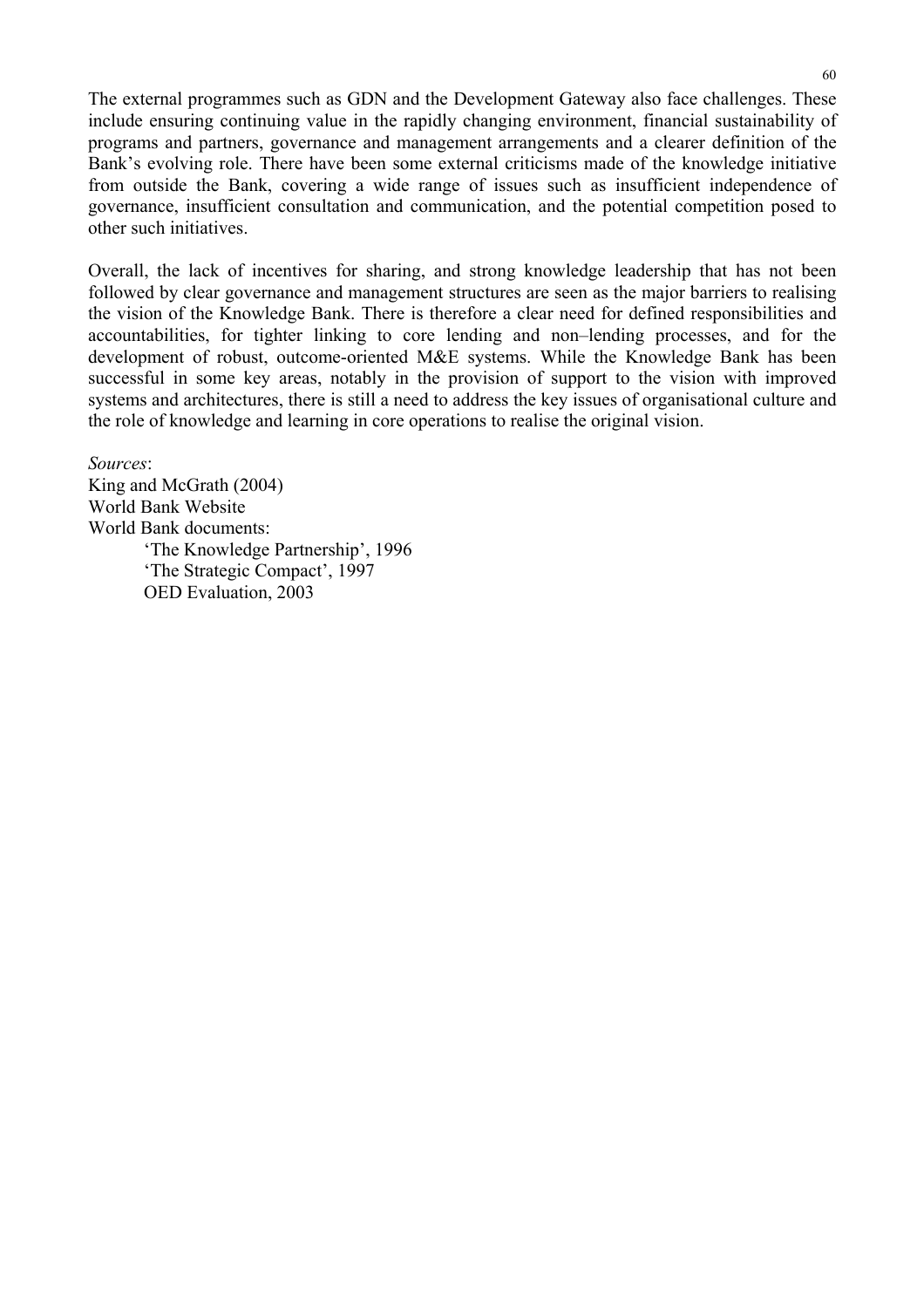The external programmes such as GDN and the Development Gateway also face challenges. These include ensuring continuing value in the rapidly changing environment, financial sustainability of programs and partners, governance and management arrangements and a clearer definition of the Bank's evolving role. There have been some external criticisms made of the knowledge initiative from outside the Bank, covering a wide range of issues such as insufficient independence of governance, insufficient consultation and communication, and the potential competition posed to other such initiatives.

Overall, the lack of incentives for sharing, and strong knowledge leadership that has not been followed by clear governance and management structures are seen as the major barriers to realising the vision of the Knowledge Bank. There is therefore a clear need for defined responsibilities and accountabilities, for tighter linking to core lending and non–lending processes, and for the development of robust, outcome-oriented M&E systems. While the Knowledge Bank has been successful in some key areas, notably in the provision of support to the vision with improved systems and architectures, there is still a need to address the key issues of organisational culture and the role of knowledge and learning in core operations to realise the original vision.

*Sources*:
King and McGrath (2004)
World Bank Website
World Bank documents:
- 'The Knowledge Partnership', 1996
- 'The Strategic Compact', 1997
- OED Evaluation, 2003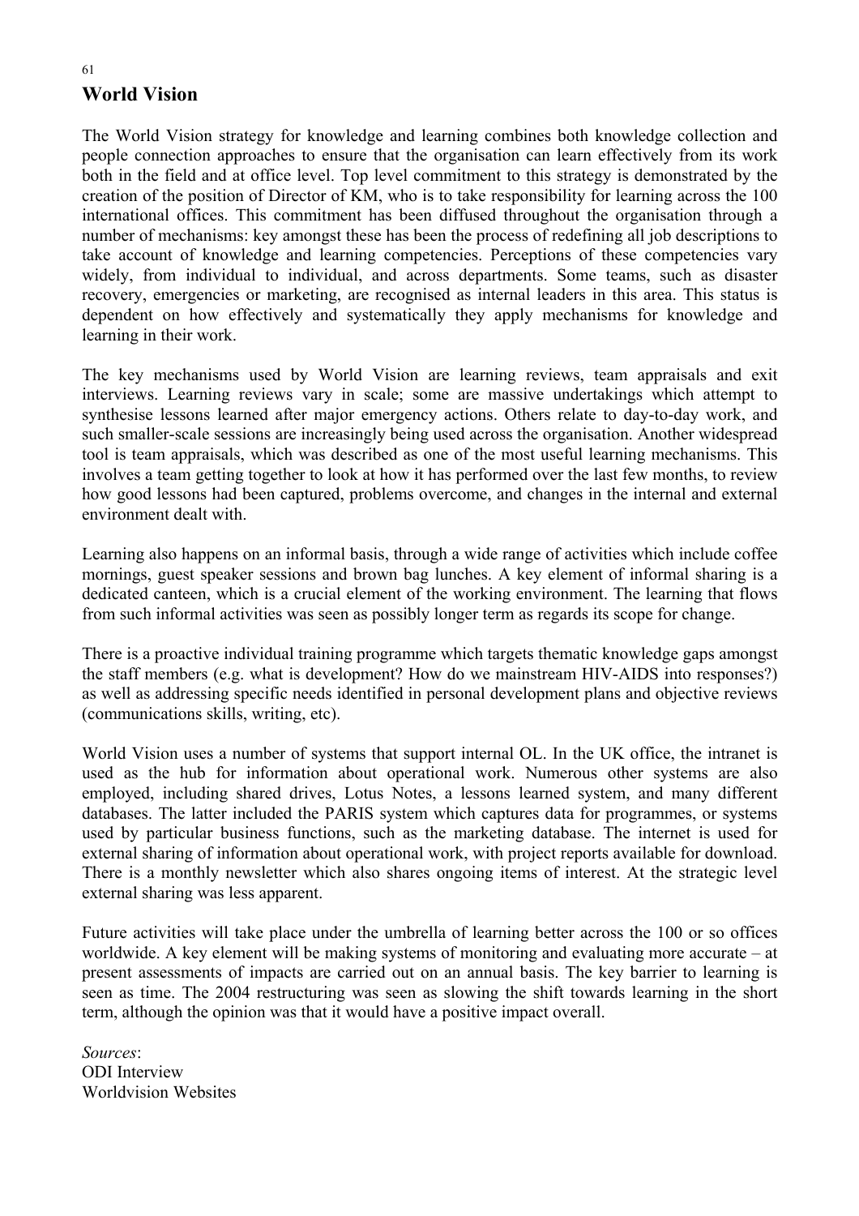## World Vision

The World Vision strategy for knowledge and learning combines both knowledge collection and people connection approaches to ensure that the organisation can learn effectively from its work both in the field and at office level. Top level commitment to this strategy is demonstrated by the creation of the position of Director of KM, who is to take responsibility for learning across the 100 international offices. This commitment has been diffused throughout the organisation through a number of mechanisms: key amongst these has been the process of redefining all job descriptions to take account of knowledge and learning competencies. Perceptions of these competencies vary widely, from individual to individual, and across departments. Some teams, such as disaster recovery, emergencies or marketing, are recognised as internal leaders in this area. This status is dependent on how effectively and systematically they apply mechanisms for knowledge and learning in their work.

The key mechanisms used by World Vision are learning reviews, team appraisals and exit interviews. Learning reviews vary in scale; some are massive undertakings which attempt to synthesise lessons learned after major emergency actions. Others relate to day-to-day work, and such smaller-scale sessions are increasingly being used across the organisation. Another widespread tool is team appraisals, which was described as one of the most useful learning mechanisms. This involves a team getting together to look at how it has performed over the last few months, to review how good lessons had been captured, problems overcome, and changes in the internal and external environment dealt with.

Learning also happens on an informal basis, through a wide range of activities which include coffee mornings, guest speaker sessions and brown bag lunches. A key element of informal sharing is a dedicated canteen, which is a crucial element of the working environment. The learning that flows from such informal activities was seen as possibly longer term as regards its scope for change.

There is a proactive individual training programme which targets thematic knowledge gaps amongst the staff members (e.g. what is development? How do we mainstream HIV-AIDS into responses?) as well as addressing specific needs identified in personal development plans and objective reviews (communications skills, writing, etc).

World Vision uses a number of systems that support internal OL. In the UK office, the intranet is used as the hub for information about operational work. Numerous other systems are also employed, including shared drives, Lotus Notes, a lessons learned system, and many different databases. The latter included the PARIS system which captures data for programmes, or systems used by particular business functions, such as the marketing database. The internet is used for external sharing of information about operational work, with project reports available for download. There is a monthly newsletter which also shares ongoing items of interest. At the strategic level external sharing was less apparent.

Future activities will take place under the umbrella of learning better across the 100 or so offices worldwide. A key element will be making systems of monitoring and evaluating more accurate – at present assessments of impacts are carried out on an annual basis. The key barrier to learning is seen as time. The 2004 restructuring was seen as slowing the shift towards learning in the short term, although the opinion was that it would have a positive impact overall.

*Sources*:
ODI Interview
Worldvision Websites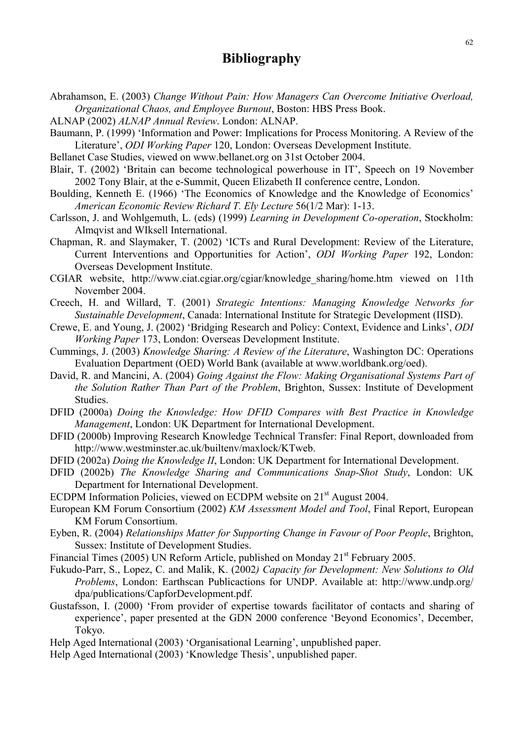# Bibliography

Abrahamson, E. (2003) *Change Without Pain: How Managers Can Overcome Initiative Overload, Organizational Chaos, and Employee Burnout*, Boston: HBS Press Book.

ALNAP (2002) *ALNAP Annual Review*. London: ALNAP.

Baumann, P. (1999) 'Information and Power: Implications for Process Monitoring. A Review of the Literature', *ODI Working Paper* 120, London: Overseas Development Institute.

Bellanet Case Studies, viewed on www.bellanet.org on 31st October 2004.

Blair, T. (2002) 'Britain can become technological powerhouse in IT', Speech on 19 November 2002 Tony Blair, at the e-Summit, Queen Elizabeth II conference centre, London.

Boulding, Kenneth E. (1966) 'The Economics of Knowledge and the Knowledge of Economics' *American Economic Review Richard T. Ely Lecture* 56(1/2 Mar): 1-13.

Carlsson, J. and Wohlgemuth, L. (eds) (1999) *Learning in Development Co-operation*, Stockholm: Almqvist and WIksell International.

Chapman, R. and Slaymaker, T. (2002) 'ICTs and Rural Development: Review of the Literature, Current Interventions and Opportunities for Action', *ODI Working Paper* 192, London: Overseas Development Institute.

CGIAR website, http://www.ciat.cgiar.org/cgiar/knowledge_sharing/home.htm viewed on 11th November 2004.

Creech, H. and Willard, T. (2001) *Strategic Intentions: Managing Knowledge Networks for Sustainable Development*, Canada: International Institute for Strategic Development (IISD).

Crewe, E. and Young, J. (2002) 'Bridging Research and Policy: Context, Evidence and Links', *ODI Working Paper* 173, London: Overseas Development Institute.

Cummings, J. (2003) *Knowledge Sharing: A Review of the Literature*, Washington DC: Operations Evaluation Department (OED) World Bank (available at www.worldbank.org/oed).

David, R. and Mancini, A. (2004) *Going Against the Flow: Making Organisational Systems Part of the Solution Rather Than Part of the Problem*, Brighton, Sussex: Institute of Development Studies.

DFID (2000a) *Doing the Knowledge: How DFID Compares with Best Practice in Knowledge Management*, London: UK Department for International Development.

DFID (2000b) Improving Research Knowledge Technical Transfer: Final Report, downloaded from http://www.westminster.ac.uk/builtenv/maxlock/KTweb.

DFID (2002a) *Doing the Knowledge II*, London: UK Department for International Development.

DFID (2002b) *The Knowledge Sharing and Communications Snap-Shot Study*, London: UK Department for International Development.

ECDPM Information Policies, viewed on ECDPM website on 21st August 2004.

European KM Forum Consortium (2002) *KM Assessment Model and Tool*, Final Report, European KM Forum Consortium.

Eyben, R. (2004) *Relationships Matter for Supporting Change in Favour of Poor People*, Brighton, Sussex: Institute of Development Studies.

Financial Times (2005) UN Reform Article, published on Monday 21st February 2005.

Fukudo-Parr, S., Lopez, C. and Malik, K. (2002*) Capacity for Development: New Solutions to Old Problems*, London: Earthscan Publicactions for UNDP. Available at: http://www.undp.org/dpa/publications/CapforDevelopment.pdf.

Gustafsson, I. (2000) 'From provider of expertise towards facilitator of contacts and sharing of experience', paper presented at the GDN 2000 conference 'Beyond Economics', December, Tokyo.

Help Aged International (2003) 'Organisational Learning', unpublished paper.

Help Aged International (2003) 'Knowledge Thesis', unpublished paper.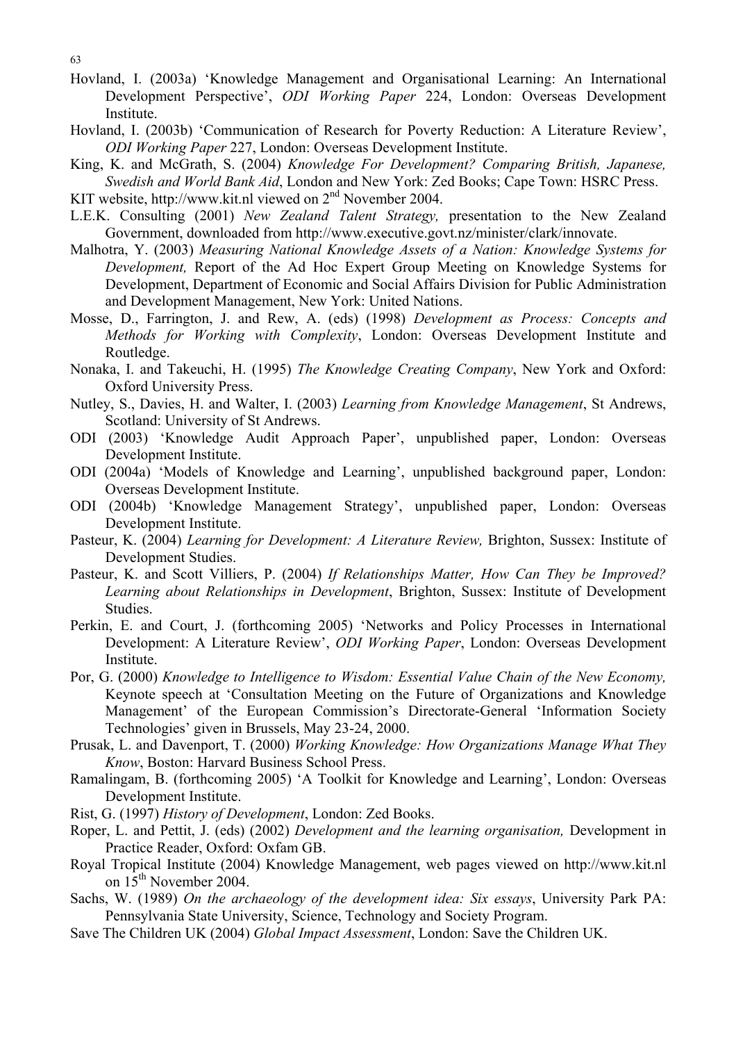Hovland, I. (2003a) 'Knowledge Management and Organisational Learning: An International Development Perspective', *ODI Working Paper* 224, London: Overseas Development Institute.

Hovland, I. (2003b) 'Communication of Research for Poverty Reduction: A Literature Review', *ODI Working Paper* 227, London: Overseas Development Institute.

King, K. and McGrath, S. (2004) *Knowledge For Development? Comparing British, Japanese, Swedish and World Bank Aid*, London and New York: Zed Books; Cape Town: HSRC Press.

KIT website, http://www.kit.nl viewed on 2nd November 2004.

L.E.K. Consulting (2001) *New Zealand Talent Strategy,* presentation to the New Zealand Government, downloaded from http://www.executive.govt.nz/minister/clark/innovate.

Malhotra, Y. (2003) *Measuring National Knowledge Assets of a Nation: Knowledge Systems for Development,* Report of the Ad Hoc Expert Group Meeting on Knowledge Systems for Development, Department of Economic and Social Affairs Division for Public Administration and Development Management, New York: United Nations.

Mosse, D., Farrington, J. and Rew, A. (eds) (1998) *Development as Process: Concepts and Methods for Working with Complexity*, London: Overseas Development Institute and Routledge.

Nonaka, I. and Takeuchi, H. (1995) *The Knowledge Creating Company*, New York and Oxford: Oxford University Press.

Nutley, S., Davies, H. and Walter, I. (2003) *Learning from Knowledge Management*, St Andrews, Scotland: University of St Andrews.

ODI (2003) 'Knowledge Audit Approach Paper', unpublished paper, London: Overseas Development Institute.

ODI (2004a) 'Models of Knowledge and Learning', unpublished background paper, London: Overseas Development Institute.

ODI (2004b) 'Knowledge Management Strategy', unpublished paper, London: Overseas Development Institute.

Pasteur, K. (2004) *Learning for Development: A Literature Review,* Brighton, Sussex: Institute of Development Studies.

Pasteur, K. and Scott Villiers, P. (2004) *If Relationships Matter, How Can They be Improved? Learning about Relationships in Development*, Brighton, Sussex: Institute of Development Studies.

Perkin, E. and Court, J. (forthcoming 2005) 'Networks and Policy Processes in International Development: A Literature Review', *ODI Working Paper*, London: Overseas Development Institute.

Por, G. (2000) *Knowledge to Intelligence to Wisdom: Essential Value Chain of the New Economy,* Keynote speech at 'Consultation Meeting on the Future of Organizations and Knowledge Management' of the European Commission's Directorate-General 'Information Society Technologies' given in Brussels, May 23-24, 2000.

Prusak, L. and Davenport, T. (2000) *Working Knowledge: How Organizations Manage What They Know*, Boston: Harvard Business School Press.

Ramalingam, B. (forthcoming 2005) 'A Toolkit for Knowledge and Learning', London: Overseas Development Institute.

Rist, G. (1997) *History of Development*, London: Zed Books.

Roper, L. and Pettit, J. (eds) (2002) *Development and the learning organisation,* Development in Practice Reader, Oxford: Oxfam GB.

Royal Tropical Institute (2004) Knowledge Management, web pages viewed on http://www.kit.nl on 15th November 2004.

Sachs, W. (1989) *On the archaeology of the development idea: Six essays*, University Park PA: Pennsylvania State University, Science, Technology and Society Program.

Save The Children UK (2004) *Global Impact Assessment*, London: Save the Children UK.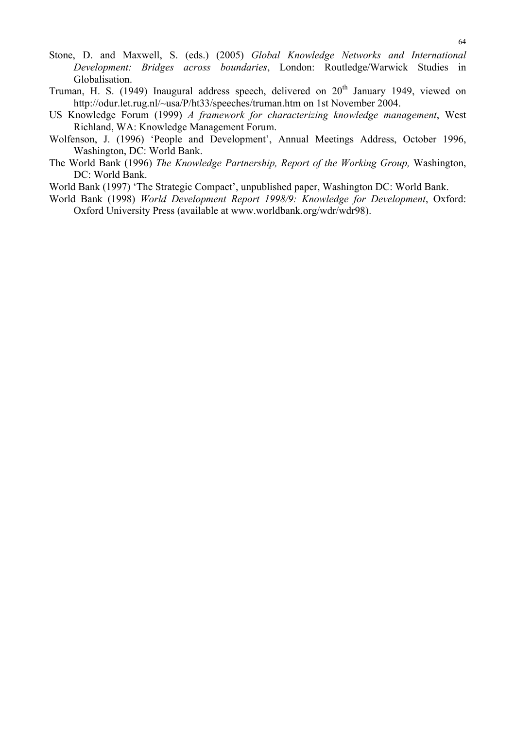Stone, D. and Maxwell, S. (eds.) (2005) *Global Knowledge Networks and International Development: Bridges across boundaries*, London: Routledge/Warwick Studies in Globalisation.

Truman, H. S. (1949) Inaugural address speech, delivered on 20th January 1949, viewed on http://odur.let.rug.nl/~usa/P/ht33/speeches/truman.htm on 1st November 2004.

US Knowledge Forum (1999) *A framework for characterizing knowledge management*, West Richland, WA: Knowledge Management Forum.

Wolfenson, J. (1996) 'People and Development', Annual Meetings Address, October 1996, Washington, DC: World Bank.

The World Bank (1996) *The Knowledge Partnership, Report of the Working Group,* Washington, DC: World Bank.

World Bank (1997) 'The Strategic Compact', unpublished paper, Washington DC: World Bank.

World Bank (1998) *World Development Report 1998/9: Knowledge for Development*, Oxford: Oxford University Press (available at www.worldbank.org/wdr/wdr98).